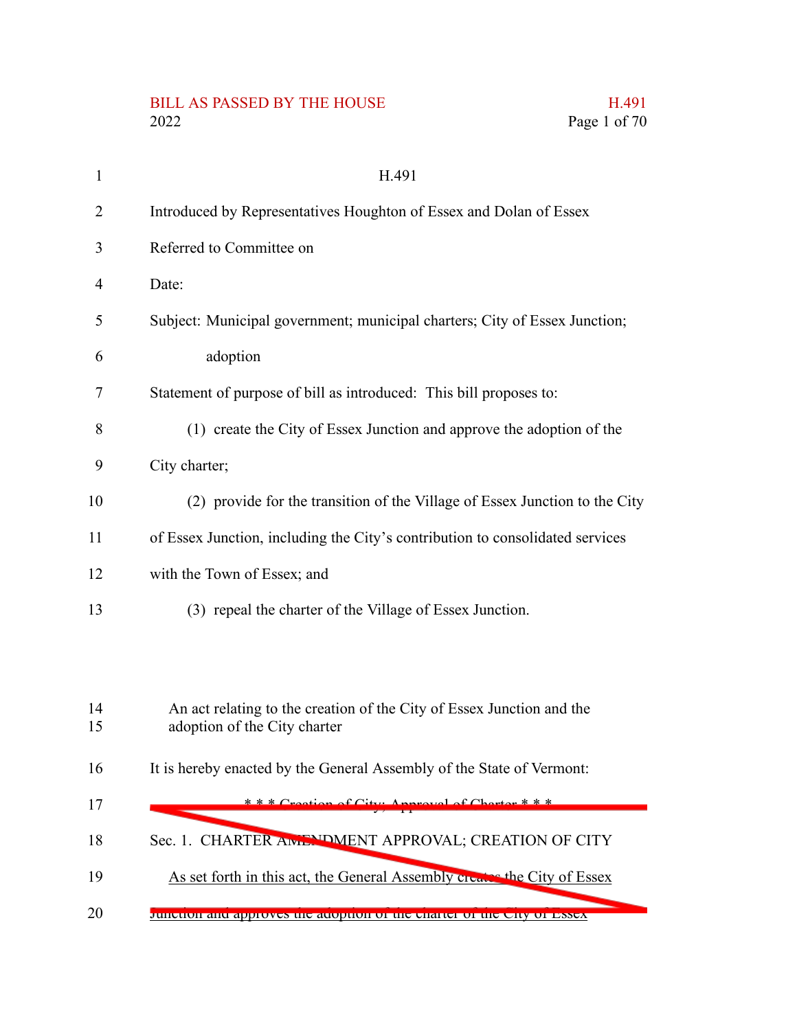BILL AS PASSED BY THE HOUSE
2022

H.491

Introduced by Representatives Houghton of Essex and Dolan of Essex

Referred to Committee on

Date:

Subject: Municipal government; municipal charters; City of Essex Junction; adoption

Statement of purpose of bill as introduced: This bill proposes to:

(1) create the City of Essex Junction and approve the adoption of the City charter;

(2) provide for the transition of the Village of Essex Junction to the City of Essex Junction, including the City's contribution to consolidated services with the Town of Essex; and

(3) repeal the charter of the Village of Essex Junction.

An act relating to the creation of the City of Essex Junction and the adoption of the City charter

It is hereby enacted by the General Assembly of the State of Vermont:

~~* * * Creation of City; Approval of Charter * * *~~

~~Sec. 1. CHARTER AMENDMENT APPROVAL; CREATION OF CITY~~

~~As set forth in this act, the General Assembly creates the City of Essex Junction and approves the adoption of the charter of the City of Essex~~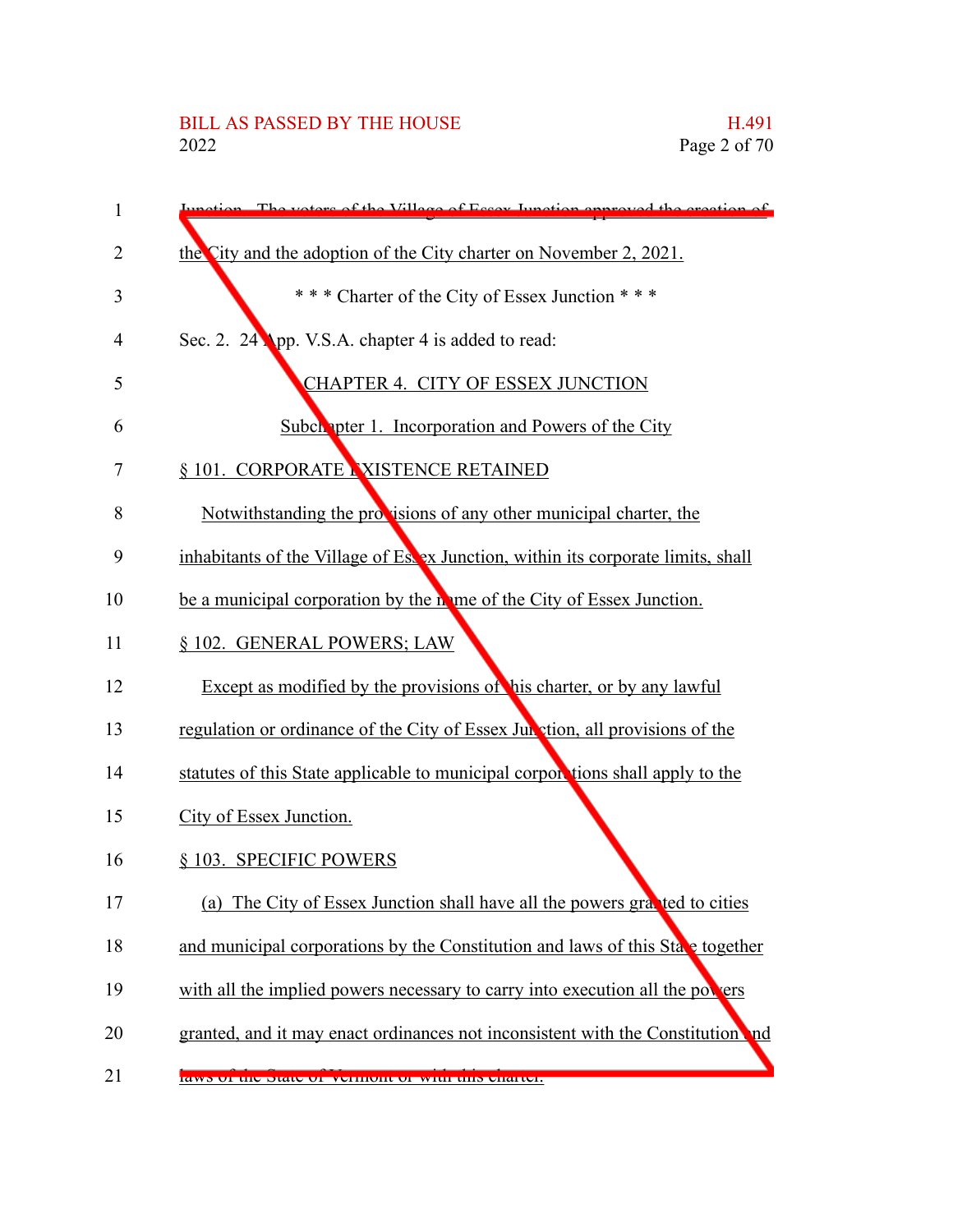Junction. The voters of the Village of Essex Junction approved the creation of the City and the adoption of the City charter on November 2, 2021.

\* \* \* Charter of the City of Essex Junction \* \* \*

Sec. 2. 24 App. V.S.A. chapter 4 is added to read:

CHAPTER 4. CITY OF ESSEX JUNCTION

Subchapter 1. Incorporation and Powers of the City

§ 101. CORPORATE EXISTENCE RETAINED

Notwithstanding the provisions of any other municipal charter, the inhabitants of the Village of Essex Junction, within its corporate limits, shall be a municipal corporation by the name of the City of Essex Junction.

§ 102. GENERAL POWERS; LAW

Except as modified by the provisions of this charter, or by any lawful regulation or ordinance of the City of Essex Junction, all provisions of the statutes of this State applicable to municipal corporations shall apply to the City of Essex Junction.

§ 103. SPECIFIC POWERS

(a) The City of Essex Junction shall have all the powers granted to cities and municipal corporations by the Constitution and laws of this State together with all the implied powers necessary to carry into execution all the powers granted, and it may enact ordinances not inconsistent with the Constitution and laws of the State of Vermont or with this charter.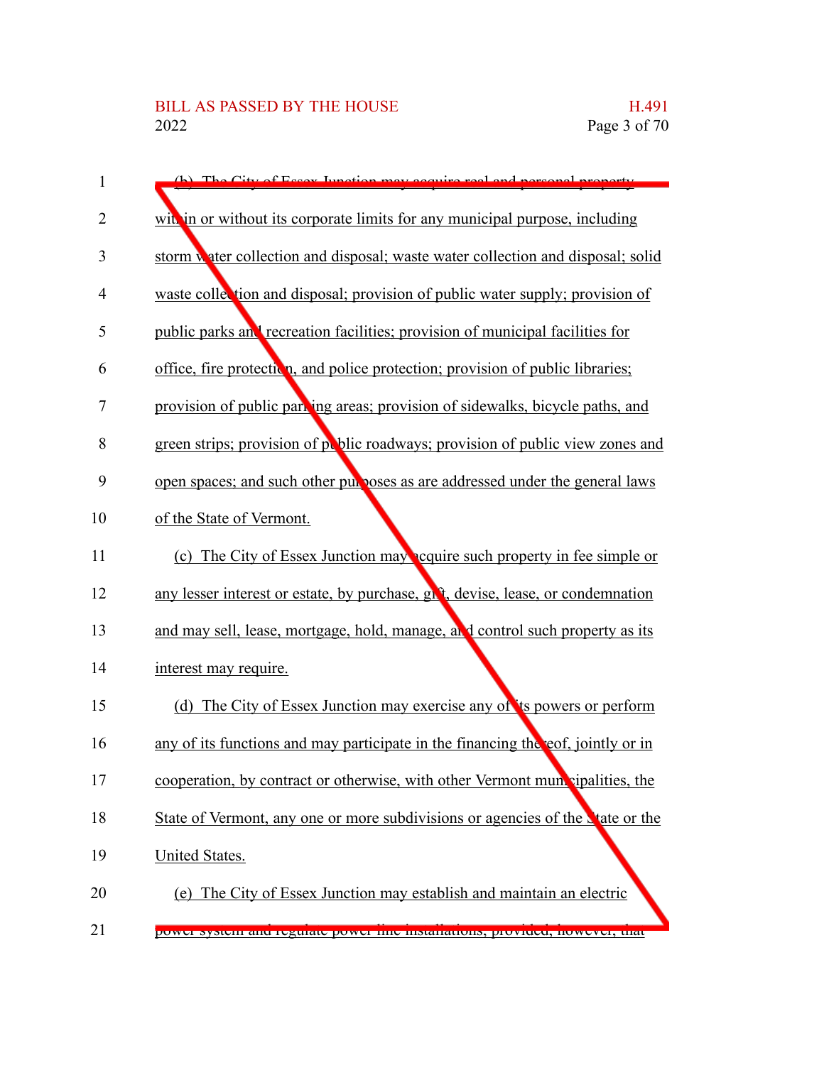(b) The City of Essex Junction may acquire real and personal property within or without its corporate limits for any municipal purpose, including storm water collection and disposal; waste water collection and disposal; solid waste collection and disposal; provision of public water supply; provision of public parks and recreation facilities; provision of municipal facilities for office, fire protection, and police protection; provision of public libraries; provision of public parking areas; provision of sidewalks, bicycle paths, and green strips; provision of public roadways; provision of public view zones and open spaces; and such other purposes as are addressed under the general laws of the State of Vermont.

(c) The City of Essex Junction may acquire such property in fee simple or any lesser interest or estate, by purchase, gift, devise, lease, or condemnation and may sell, lease, mortgage, hold, manage, and control such property as its interest may require.

(d) The City of Essex Junction may exercise any of its powers or perform any of its functions and may participate in the financing thereof, jointly or in cooperation, by contract or otherwise, with other Vermont municipalities, the State of Vermont, any one or more subdivisions or agencies of the State or the United States.

(e) The City of Essex Junction may establish and maintain an electric power system and regulate power line installations; provided, however, that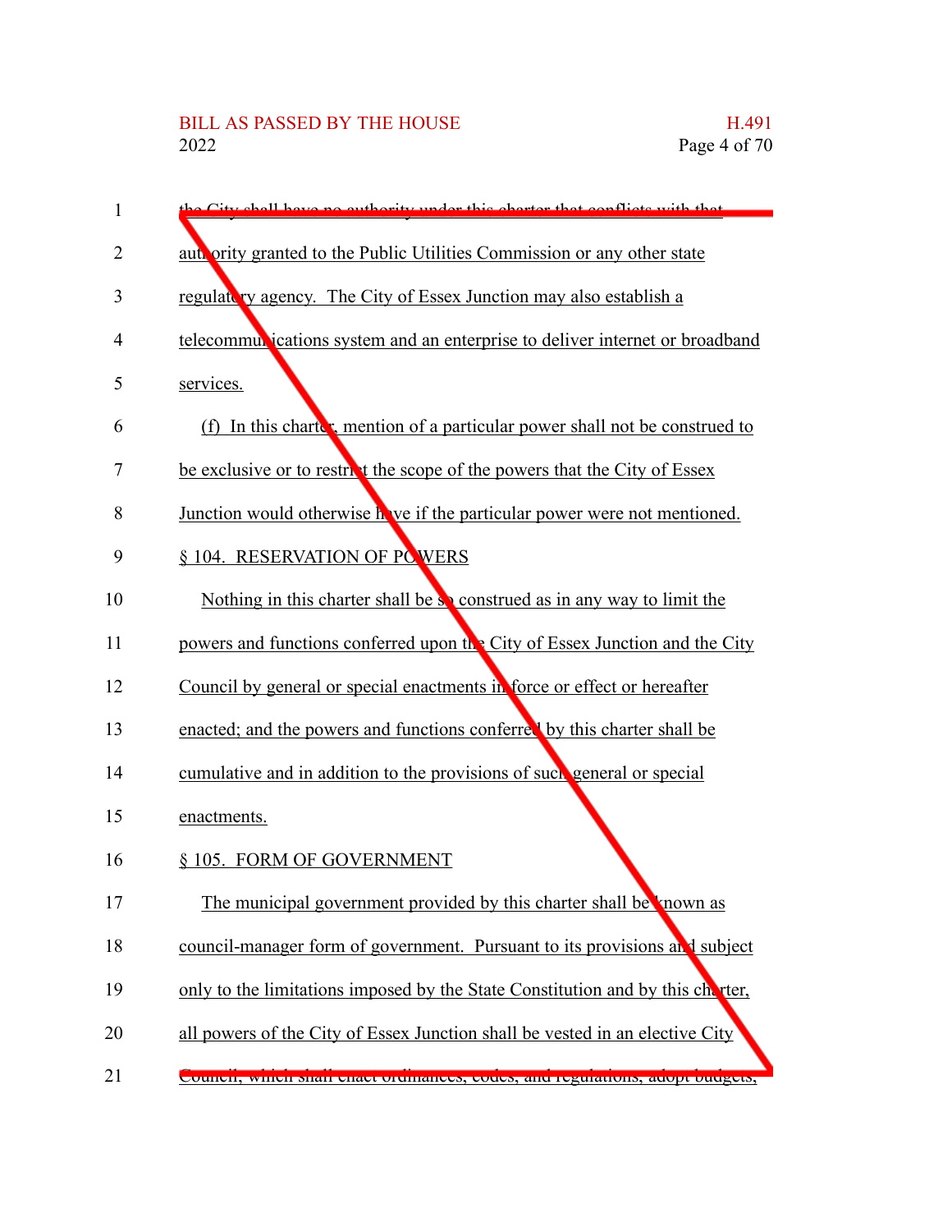the City shall have no authority under this charter that conflicts with that authority granted to the Public Utilities Commission or any other state regulatory agency. The City of Essex Junction may also establish a telecommunications system and an enterprise to deliver internet or broadband services.

(f) In this charter, mention of a particular power shall not be construed to be exclusive or to restrict the scope of the powers that the City of Essex Junction would otherwise have if the particular power were not mentioned.

§ 104. RESERVATION OF POWERS

Nothing in this charter shall be so construed as in any way to limit the powers and functions conferred upon the City of Essex Junction and the City Council by general or special enactments in force or effect or hereafter enacted; and the powers and functions conferred by this charter shall be cumulative and in addition to the provisions of such general or special enactments.

§ 105. FORM OF GOVERNMENT

The municipal government provided by this charter shall be known as council-manager form of government. Pursuant to its provisions and subject only to the limitations imposed by the State Constitution and by this charter, all powers of the City of Essex Junction shall be vested in an elective City Council, which shall enact ordinances, codes, and regulations, adopt budgets,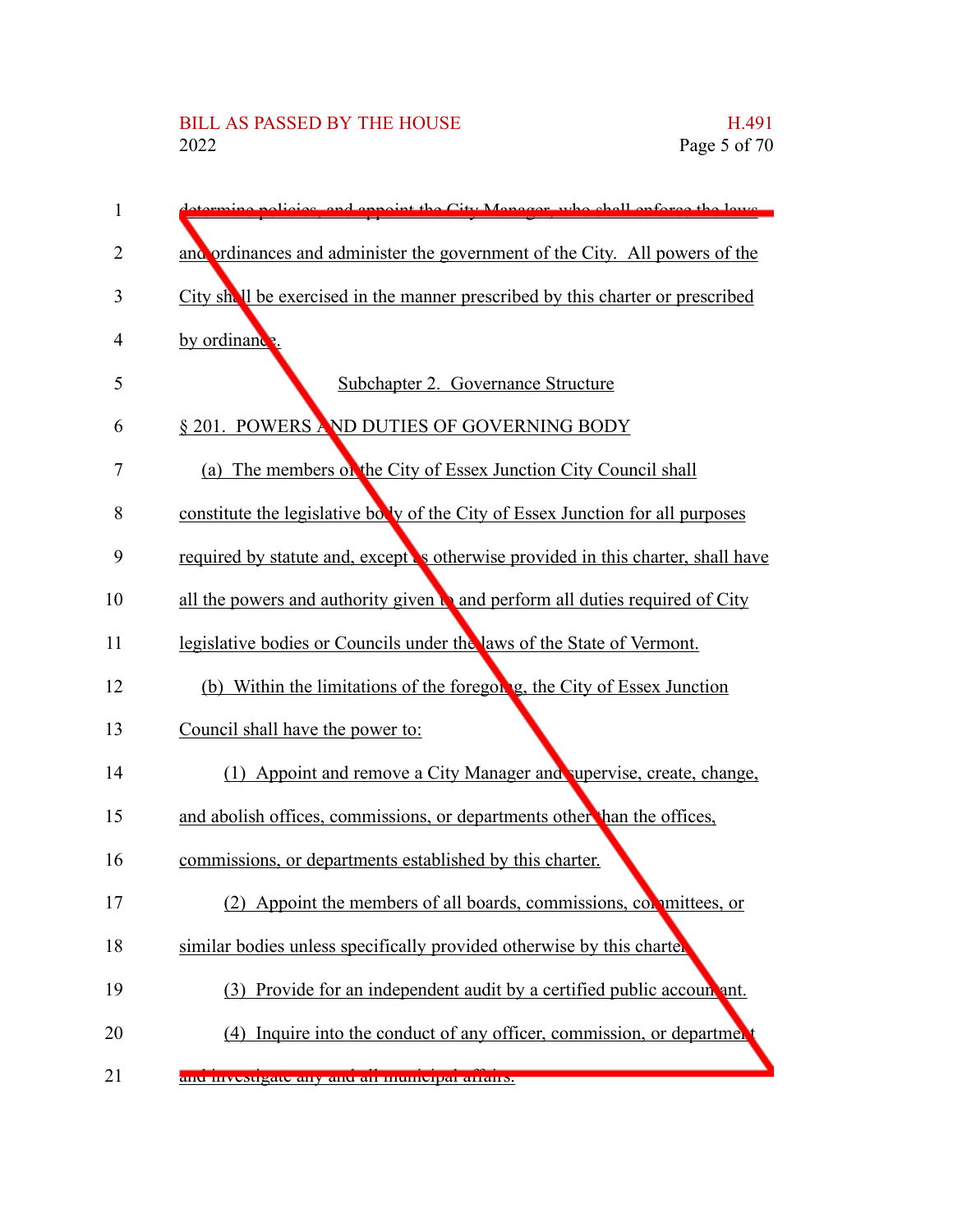determine policies, and appoint the City Manager, who shall enforce the laws and ordinances and administer the government of the City. All powers of the City shall be exercised in the manner prescribed by this charter or prescribed by ordinance.

Subchapter 2. Governance Structure

§ 201. POWERS AND DUTIES OF GOVERNING BODY

(a) The members of the City of Essex Junction City Council shall constitute the legislative body of the City of Essex Junction for all purposes required by statute and, except as otherwise provided in this charter, shall have all the powers and authority given to and perform all duties required of City legislative bodies or Councils under the laws of the State of Vermont.

(b) Within the limitations of the foregoing, the City of Essex Junction Council shall have the power to:

(1) Appoint and remove a City Manager and supervise, create, change, and abolish offices, commissions, or departments other than the offices, commissions, or departments established by this charter.

(2) Appoint the members of all boards, commissions, committees, or similar bodies unless specifically provided otherwise by this charter.

(3) Provide for an independent audit by a certified public accountant.

(4) Inquire into the conduct of any officer, commission, or department and investigate any and all municipal affairs.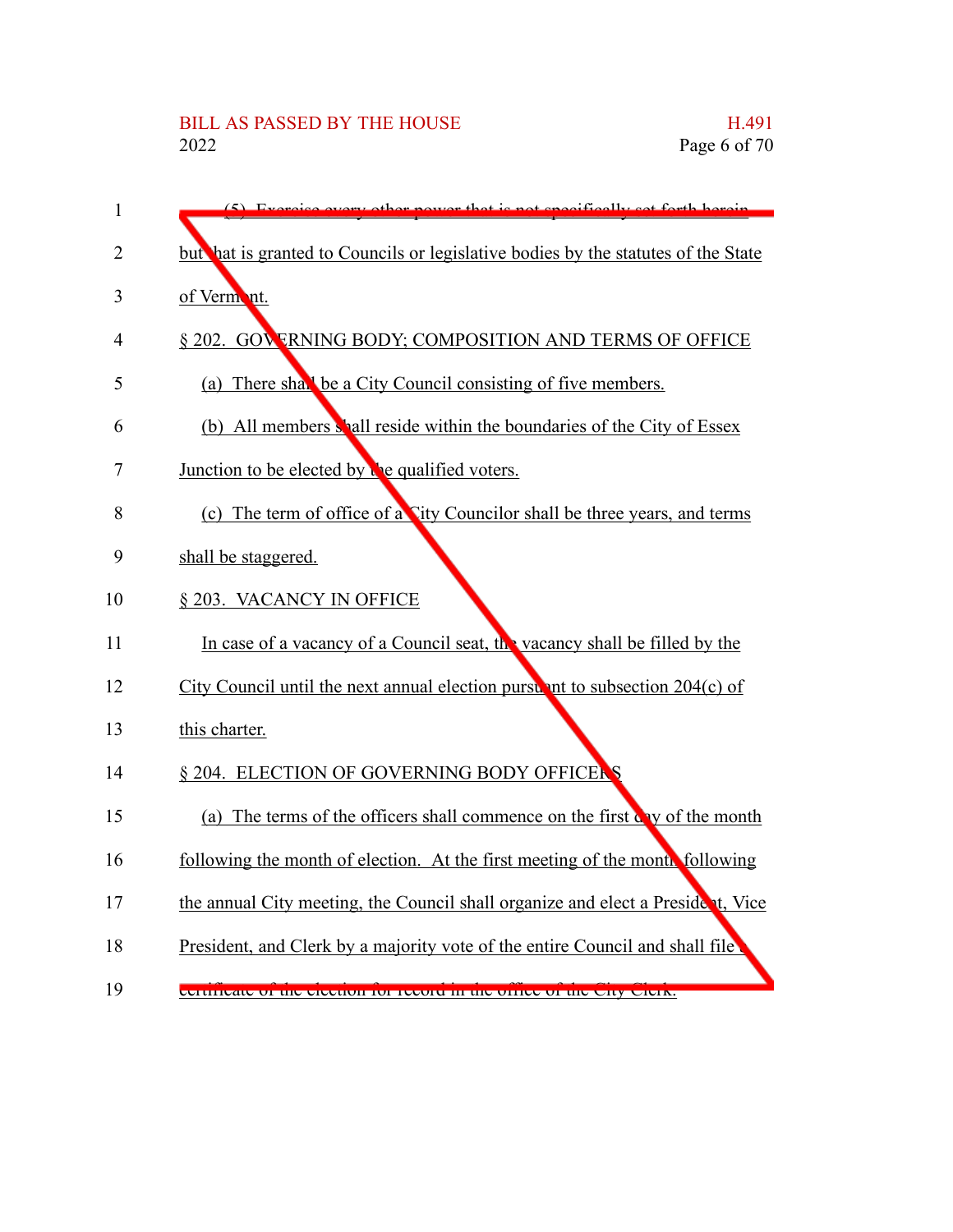(5) Exercise every other power that is not specifically set forth herein but that is granted to Councils or legislative bodies by the statutes of the State of Vermont.

§ 202. GOVERNING BODY; COMPOSITION AND TERMS OF OFFICE

(a) There shall be a City Council consisting of five members.

(b) All members shall reside within the boundaries of the City of Essex Junction to be elected by the qualified voters.

(c) The term of office of a City Councilor shall be three years, and terms shall be staggered.

§ 203. VACANCY IN OFFICE

In case of a vacancy of a Council seat, the vacancy shall be filled by the City Council until the next annual election pursuant to subsection 204(c) of this charter.

§ 204. ELECTION OF GOVERNING BODY OFFICERS

(a) The terms of the officers shall commence on the first day of the month following the month of election. At the first meeting of the month following the annual City meeting, the Council shall organize and elect a President, Vice President, and Clerk by a majority vote of the entire Council and shall file a certificate of the election for record in the office of the City Clerk.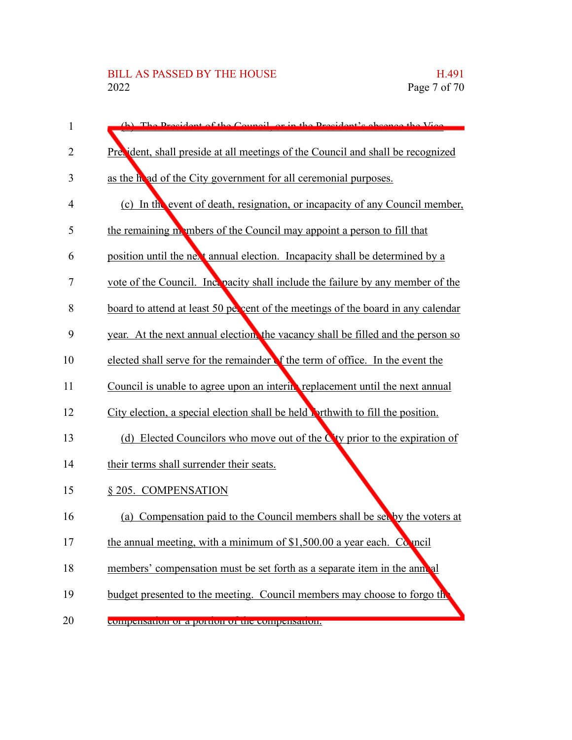(b) The President of the Council, or in the President's absence the Vice President, shall preside at all meetings of the Council and shall be recognized as the head of the City government for all ceremonial purposes.

(c) In the event of death, resignation, or incapacity of any Council member, the remaining members of the Council may appoint a person to fill that position until the next annual election. Incapacity shall be determined by a vote of the Council. Incapacity shall include the failure by any member of the board to attend at least 50 percent of the meetings of the board in any calendar year. At the next annual election, the vacancy shall be filled and the person so elected shall serve for the remainder of the term of office. In the event the Council is unable to agree upon an interim replacement until the next annual City election, a special election shall be held forthwith to fill the position.

(d) Elected Councilors who move out of the City prior to the expiration of their terms shall surrender their seats.

§ 205. COMPENSATION

(a) Compensation paid to the Council members shall be set by the voters at the annual meeting, with a minimum of $1,500.00 a year each. Council members' compensation must be set forth as a separate item in the annual budget presented to the meeting. Council members may choose to forgo the compensation or a portion of the compensation.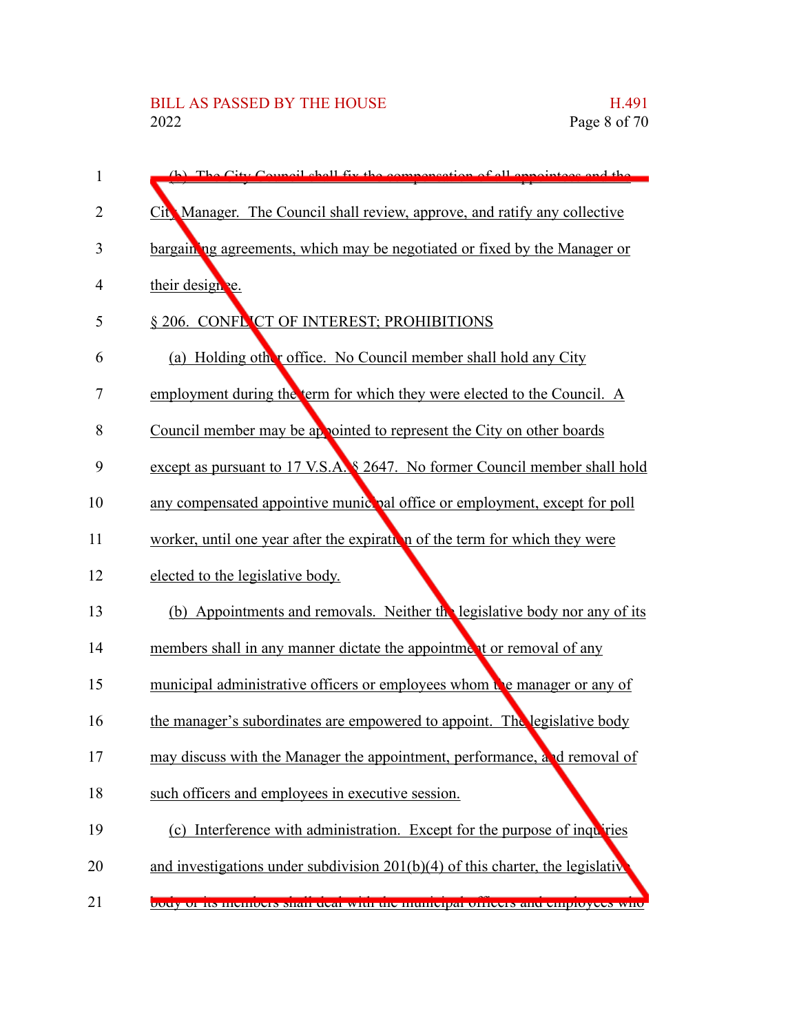(b) The City Council shall fix the compensation of all appointees and the City Manager. The Council shall review, approve, and ratify any collective bargaining agreements, which may be negotiated or fixed by the Manager or their designee.

§ 206. CONFLICT OF INTEREST; PROHIBITIONS

(a) Holding other office. No Council member shall hold any City employment during the term for which they were elected to the Council. A Council member may be appointed to represent the City on other boards except as pursuant to 17 V.S.A. § 2647. No former Council member shall hold any compensated appointive municipal office or employment, except for poll worker, until one year after the expiration of the term for which they were elected to the legislative body.

(b) Appointments and removals. Neither the legislative body nor any of its members shall in any manner dictate the appointment or removal of any municipal administrative officers or employees whom the manager or any of the manager's subordinates are empowered to appoint. The legislative body may discuss with the Manager the appointment, performance, and removal of such officers and employees in executive session.

(c) Interference with administration. Except for the purpose of inquiries and investigations under subdivision 201(b)(4) of this charter, the legislative body or its members shall deal with the municipal officers and employees who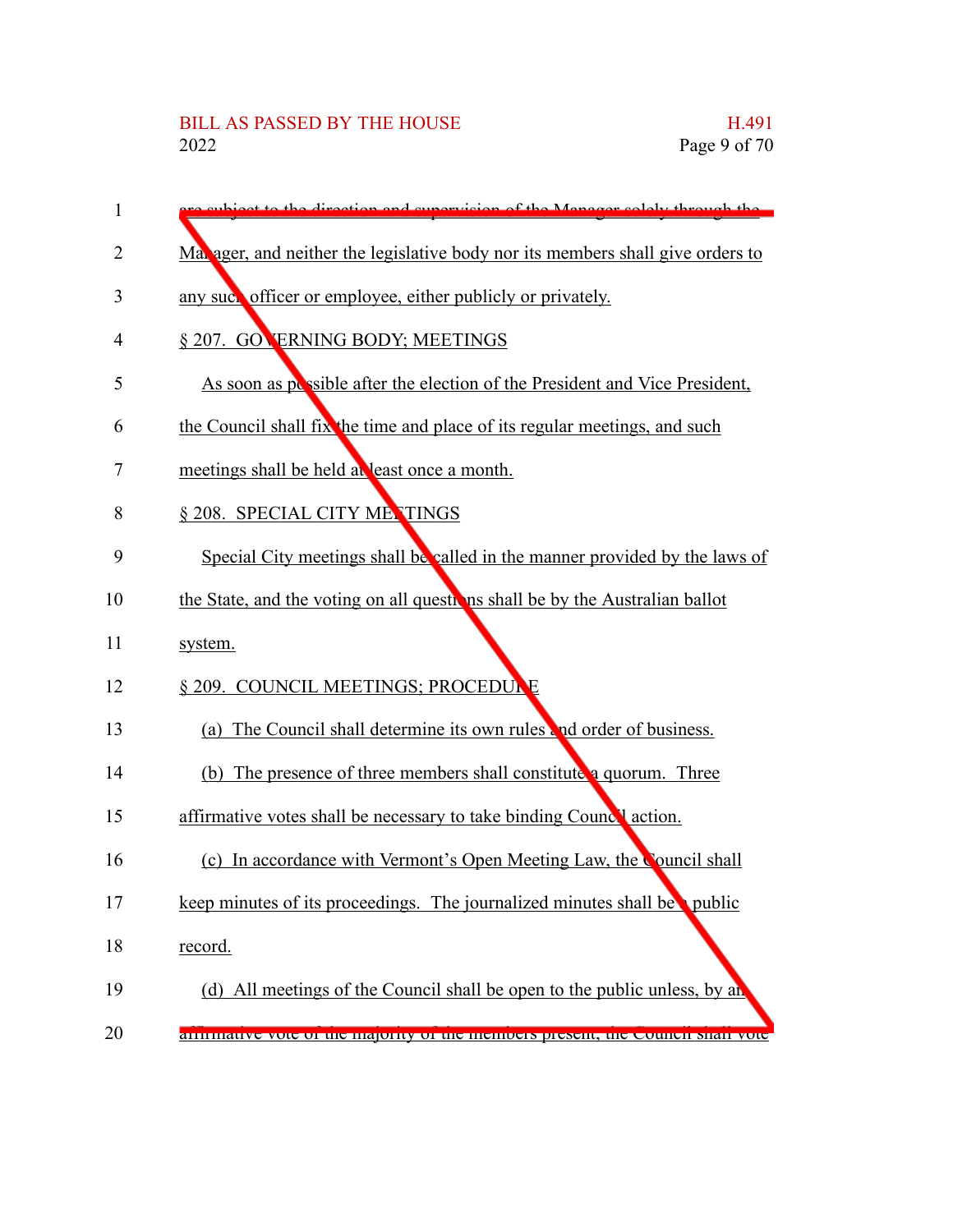are subject to the direction and supervision of the Manager solely through the Manager, and neither the legislative body nor its members shall give orders to any such officer or employee, either publicly or privately.

§ 207. GOVERNING BODY; MEETINGS

As soon as possible after the election of the President and Vice President, the Council shall fix the time and place of its regular meetings, and such meetings shall be held at least once a month.

§ 208. SPECIAL CITY MEETINGS

Special City meetings shall be called in the manner provided by the laws of the State, and the voting on all questions shall be by the Australian ballot system.

§ 209. COUNCIL MEETINGS; PROCEDURE

(a) The Council shall determine its own rules and order of business.

(b) The presence of three members shall constitute a quorum. Three affirmative votes shall be necessary to take binding Council action.

(c) In accordance with Vermont's Open Meeting Law, the Council shall keep minutes of its proceedings. The journalized minutes shall be a public record.

(d) All meetings of the Council shall be open to the public unless, by an affirmative vote of the majority of the members present, the Council shall vote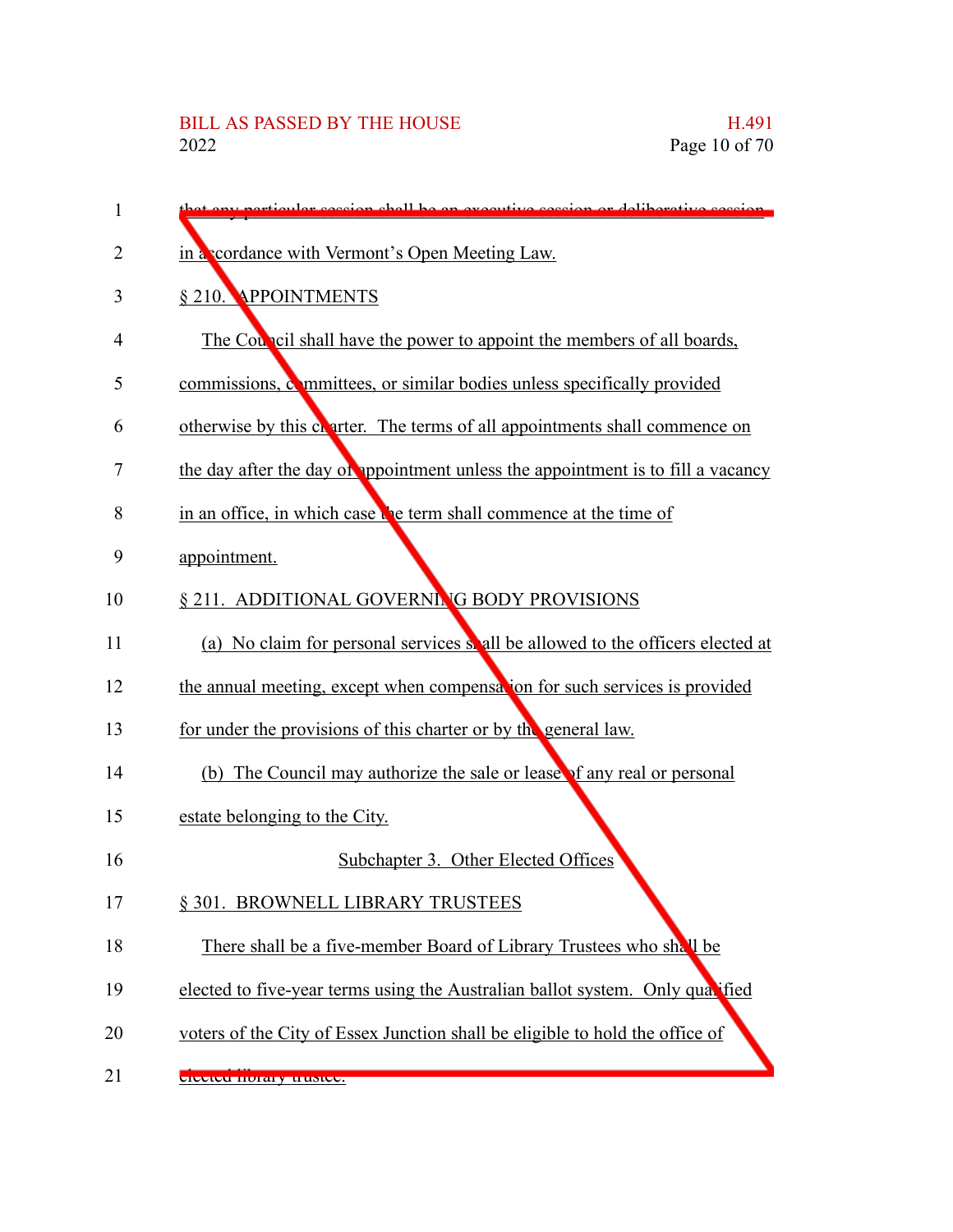that any particular session shall be an executive session or deliberative session in accordance with Vermont's Open Meeting Law.

§ 210. APPOINTMENTS

The Council shall have the power to appoint the members of all boards, commissions, committees, or similar bodies unless specifically provided otherwise by this charter. The terms of all appointments shall commence on the day after the day of appointment unless the appointment is to fill a vacancy in an office, in which case the term shall commence at the time of appointment.

§ 211. ADDITIONAL GOVERNING BODY PROVISIONS

(a) No claim for personal services shall be allowed to the officers elected at the annual meeting, except when compensation for such services is provided for under the provisions of this charter or by the general law.

(b) The Council may authorize the sale or lease of any real or personal estate belonging to the City.

Subchapter 3. Other Elected Offices

§ 301. BROWNELL LIBRARY TRUSTEES

There shall be a five-member Board of Library Trustees who shall be elected to five-year terms using the Australian ballot system. Only qualified voters of the City of Essex Junction shall be eligible to hold the office of elected library trustee.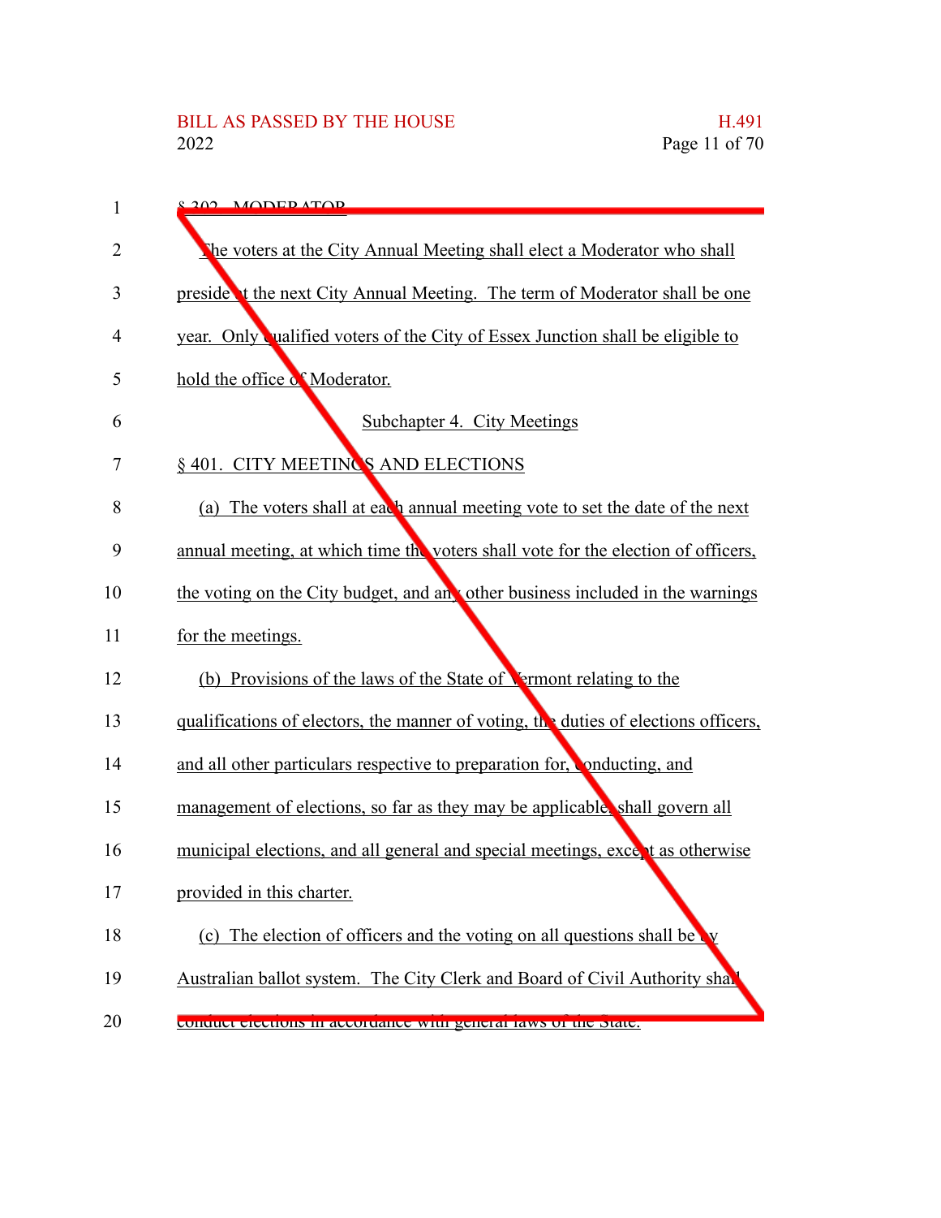§ 302. MODERATOR

The voters at the City Annual Meeting shall elect a Moderator who shall preside at the next City Annual Meeting. The term of Moderator shall be one year. Only qualified voters of the City of Essex Junction shall be eligible to hold the office of Moderator.

## Subchapter 4. City Meetings

§ 401. CITY MEETINGS AND ELECTIONS

(a) The voters shall at each annual meeting vote to set the date of the next annual meeting, at which time the voters shall vote for the election of officers, the voting on the City budget, and any other business included in the warnings for the meetings.

(b) Provisions of the laws of the State of Vermont relating to the qualifications of electors, the manner of voting, the duties of elections officers, and all other particulars respective to preparation for, conducting, and management of elections, so far as they may be applicable, shall govern all municipal elections, and all general and special meetings, except as otherwise provided in this charter.

(c) The election of officers and the voting on all questions shall be by Australian ballot system. The City Clerk and Board of Civil Authority shall conduct elections in accordance with general laws of the State.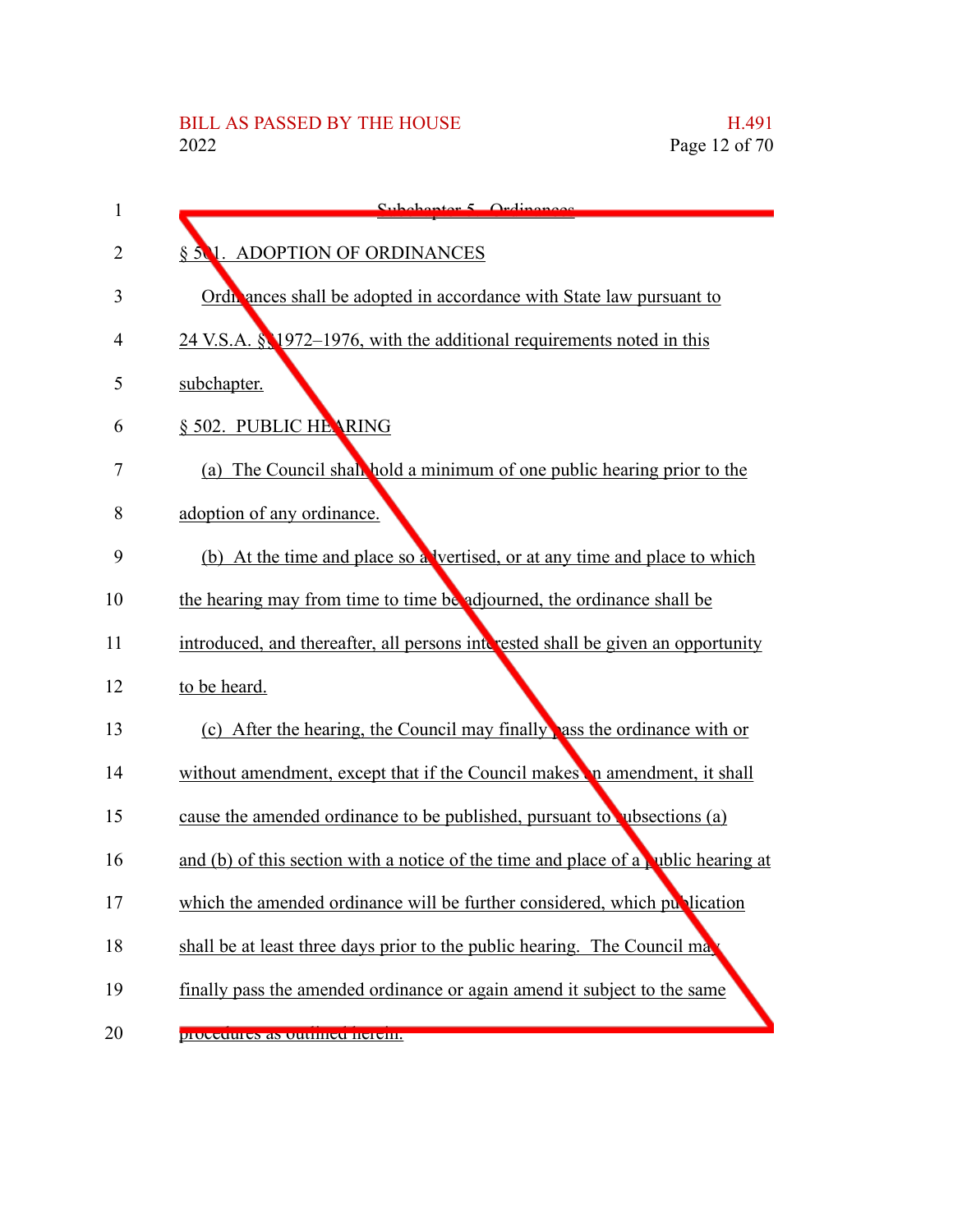Subchapter 5. Ordinances

§ 501. ADOPTION OF ORDINANCES

Ordinances shall be adopted in accordance with State law pursuant to 24 V.S.A. §§ 1972–1976, with the additional requirements noted in this subchapter.

§ 502. PUBLIC HEARING

(a) The Council shall hold a minimum of one public hearing prior to the adoption of any ordinance.

(b) At the time and place so advertised, or at any time and place to which the hearing may from time to time be adjourned, the ordinance shall be introduced, and thereafter, all persons interested shall be given an opportunity to be heard.

(c) After the hearing, the Council may finally pass the ordinance with or without amendment, except that if the Council makes an amendment, it shall cause the amended ordinance to be published, pursuant to subsections (a) and (b) of this section with a notice of the time and place of a public hearing at which the amended ordinance will be further considered, which publication shall be at least three days prior to the public hearing. The Council may finally pass the amended ordinance or again amend it subject to the same procedures as outlined herein.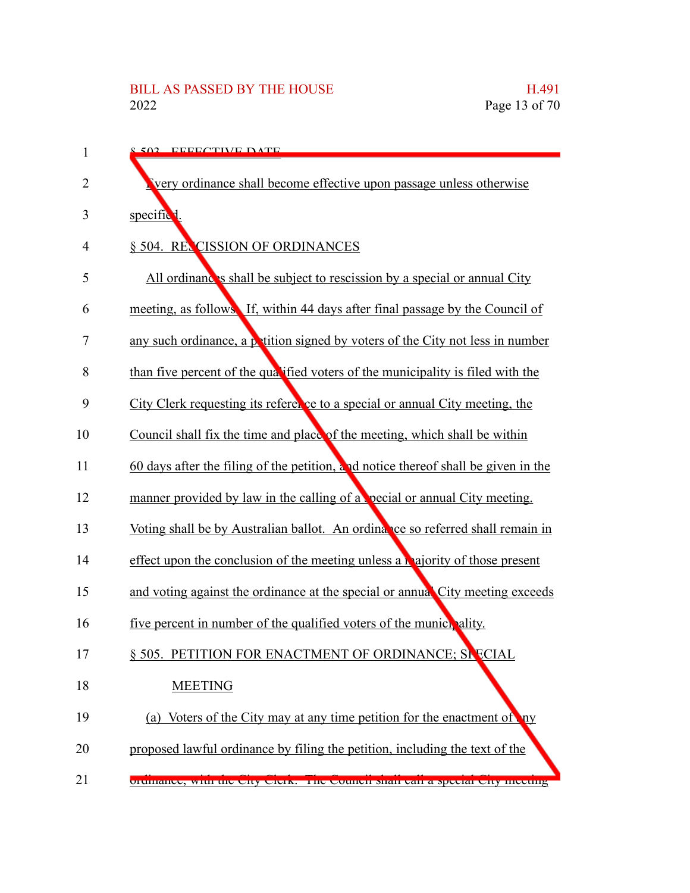§ 503. EFFECTIVE DATE

Every ordinance shall become effective upon passage unless otherwise specified.

§ 504. RESCISSION OF ORDINANCES

All ordinances shall be subject to rescission by a special or annual City meeting, as follows. If, within 44 days after final passage by the Council of any such ordinance, a petition signed by voters of the City not less in number than five percent of the qualified voters of the municipality is filed with the City Clerk requesting its reference to a special or annual City meeting, the Council shall fix the time and place of the meeting, which shall be within 60 days after the filing of the petition, and notice thereof shall be given in the manner provided by law in the calling of a special or annual City meeting. Voting shall be by Australian ballot. An ordinance so referred shall remain in effect upon the conclusion of the meeting unless a majority of those present and voting against the ordinance at the special or annual City meeting exceeds five percent in number of the qualified voters of the municipality.

§ 505. PETITION FOR ENACTMENT OF ORDINANCE; SPECIAL MEETING

(a) Voters of the City may at any time petition for the enactment of any proposed lawful ordinance by filing the petition, including the text of the ordinance, with the City Clerk. The Council shall call a special City meeting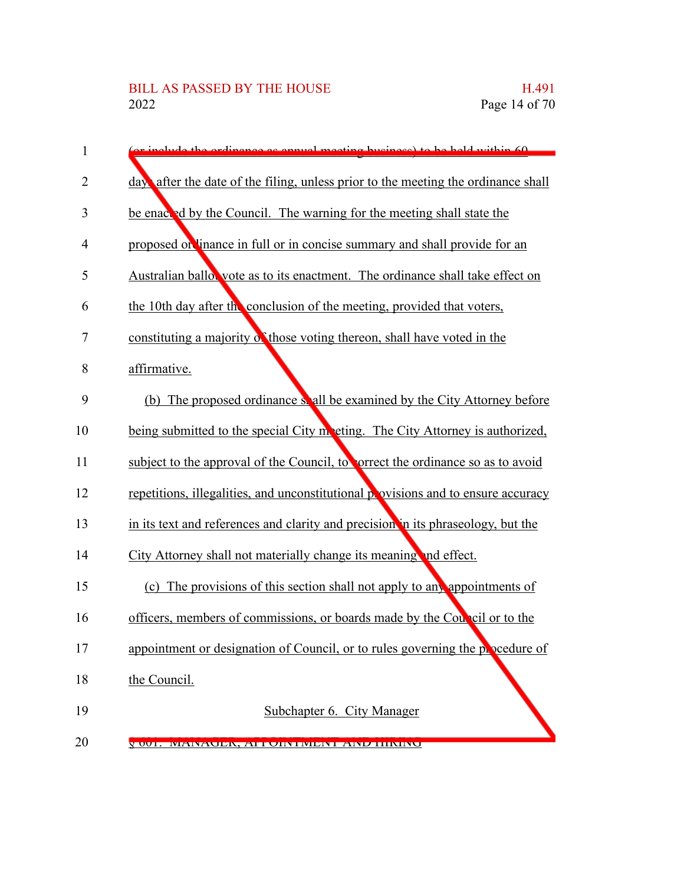(or include the ordinance as annual meeting business) to be held within 60 days after the date of the filing, unless prior to the meeting the ordinance shall be enacted by the Council. The warning for the meeting shall state the proposed ordinance in full or in concise summary and shall provide for an Australian ballot vote as to its enactment. The ordinance shall take effect on the 10th day after the conclusion of the meeting, provided that voters, constituting a majority of those voting thereon, shall have voted in the affirmative.

(b) The proposed ordinance shall be examined by the City Attorney before being submitted to the special City meeting. The City Attorney is authorized, subject to the approval of the Council, to correct the ordinance so as to avoid repetitions, illegalities, and unconstitutional provisions and to ensure accuracy in its text and references and clarity and precision in its phraseology, but the City Attorney shall not materially change its meaning and effect.

(c) The provisions of this section shall not apply to any appointments of officers, members of commissions, or boards made by the Council or to the appointment or designation of Council, or to rules governing the procedure of the Council.

Subchapter 6. City Manager

§ 601. MANAGER; APPOINTMENT AND HIRING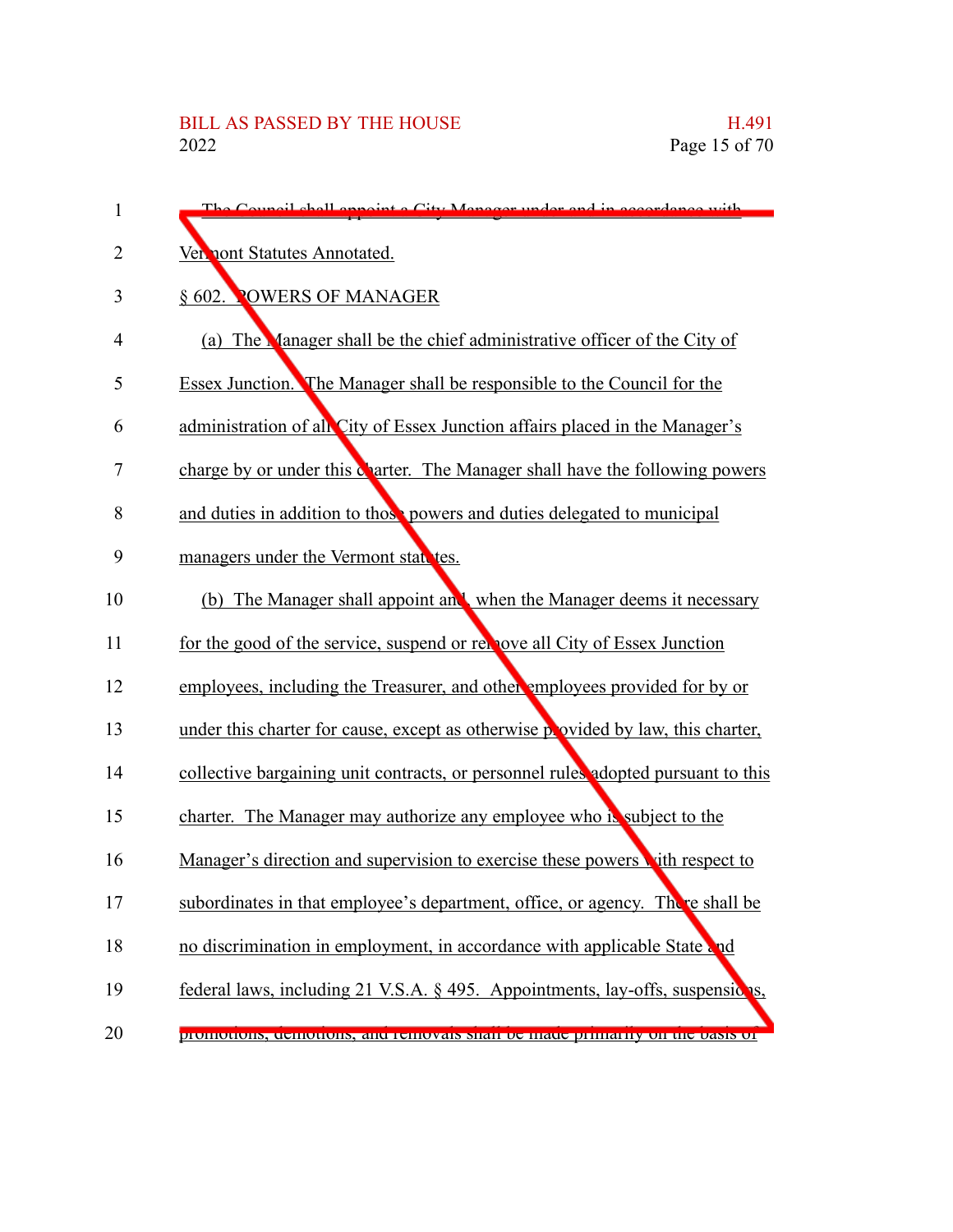The Council shall appoint a City Manager under and in accordance with Vermont Statutes Annotated.

§ 602. POWERS OF MANAGER

(a) The Manager shall be the chief administrative officer of the City of Essex Junction. The Manager shall be responsible to the Council for the administration of all City of Essex Junction affairs placed in the Manager's charge by or under this charter. The Manager shall have the following powers and duties in addition to those powers and duties delegated to municipal managers under the Vermont statutes.

(b) The Manager shall appoint and, when the Manager deems it necessary for the good of the service, suspend or remove all City of Essex Junction employees, including the Treasurer, and other employees provided for by or under this charter for cause, except as otherwise provided by law, this charter, collective bargaining unit contracts, or personnel rules adopted pursuant to this charter. The Manager may authorize any employee who is subject to the Manager's direction and supervision to exercise these powers with respect to subordinates in that employee's department, office, or agency. There shall be no discrimination in employment, in accordance with applicable State and federal laws, including 21 V.S.A. § 495. Appointments, lay-offs, suspensions, promotions, demotions, and removals shall be made primarily on the basis of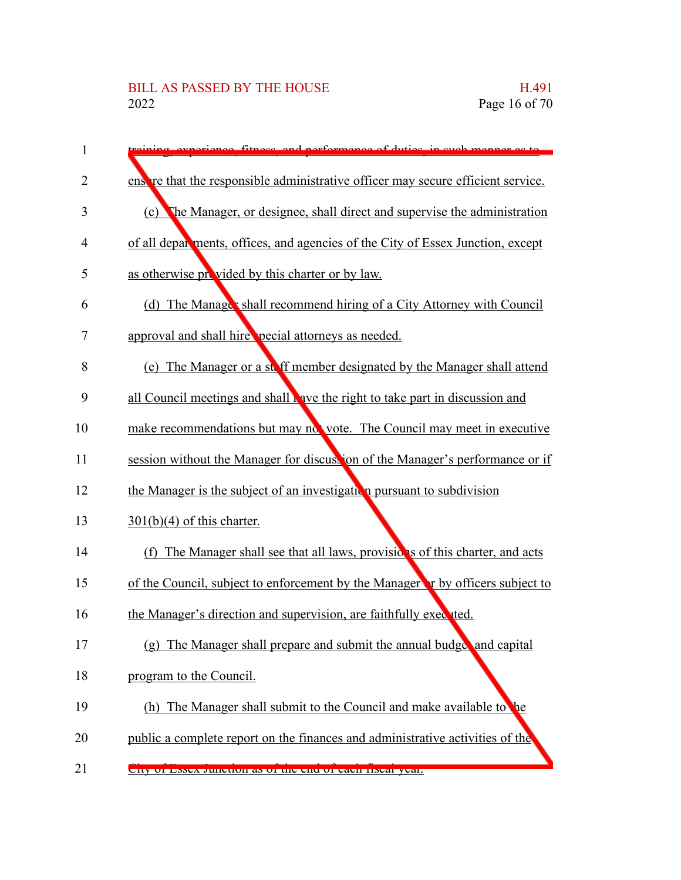training, experience, fitness, and performance of duties, in such manner as to ensure that the responsible administrative officer may secure efficient service.

(c) The Manager, or designee, shall direct and supervise the administration of all departments, offices, and agencies of the City of Essex Junction, except as otherwise provided by this charter or by law.

(d) The Manager shall recommend hiring of a City Attorney with Council approval and shall hire special attorneys as needed.

(e) The Manager or a staff member designated by the Manager shall attend all Council meetings and shall have the right to take part in discussion and make recommendations but may not vote. The Council may meet in executive session without the Manager for discussion of the Manager's performance or if the Manager is the subject of an investigation pursuant to subdivision 301(b)(4) of this charter.

(f) The Manager shall see that all laws, provisions of this charter, and acts of the Council, subject to enforcement by the Manager or by officers subject to the Manager's direction and supervision, are faithfully executed.

(g) The Manager shall prepare and submit the annual budget and capital program to the Council.

(h) The Manager shall submit to the Council and make available to the public a complete report on the finances and administrative activities of the City of Essex Junction as of the end of each fiscal year.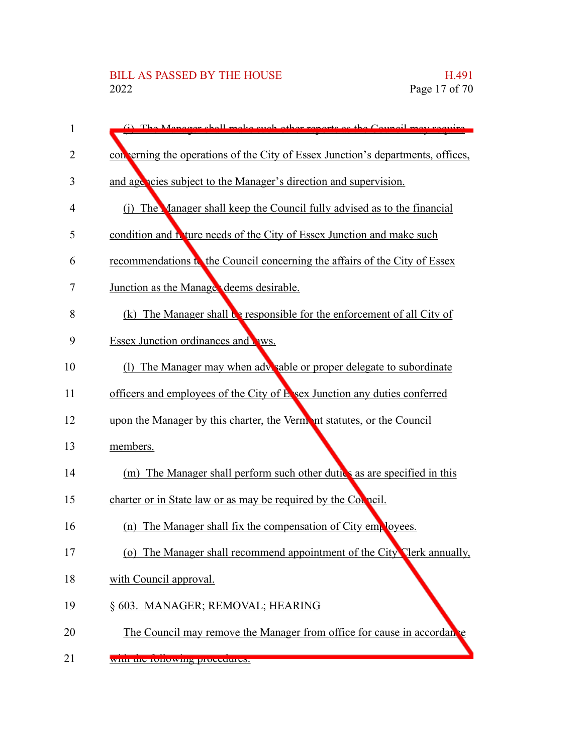(i) The Manager shall make such other reports as the Council may require concerning the operations of the City of Essex Junction's departments, offices, and agencies subject to the Manager's direction and supervision.

(j) The Manager shall keep the Council fully advised as to the financial condition and future needs of the City of Essex Junction and make such recommendations to the Council concerning the affairs of the City of Essex Junction as the Manager deems desirable.

(k) The Manager shall be responsible for the enforcement of all City of Essex Junction ordinances and laws.

(l) The Manager may when advisable or proper delegate to subordinate officers and employees of the City of Essex Junction any duties conferred upon the Manager by this charter, the Vermont statutes, or the Council members.

(m) The Manager shall perform such other duties as are specified in this charter or in State law or as may be required by the Council.

(n) The Manager shall fix the compensation of City employees.

(o) The Manager shall recommend appointment of the City Clerk annually, with Council approval.

§ 603. MANAGER; REMOVAL; HEARING

The Council may remove the Manager from office for cause in accordance with the following procedures: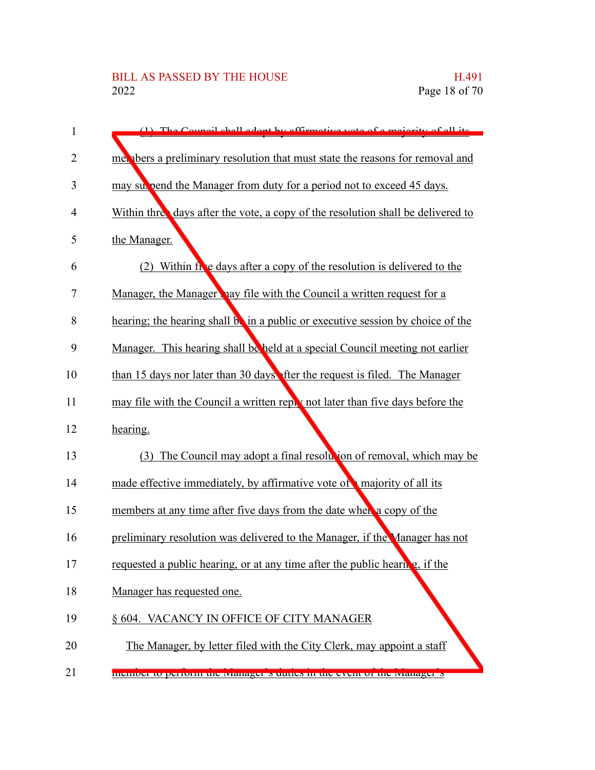(1) The Council shall adopt by affirmative vote of a majority of all its members a preliminary resolution that must state the reasons for removal and may suspend the Manager from duty for a period not to exceed 45 days. Within three days after the vote, a copy of the resolution shall be delivered to the Manager.

(2) Within five days after a copy of the resolution is delivered to the Manager, the Manager may file with the Council a written request for a hearing; the hearing shall be in a public or executive session by choice of the Manager. This hearing shall be held at a special Council meeting not earlier than 15 days nor later than 30 days after the request is filed. The Manager may file with the Council a written reply not later than five days before the hearing.

(3) The Council may adopt a final resolution of removal, which may be made effective immediately, by affirmative vote of a majority of all its members at any time after five days from the date when a copy of the preliminary resolution was delivered to the Manager, if the Manager has not requested a public hearing, or at any time after the public hearing, if the Manager has requested one.

§ 604. VACANCY IN OFFICE OF CITY MANAGER

The Manager, by letter filed with the City Clerk, may appoint a staff member to perform the Manager's duties in the event of the Manager's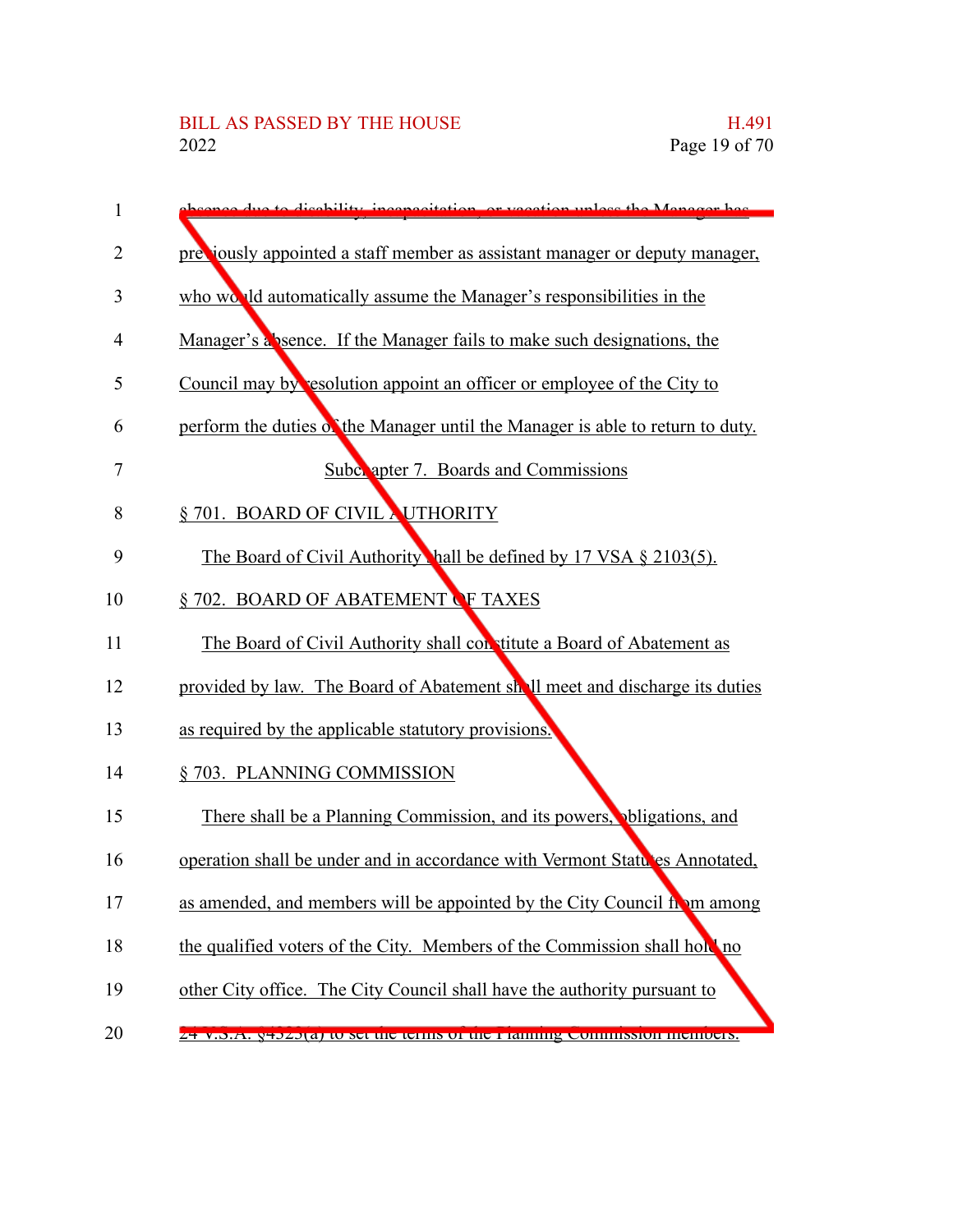absence due to disability, incapacitation, or vacation unless the Manager has previously appointed a staff member as assistant manager or deputy manager, who would automatically assume the Manager's responsibilities in the Manager's absence. If the Manager fails to make such designations, the Council may by resolution appoint an officer or employee of the City to perform the duties of the Manager until the Manager is able to return to duty.

## Subchapter 7. Boards and Commissions

### § 701. BOARD OF CIVIL AUTHORITY

The Board of Civil Authority shall be defined by 17 VSA § 2103(5).

### § 702. BOARD OF ABATEMENT OF TAXES

The Board of Civil Authority shall constitute a Board of Abatement as provided by law. The Board of Abatement shall meet and discharge its duties as required by the applicable statutory provisions.

### § 703. PLANNING COMMISSION

There shall be a Planning Commission, and its powers, obligations, and operation shall be under and in accordance with Vermont Statutes Annotated, as amended, and members will be appointed by the City Council from among the qualified voters of the City. Members of the Commission shall hold no other City office. The City Council shall have the authority pursuant to 24 V.S.A. §4323(a) to set the terms of the Planning Commission members.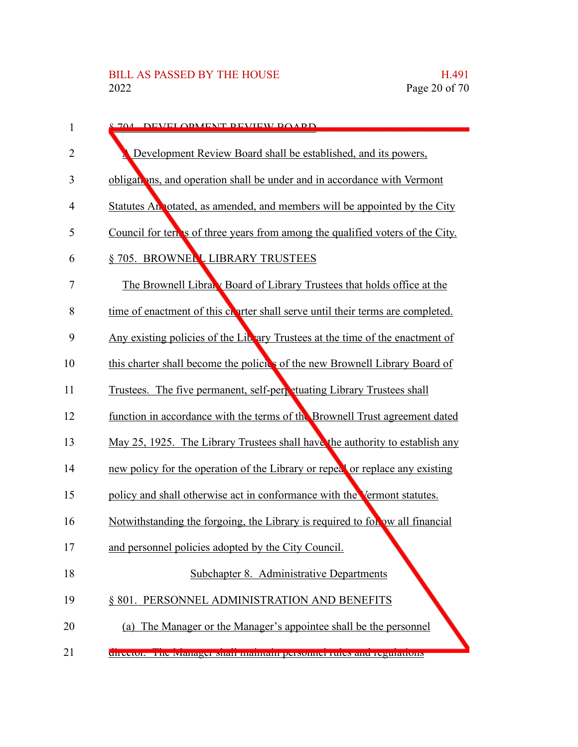§ 704. DEVELOPMENT REVIEW BOARD

A Development Review Board shall be established, and its powers, obligations, and operation shall be under and in accordance with Vermont Statutes Annotated, as amended, and members will be appointed by the City Council for terms of three years from among the qualified voters of the City.

§ 705. BROWNELL LIBRARY TRUSTEES

The Brownell Library Board of Library Trustees that holds office at the time of enactment of this charter shall serve until their terms are completed. Any existing policies of the Library Trustees at the time of the enactment of this charter shall become the policies of the new Brownell Library Board of Trustees. The five permanent, self-perpetuating Library Trustees shall function in accordance with the terms of the Brownell Trust agreement dated May 25, 1925. The Library Trustees shall have the authority to establish any new policy for the operation of the Library or repeal or replace any existing policy and shall otherwise act in conformance with the Vermont statutes. Notwithstanding the forgoing, the Library is required to follow all financial and personnel policies adopted by the City Council.

Subchapter 8. Administrative Departments

§ 801. PERSONNEL ADMINISTRATION AND BENEFITS

(a) The Manager or the Manager's appointee shall be the personnel director. The Manager shall maintain personnel rules and regulations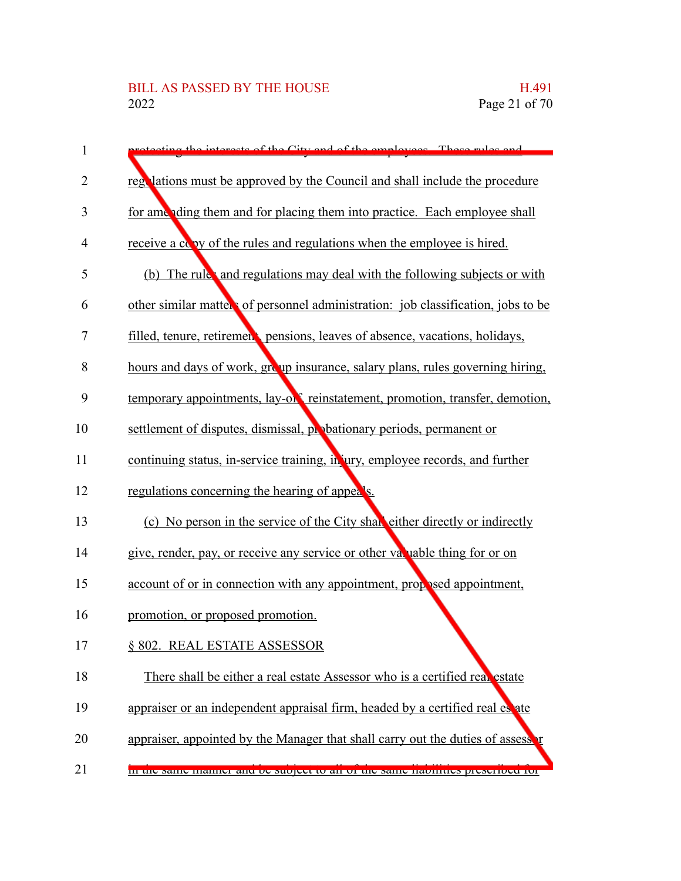protecting the interests of the City and of the employees. These rules and regulations must be approved by the Council and shall include the procedure for amending them and for placing them into practice. Each employee shall receive a copy of the rules and regulations when the employee is hired.

(b) The rules and regulations may deal with the following subjects or with other similar matters of personnel administration: job classification, jobs to be filled, tenure, retirement, pensions, leaves of absence, vacations, holidays, hours and days of work, group insurance, salary plans, rules governing hiring, temporary appointments, lay-off, reinstatement, promotion, transfer, demotion, settlement of disputes, dismissal, probationary periods, permanent or continuing status, in-service training, injury, employee records, and further regulations concerning the hearing of appeals.

(c) No person in the service of the City shall either directly or indirectly give, render, pay, or receive any service or other valuable thing for or on account of or in connection with any appointment, proposed appointment, promotion, or proposed promotion.

§ 802. REAL ESTATE ASSESSOR

There shall be either a real estate Assessor who is a certified real estate appraiser or an independent appraisal firm, headed by a certified real estate appraiser, appointed by the Manager that shall carry out the duties of assessor in the same manner and be subject to all of the same liabilities prescribed for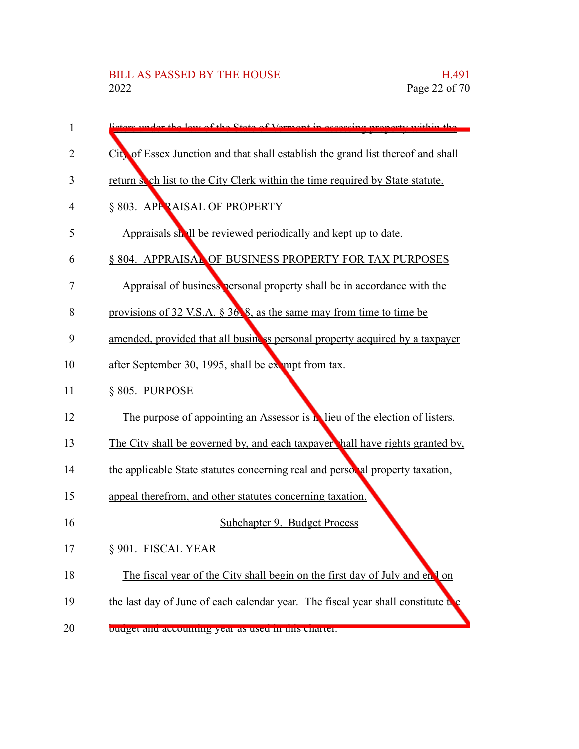listers under the law of the State of Vermont in assessing property within the City of Essex Junction and that shall establish the grand list thereof and shall return such list to the City Clerk within the time required by State statute.

§ 803. APPRAISAL OF PROPERTY

Appraisals shall be reviewed periodically and kept up to date.

§ 804. APPRAISAL OF BUSINESS PROPERTY FOR TAX PURPOSES

Appraisal of business personal property shall be in accordance with the provisions of 32 V.S.A. § 3618, as the same may from time to time be amended, provided that all business personal property acquired by a taxpayer after September 30, 1995, shall be exempt from tax.

§ 805. PURPOSE

The purpose of appointing an Assessor is in lieu of the election of listers. The City shall be governed by, and each taxpayer shall have rights granted by, the applicable State statutes concerning real and personal property taxation, appeal therefrom, and other statutes concerning taxation.

Subchapter 9. Budget Process

§ 901. FISCAL YEAR

The fiscal year of the City shall begin on the first day of July and end on the last day of June of each calendar year. The fiscal year shall constitute the budget and accounting year as used in this charter.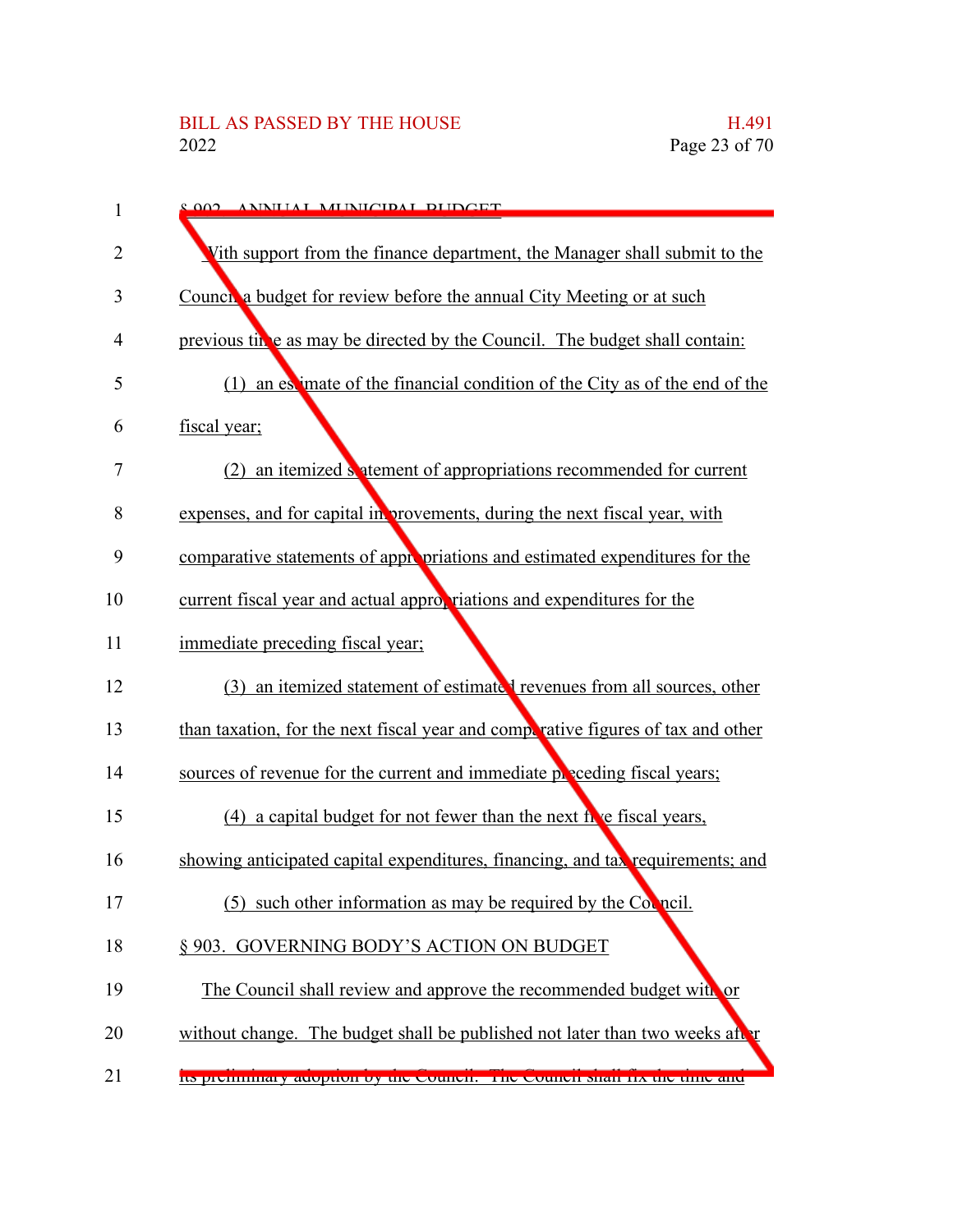§ 902. ANNUAL MUNICIPAL BUDGET

With support from the finance department, the Manager shall submit to the Council a budget for review before the annual City Meeting or at such previous time as may be directed by the Council. The budget shall contain:

(1) an estimate of the financial condition of the City as of the end of the fiscal year;

(2) an itemized statement of appropriations recommended for current expenses, and for capital improvements, during the next fiscal year, with comparative statements of appropriations and estimated expenditures for the current fiscal year and actual appropriations and expenditures for the immediate preceding fiscal year;

(3) an itemized statement of estimated revenues from all sources, other than taxation, for the next fiscal year and comparative figures of tax and other sources of revenue for the current and immediate preceding fiscal years;

(4) a capital budget for not fewer than the next five fiscal years, showing anticipated capital expenditures, financing, and tax requirements; and

(5) such other information as may be required by the Council.

§ 903. GOVERNING BODY'S ACTION ON BUDGET

The Council shall review and approve the recommended budget with or without change. The budget shall be published not later than two weeks after its preliminary adoption by the Council. The Council shall fix the time and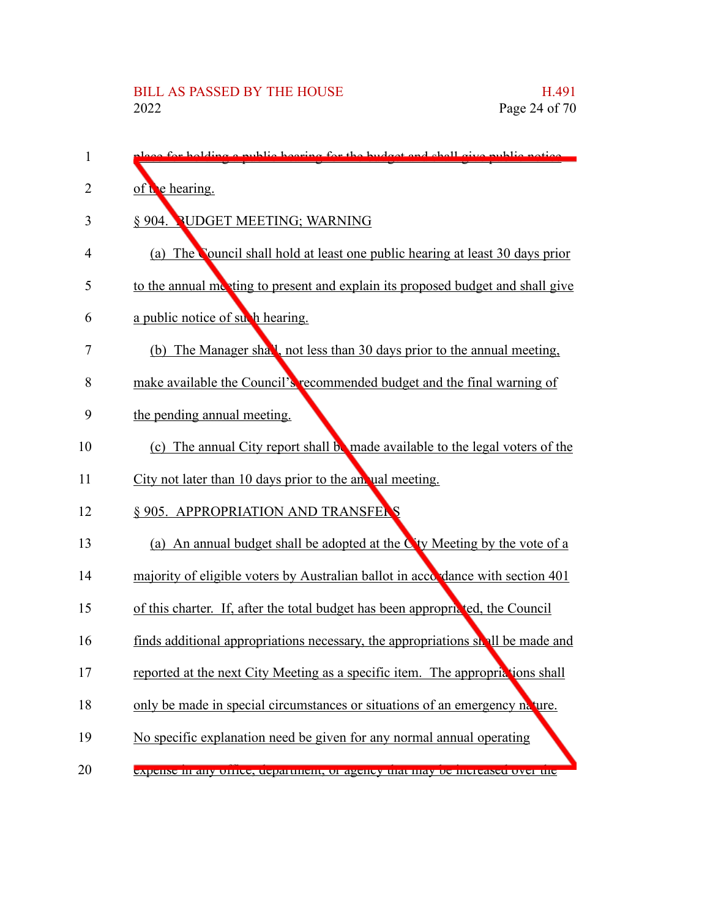place for holding a public hearing for the budget and shall give public notice of the hearing.

§ 904. BUDGET MEETING; WARNING

(a) The Council shall hold at least one public hearing at least 30 days prior to the annual meeting to present and explain its proposed budget and shall give a public notice of such hearing.

(b) The Manager shall, not less than 30 days prior to the annual meeting, make available the Council's recommended budget and the final warning of the pending annual meeting.

(c) The annual City report shall be made available to the legal voters of the City not later than 10 days prior to the annual meeting.

§ 905. APPROPRIATION AND TRANSFERS

(a) An annual budget shall be adopted at the City Meeting by the vote of a majority of eligible voters by Australian ballot in accordance with section 401 of this charter. If, after the total budget has been appropriated, the Council finds additional appropriations necessary, the appropriations shall be made and reported at the next City Meeting as a specific item. The appropriations shall only be made in special circumstances or situations of an emergency nature. No specific explanation need be given for any normal annual operating expense in any office, department, or agency that may be increased over the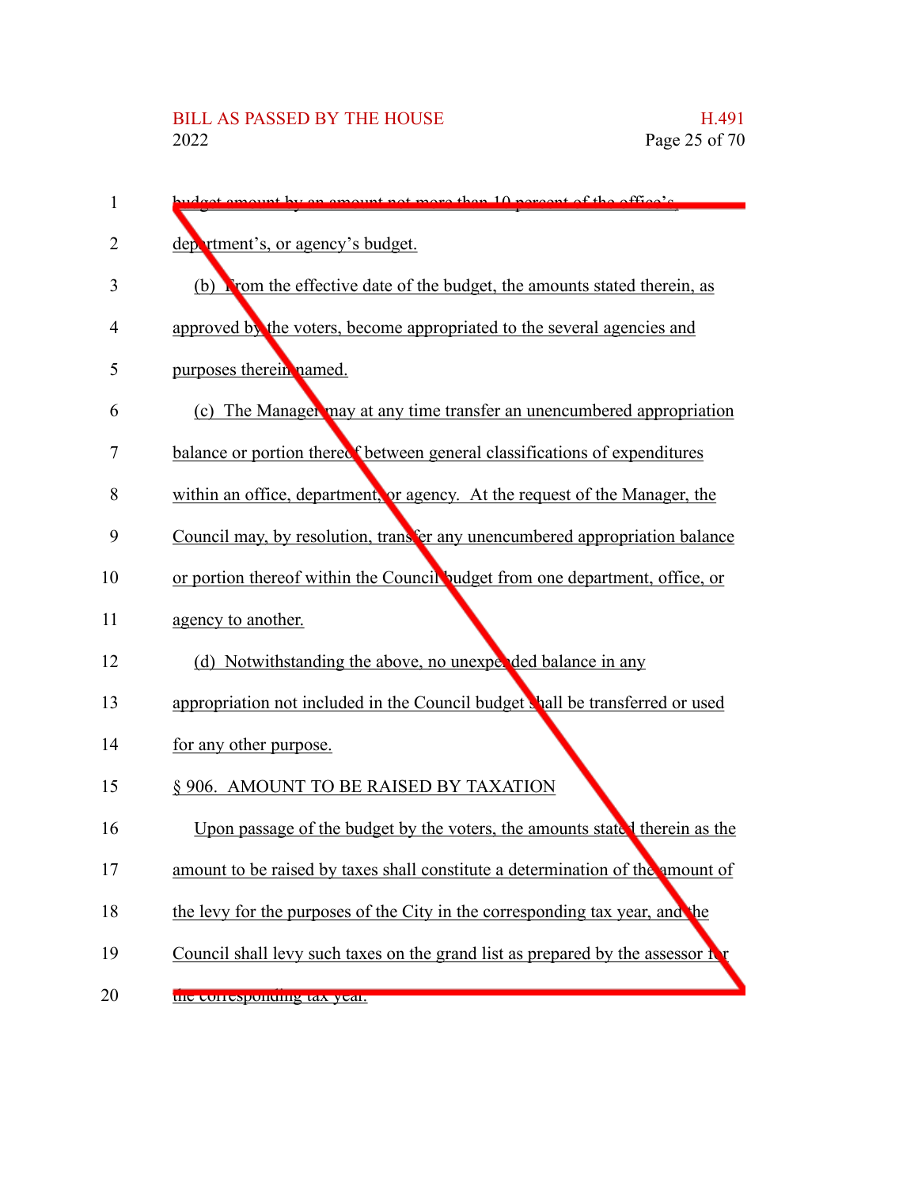budget amount by an amount not more than 10 percent of the office's, department's, or agency's budget.

(b) From the effective date of the budget, the amounts stated therein, as approved by the voters, become appropriated to the several agencies and purposes therein named.

(c) The Manager may at any time transfer an unencumbered appropriation balance or portion thereof between general classifications of expenditures within an office, department, or agency. At the request of the Manager, the Council may, by resolution, transfer any unencumbered appropriation balance or portion thereof within the Council budget from one department, office, or agency to another.

(d) Notwithstanding the above, no unexpended balance in any appropriation not included in the Council budget shall be transferred or used for any other purpose.

§ 906. AMOUNT TO BE RAISED BY TAXATION

Upon passage of the budget by the voters, the amounts stated therein as the amount to be raised by taxes shall constitute a determination of the amount of the levy for the purposes of the City in the corresponding tax year, and the Council shall levy such taxes on the grand list as prepared by the assessor for the corresponding tax year.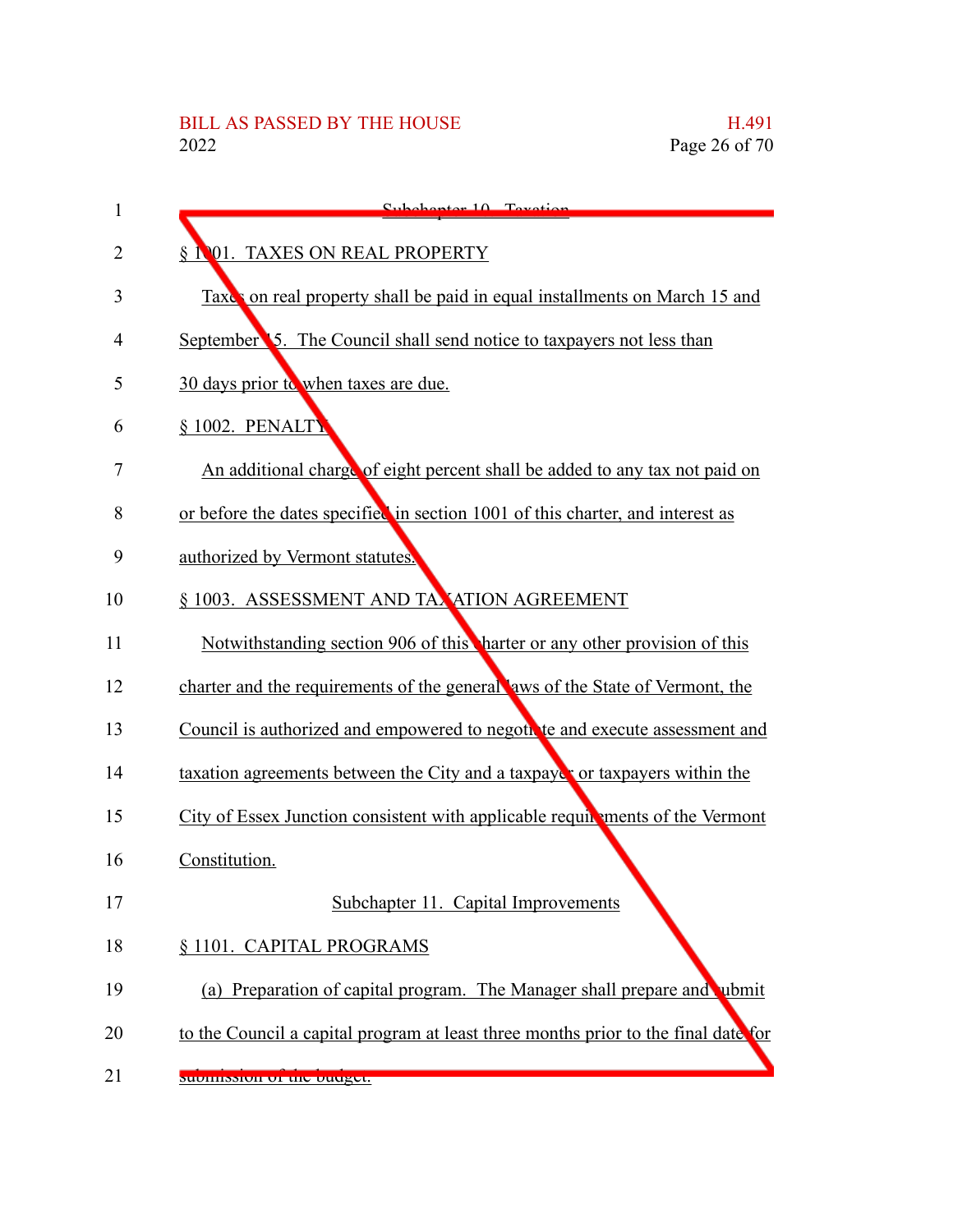Subchapter 10. Taxation

§ 1001. TAXES ON REAL PROPERTY

Taxes on real property shall be paid in equal installments on March 15 and September 15. The Council shall send notice to taxpayers not less than 30 days prior to when taxes are due.

§ 1002. PENALTY

An additional charge of eight percent shall be added to any tax not paid on or before the dates specified in section 1001 of this charter, and interest as authorized by Vermont statutes.

§ 1003. ASSESSMENT AND TAXATION AGREEMENT

Notwithstanding section 906 of this charter or any other provision of this charter and the requirements of the general laws of the State of Vermont, the Council is authorized and empowered to negotiate and execute assessment and taxation agreements between the City and a taxpayer or taxpayers within the City of Essex Junction consistent with applicable requirements of the Vermont Constitution.

Subchapter 11. Capital Improvements

§ 1101. CAPITAL PROGRAMS

(a) Preparation of capital program. The Manager shall prepare and submit to the Council a capital program at least three months prior to the final date for submission of the budget.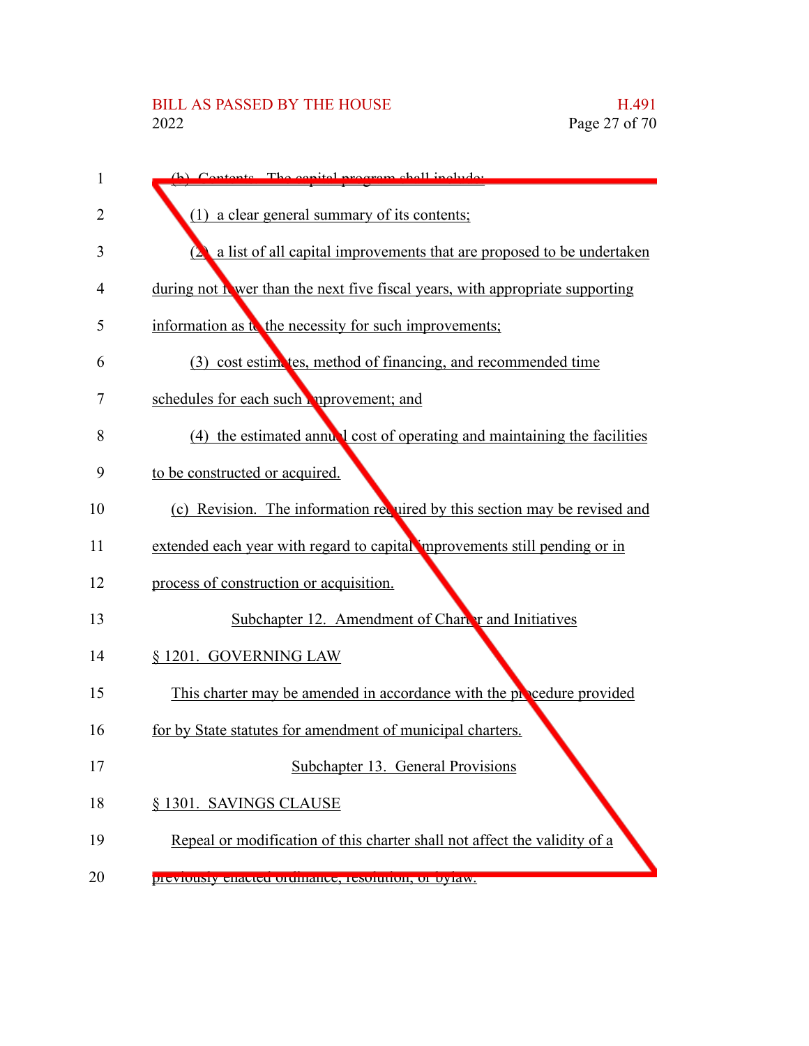(b) Contents. The capital program shall include:

(1) a clear general summary of its contents;

(2) a list of all capital improvements that are proposed to be undertaken during not fewer than the next five fiscal years, with appropriate supporting information as to the necessity for such improvements;

(3) cost estimates, method of financing, and recommended time schedules for each such improvement; and

(4) the estimated annual cost of operating and maintaining the facilities to be constructed or acquired.

(c) Revision. The information required by this section may be revised and extended each year with regard to capital improvements still pending or in process of construction or acquisition.

Subchapter 12. Amendment of Charter and Initiatives

§ 1201. GOVERNING LAW

This charter may be amended in accordance with the procedure provided for by State statutes for amendment of municipal charters.

Subchapter 13. General Provisions

§ 1301. SAVINGS CLAUSE

Repeal or modification of this charter shall not affect the validity of a previously enacted ordinance, resolution, or bylaw.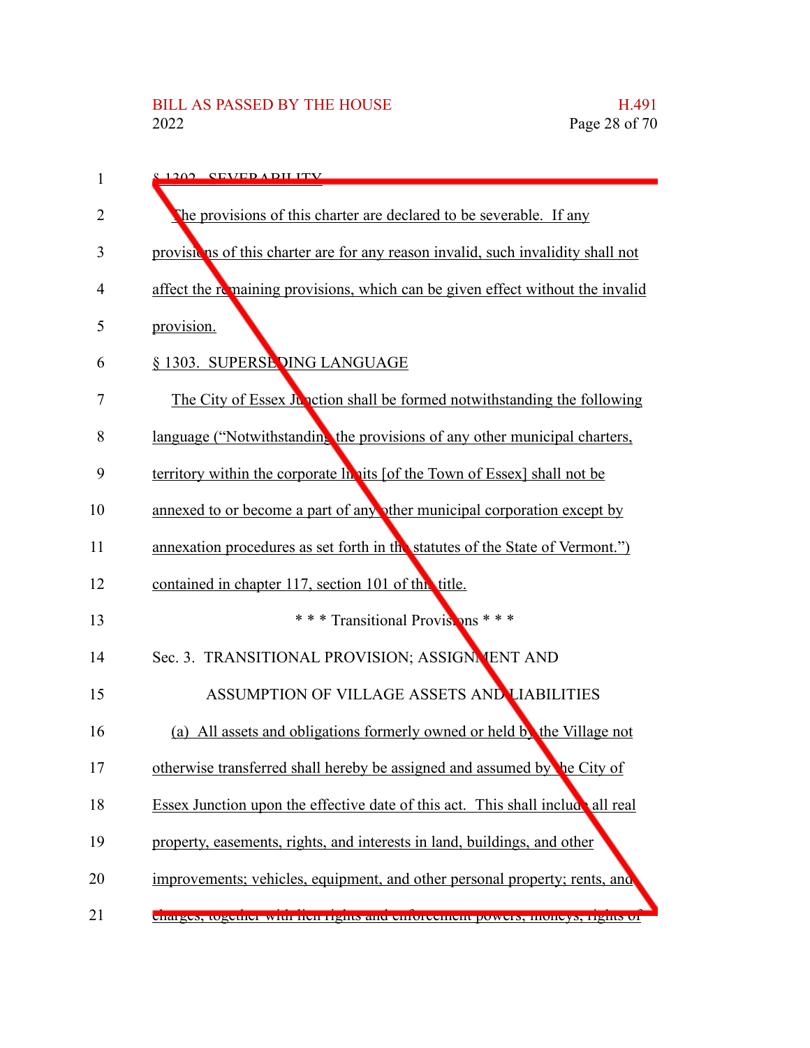§ 1302. SEVERABILITY

The provisions of this charter are declared to be severable. If any provisions of this charter are for any reason invalid, such invalidity shall not affect the remaining provisions, which can be given effect without the invalid provision.

§ 1303. SUPERSEDING LANGUAGE

The City of Essex Junction shall be formed notwithstanding the following language ("Notwithstanding the provisions of any other municipal charters, territory within the corporate limits [of the Town of Essex] shall not be annexed to or become a part of any other municipal corporation except by annexation procedures as set forth in the statutes of the State of Vermont.") contained in chapter 117, section 101 of this title.

\* \* \* Transitional Provisions \* \* \*

Sec. 3. TRANSITIONAL PROVISION; ASSIGNMENT AND ASSUMPTION OF VILLAGE ASSETS AND LIABILITIES

(a) All assets and obligations formerly owned or held by the Village not otherwise transferred shall hereby be assigned and assumed by the City of Essex Junction upon the effective date of this act. This shall include all real property, easements, rights, and interests in land, buildings, and other improvements; vehicles, equipment, and other personal property; rents, and charges, together with lien rights and enforcement powers, moneys, rights of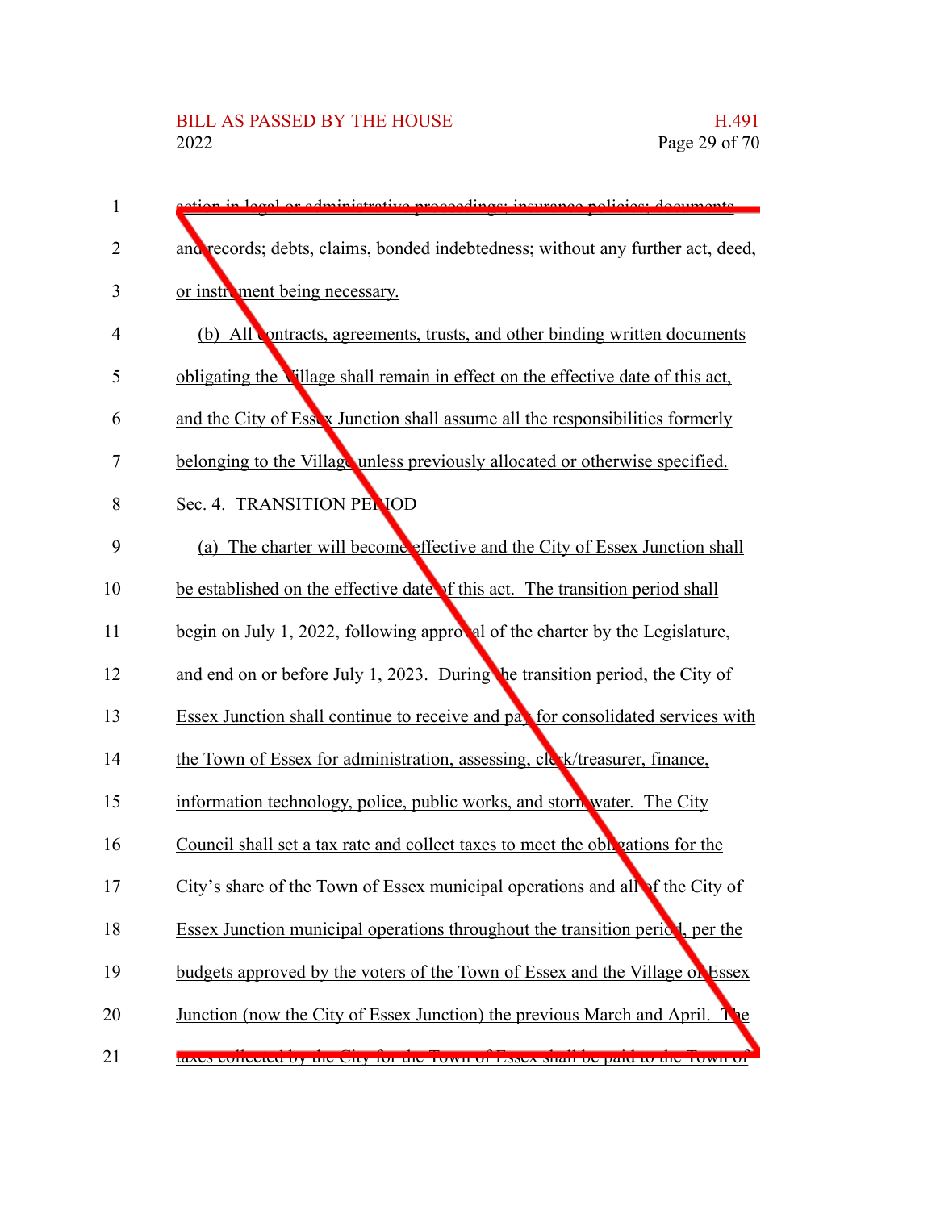action in legal or administrative proceedings; insurance policies; documents and records; debts, claims, bonded indebtedness; without any further act, deed, or instrument being necessary.

(b) All contracts, agreements, trusts, and other binding written documents obligating the Village shall remain in effect on the effective date of this act, and the City of Essex Junction shall assume all the responsibilities formerly belonging to the Village unless previously allocated or otherwise specified.

Sec. 4. TRANSITION PERIOD

(a) The charter will become effective and the City of Essex Junction shall be established on the effective date of this act. The transition period shall begin on July 1, 2022, following approval of the charter by the Legislature, and end on or before July 1, 2023. During the transition period, the City of Essex Junction shall continue to receive and pay for consolidated services with the Town of Essex for administration, assessing, clerk/treasurer, finance, information technology, police, public works, and stormwater. The City Council shall set a tax rate and collect taxes to meet the obligations for the City's share of the Town of Essex municipal operations and all of the City of Essex Junction municipal operations throughout the transition period, per the budgets approved by the voters of the Town of Essex and the Village of Essex Junction (now the City of Essex Junction) the previous March and April. The taxes collected by the City for the Town of Essex shall be paid to the Town of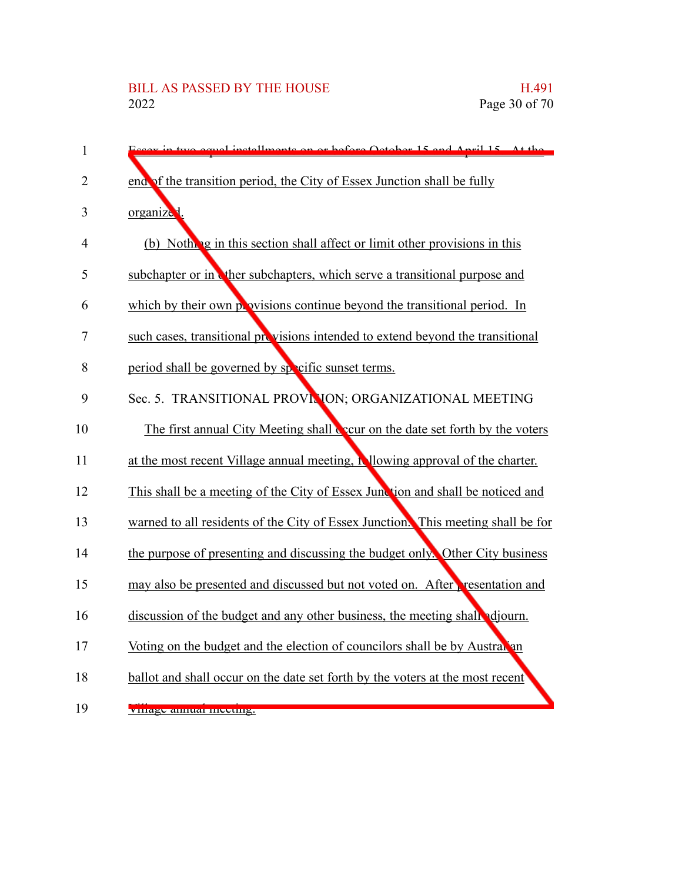Essex in two equal installments on or before October 15 and April 15. At the end of the transition period, the City of Essex Junction shall be fully organized.

(b) Nothing in this section shall affect or limit other provisions in this subchapter or in other subchapters, which serve a transitional purpose and which by their own provisions continue beyond the transitional period. In such cases, transitional provisions intended to extend beyond the transitional period shall be governed by specific sunset terms.

Sec. 5. TRANSITIONAL PROVISION; ORGANIZATIONAL MEETING

The first annual City Meeting shall occur on the date set forth by the voters at the most recent Village annual meeting, following approval of the charter. This shall be a meeting of the City of Essex Junction and shall be noticed and warned to all residents of the City of Essex Junction. This meeting shall be for the purpose of presenting and discussing the budget only. Other City business may also be presented and discussed but not voted on. After presentation and discussion of the budget and any other business, the meeting shall adjourn. Voting on the budget and the election of councilors shall be by Australian ballot and shall occur on the date set forth by the voters at the most recent Village annual meeting.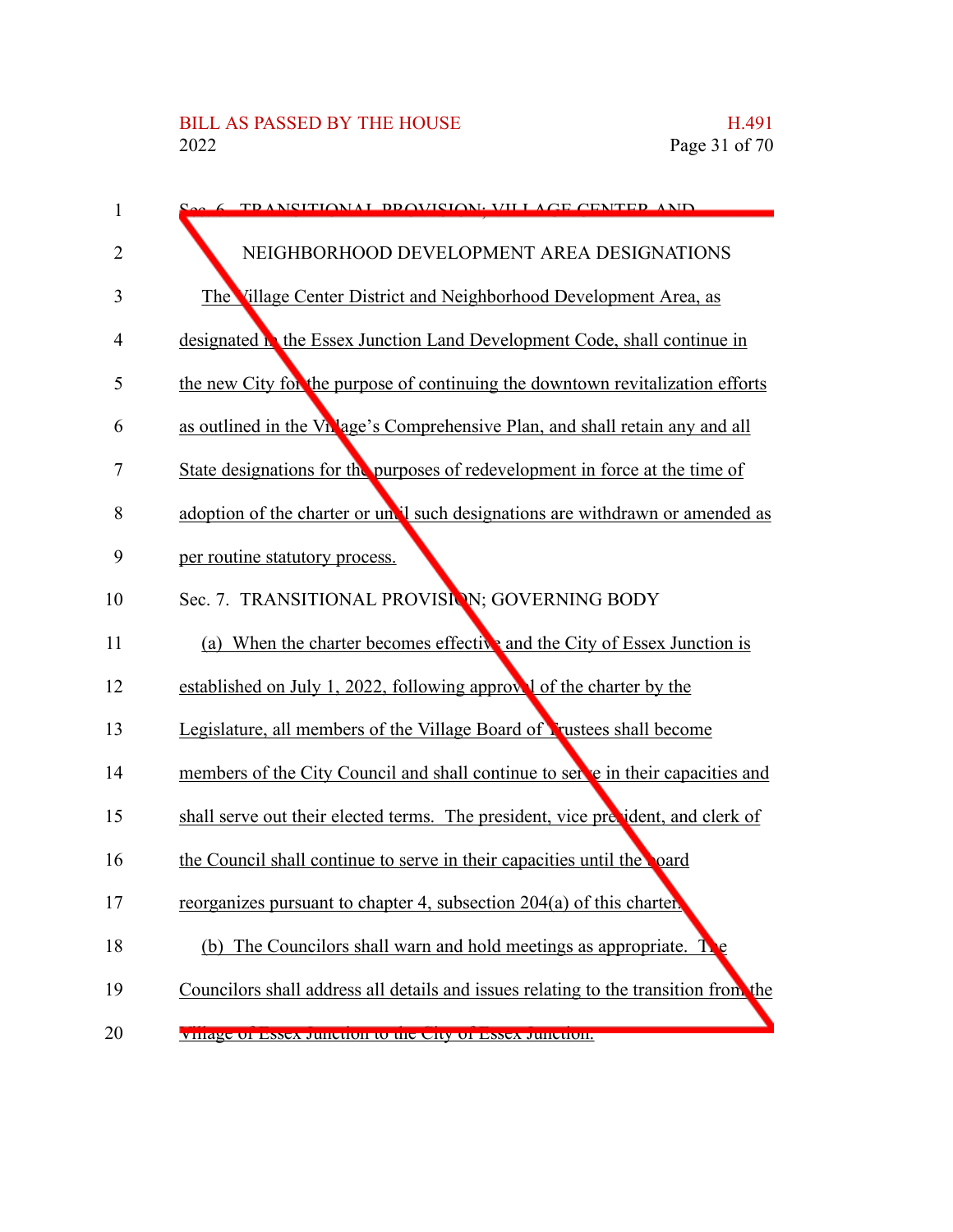Sec. 6. TRANSITIONAL PROVISION; VILLAGE CENTER AND NEIGHBORHOOD DEVELOPMENT AREA DESIGNATIONS

The Village Center District and Neighborhood Development Area, as designated in the Essex Junction Land Development Code, shall continue in the new City for the purpose of continuing the downtown revitalization efforts as outlined in the Village's Comprehensive Plan, and shall retain any and all State designations for the purposes of redevelopment in force at the time of adoption of the charter or until such designations are withdrawn or amended as per routine statutory process.

Sec. 7. TRANSITIONAL PROVISION; GOVERNING BODY

(a) When the charter becomes effective and the City of Essex Junction is established on July 1, 2022, following approval of the charter by the Legislature, all members of the Village Board of Trustees shall become members of the City Council and shall continue to serve in their capacities and shall serve out their elected terms. The president, vice president, and clerk of the Council shall continue to serve in their capacities until the board reorganizes pursuant to chapter 4, subsection 204(a) of this charter.

(b) The Councilors shall warn and hold meetings as appropriate. The Councilors shall address all details and issues relating to the transition from the Village of Essex Junction to the City of Essex Junction.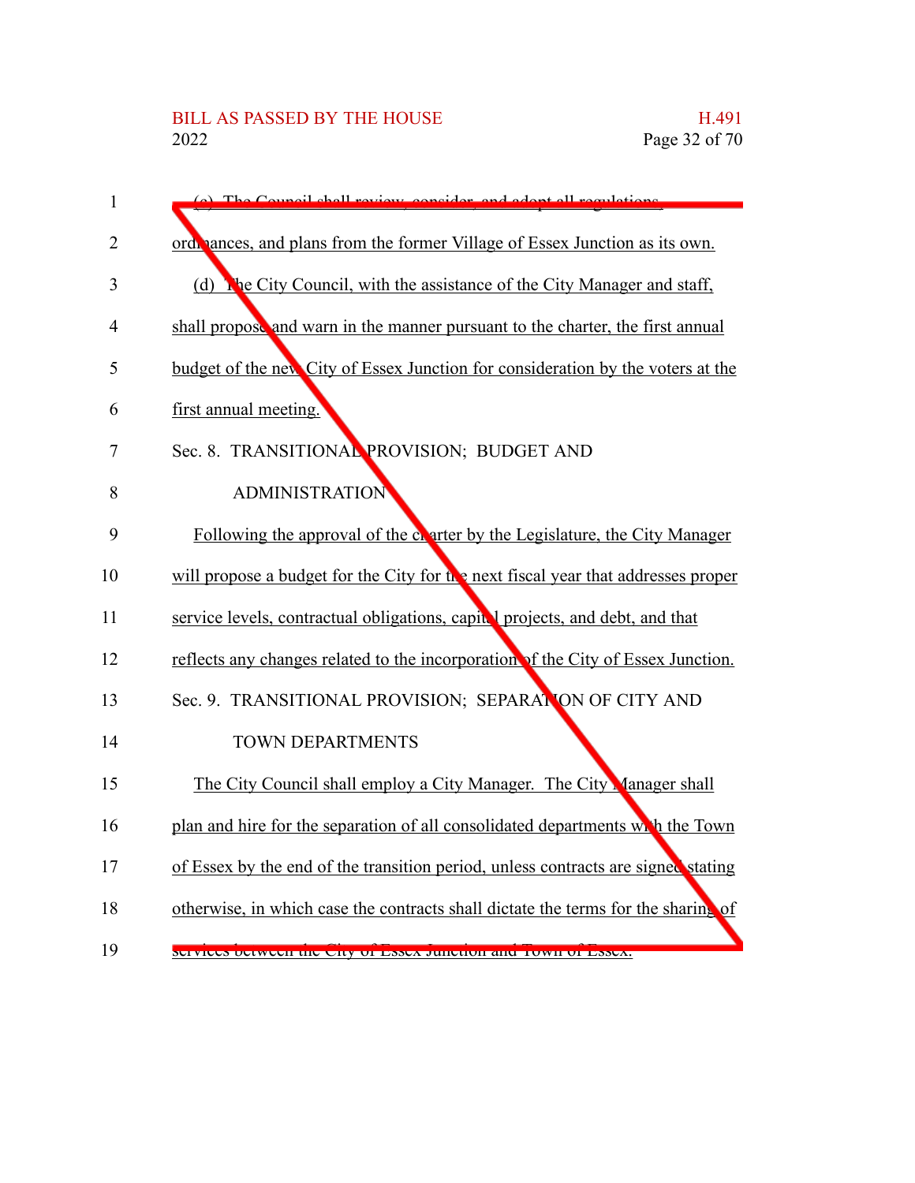(c) The Council shall review, consider, and adopt all regulations, ordinances, and plans from the former Village of Essex Junction as its own.

(d) The City Council, with the assistance of the City Manager and staff, shall propose and warn in the manner pursuant to the charter, the first annual budget of the new City of Essex Junction for consideration by the voters at the first annual meeting.

Sec. 8. TRANSITIONAL PROVISION; BUDGET AND ADMINISTRATION

Following the approval of the charter by the Legislature, the City Manager will propose a budget for the City for the next fiscal year that addresses proper service levels, contractual obligations, capital projects, and debt, and that reflects any changes related to the incorporation of the City of Essex Junction.

Sec. 9. TRANSITIONAL PROVISION; SEPARATION OF CITY AND TOWN DEPARTMENTS

The City Council shall employ a City Manager. The City Manager shall plan and hire for the separation of all consolidated departments with the Town of Essex by the end of the transition period, unless contracts are signed stating otherwise, in which case the contracts shall dictate the terms for the sharing of services between the City of Essex Junction and Town of Essex.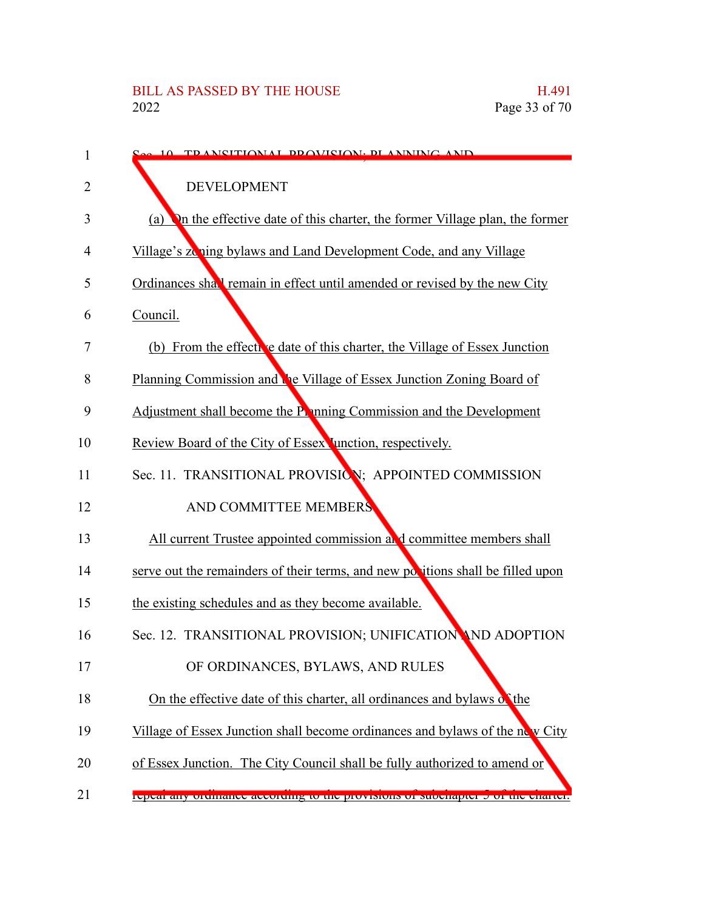Sec. 10. TRANSITIONAL PROVISION; PLANNING AND DEVELOPMENT

(a) On the effective date of this charter, the former Village plan, the former Village's zoning bylaws and Land Development Code, and any Village Ordinances shall remain in effect until amended or revised by the new City Council.

(b) From the effective date of this charter, the Village of Essex Junction Planning Commission and the Village of Essex Junction Zoning Board of Adjustment shall become the Planning Commission and the Development Review Board of the City of Essex Junction, respectively.

Sec. 11. TRANSITIONAL PROVISION; APPOINTED COMMISSION AND COMMITTEE MEMBERS

All current Trustee appointed commission and committee members shall serve out the remainders of their terms, and new positions shall be filled upon the existing schedules and as they become available.

Sec. 12. TRANSITIONAL PROVISION; UNIFICATION AND ADOPTION OF ORDINANCES, BYLAWS, AND RULES

On the effective date of this charter, all ordinances and bylaws of the Village of Essex Junction shall become ordinances and bylaws of the new City of Essex Junction. The City Council shall be fully authorized to amend or repeal any ordinance according to the provisions of subchapter 5 of the charter.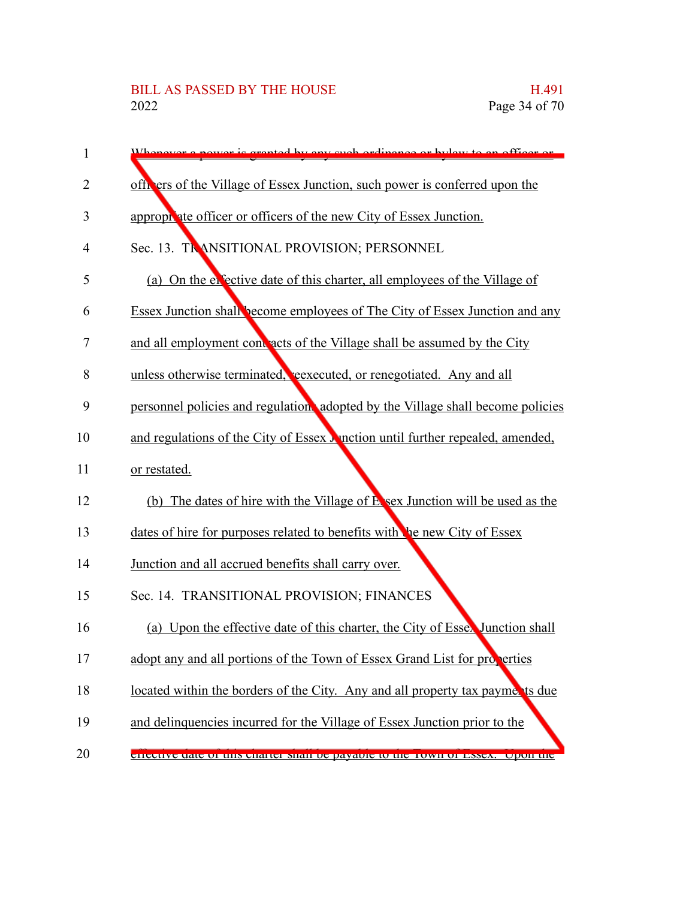Whenever a power is granted by any such ordinance or bylaw to an officer or officers of the Village of Essex Junction, such power is conferred upon the appropriate officer or officers of the new City of Essex Junction.

Sec. 13. TRANSITIONAL PROVISION; PERSONNEL

(a) On the effective date of this charter, all employees of the Village of Essex Junction shall become employees of The City of Essex Junction and any and all employment contracts of the Village shall be assumed by the City unless otherwise terminated, reexecuted, or renegotiated. Any and all personnel policies and regulations adopted by the Village shall become policies and regulations of the City of Essex Junction until further repealed, amended, or restated.

(b) The dates of hire with the Village of Essex Junction will be used as the dates of hire for purposes related to benefits with the new City of Essex Junction and all accrued benefits shall carry over.

Sec. 14. TRANSITIONAL PROVISION; FINANCES

(a) Upon the effective date of this charter, the City of Essex Junction shall adopt any and all portions of the Town of Essex Grand List for properties located within the borders of the City. Any and all property tax payments due and delinquencies incurred for the Village of Essex Junction prior to the effective date of this charter shall be payable to the Town of Essex. Upon the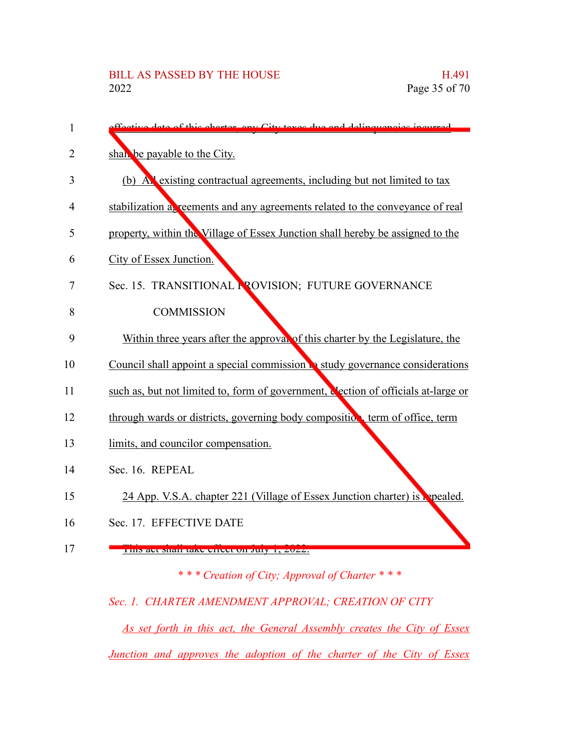effective date of this charter, any City taxes due and delinquencies incurred shall be payable to the City.

(b) All existing contractual agreements, including but not limited to tax stabilization agreements and any agreements related to the conveyance of real property, within the Village of Essex Junction shall hereby be assigned to the City of Essex Junction.

Sec. 15. TRANSITIONAL PROVISION; FUTURE GOVERNANCE COMMISSION

Within three years after the approval of this charter by the Legislature, the Council shall appoint a special commission to study governance considerations such as, but not limited to, form of government, election of officials at-large or through wards or districts, governing body composition, term of office, term limits, and councilor compensation.

Sec. 16. REPEAL

24 App. V.S.A. chapter 221 (Village of Essex Junction charter) is repealed.

Sec. 17. EFFECTIVE DATE

This act shall take effect on July 1, 2022.

*\* \* \* Creation of City; Approval of Charter \* \* \**

*Sec. 1. CHARTER AMENDMENT APPROVAL; CREATION OF CITY*

*As set forth in this act, the General Assembly creates the City of Essex Junction and approves the adoption of the charter of the City of Essex*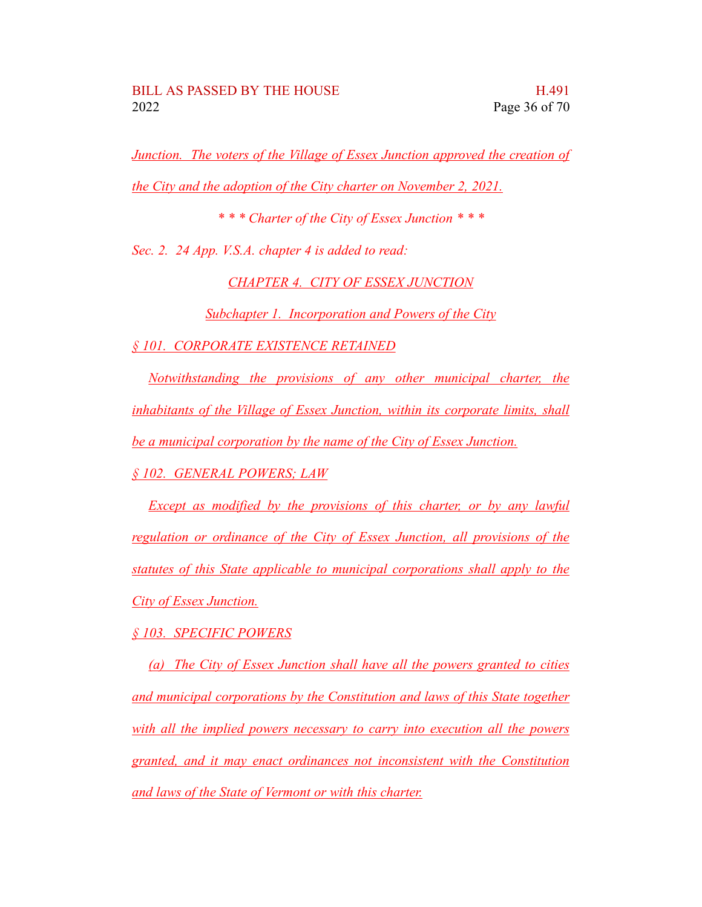Junction. The voters of the Village of Essex Junction approved the creation of the City and the adoption of the City charter on November 2, 2021.

*\* \* \* Charter of the City of Essex Junction \* \* \**

*Sec. 2. 24 App. V.S.A. chapter 4 is added to read:*

## CHAPTER 4. CITY OF ESSEX JUNCTION

### Subchapter 1. Incorporation and Powers of the City

#### § 101. CORPORATE EXISTENCE RETAINED

Notwithstanding the provisions of any other municipal charter, the inhabitants of the Village of Essex Junction, within its corporate limits, shall be a municipal corporation by the name of the City of Essex Junction.

#### § 102. GENERAL POWERS; LAW

Except as modified by the provisions of this charter, or by any lawful regulation or ordinance of the City of Essex Junction, all provisions of the statutes of this State applicable to municipal corporations shall apply to the City of Essex Junction.

#### § 103. SPECIFIC POWERS

(a) The City of Essex Junction shall have all the powers granted to cities and municipal corporations by the Constitution and laws of this State together with all the implied powers necessary to carry into execution all the powers granted, and it may enact ordinances not inconsistent with the Constitution and laws of the State of Vermont or with this charter.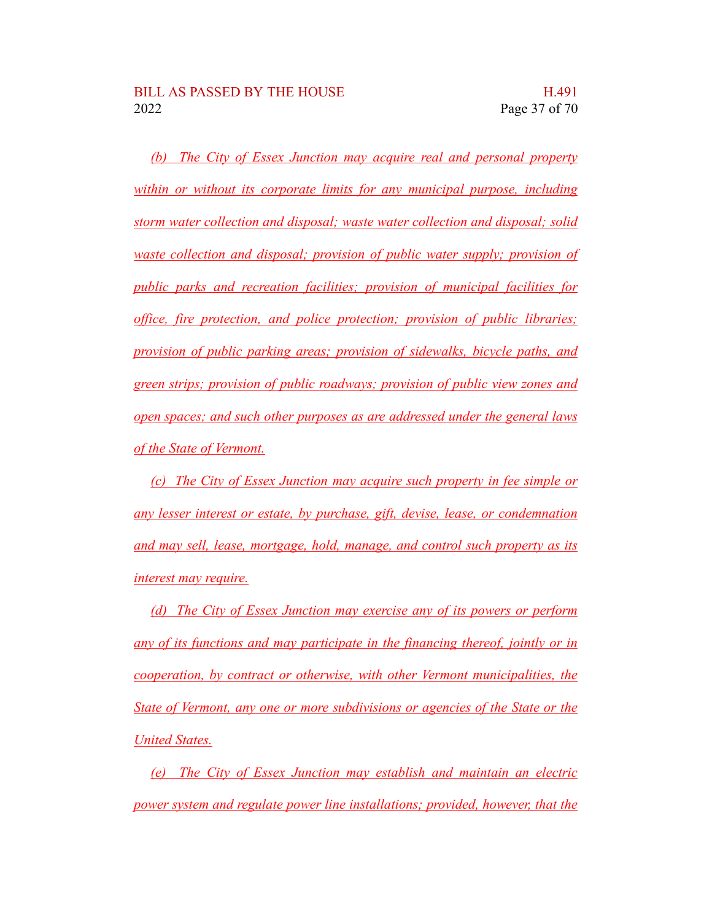(b) The City of Essex Junction may acquire real and personal property within or without its corporate limits for any municipal purpose, including storm water collection and disposal; waste water collection and disposal; solid waste collection and disposal; provision of public water supply; provision of public parks and recreation facilities; provision of municipal facilities for office, fire protection, and police protection; provision of public libraries; provision of public parking areas; provision of sidewalks, bicycle paths, and green strips; provision of public roadways; provision of public view zones and open spaces; and such other purposes as are addressed under the general laws of the State of Vermont.

(c) The City of Essex Junction may acquire such property in fee simple or any lesser interest or estate, by purchase, gift, devise, lease, or condemnation and may sell, lease, mortgage, hold, manage, and control such property as its interest may require.

(d) The City of Essex Junction may exercise any of its powers or perform any of its functions and may participate in the financing thereof, jointly or in cooperation, by contract or otherwise, with other Vermont municipalities, the State of Vermont, any one or more subdivisions or agencies of the State or the United States.

(e) The City of Essex Junction may establish and maintain an electric power system and regulate power line installations; provided, however, that the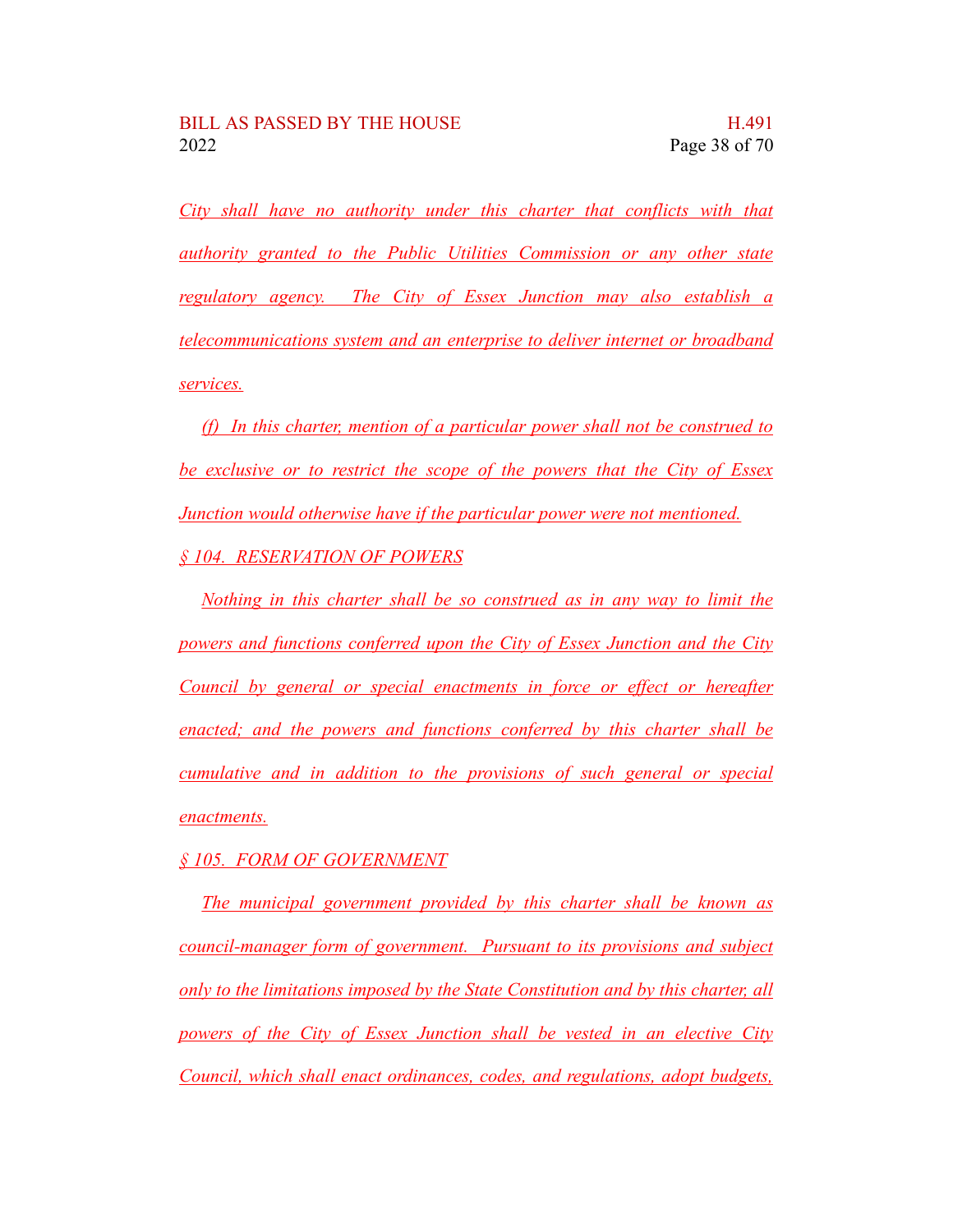City shall have no authority under this charter that conflicts with that authority granted to the Public Utilities Commission or any other state regulatory agency. The City of Essex Junction may also establish a telecommunications system and an enterprise to deliver internet or broadband services.

(f) In this charter, mention of a particular power shall not be construed to be exclusive or to restrict the scope of the powers that the City of Essex Junction would otherwise have if the particular power were not mentioned.

§ 104. RESERVATION OF POWERS

Nothing in this charter shall be so construed as in any way to limit the powers and functions conferred upon the City of Essex Junction and the City Council by general or special enactments in force or effect or hereafter enacted; and the powers and functions conferred by this charter shall be cumulative and in addition to the provisions of such general or special enactments.

§ 105. FORM OF GOVERNMENT

The municipal government provided by this charter shall be known as council-manager form of government. Pursuant to its provisions and subject only to the limitations imposed by the State Constitution and by this charter, all powers of the City of Essex Junction shall be vested in an elective City Council, which shall enact ordinances, codes, and regulations, adopt budgets,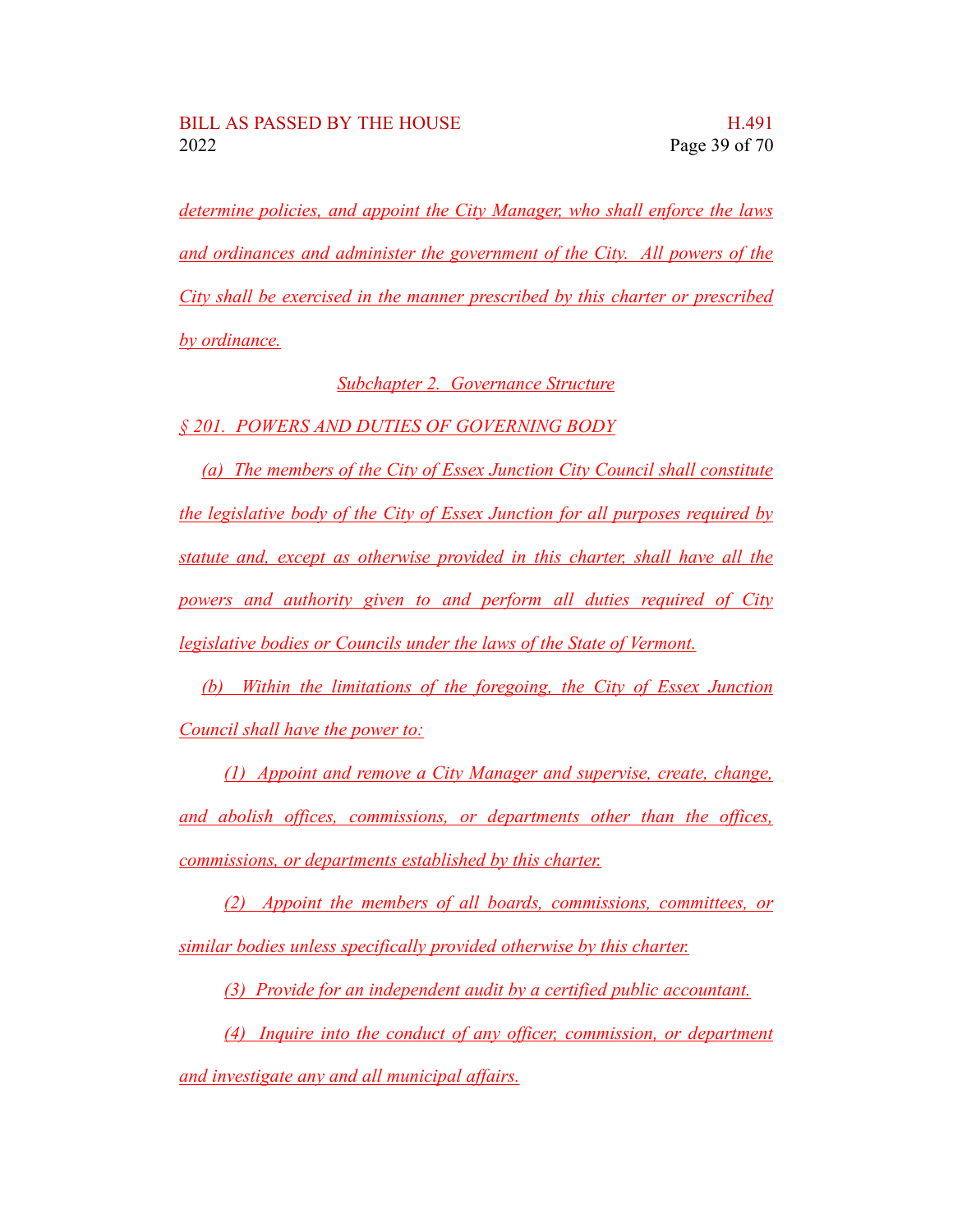determine policies, and appoint the City Manager, who shall enforce the laws and ordinances and administer the government of the City. All powers of the City shall be exercised in the manner prescribed by this charter or prescribed by ordinance.

## Subchapter 2. Governance Structure

### § 201. POWERS AND DUTIES OF GOVERNING BODY

(a) The members of the City of Essex Junction City Council shall constitute the legislative body of the City of Essex Junction for all purposes required by statute and, except as otherwise provided in this charter, shall have all the powers and authority given to and perform all duties required of City legislative bodies or Councils under the laws of the State of Vermont.

(b) Within the limitations of the foregoing, the City of Essex Junction Council shall have the power to:

(1) Appoint and remove a City Manager and supervise, create, change, and abolish offices, commissions, or departments other than the offices, commissions, or departments established by this charter.

(2) Appoint the members of all boards, commissions, committees, or similar bodies unless specifically provided otherwise by this charter.

(3) Provide for an independent audit by a certified public accountant.

(4) Inquire into the conduct of any officer, commission, or department and investigate any and all municipal affairs.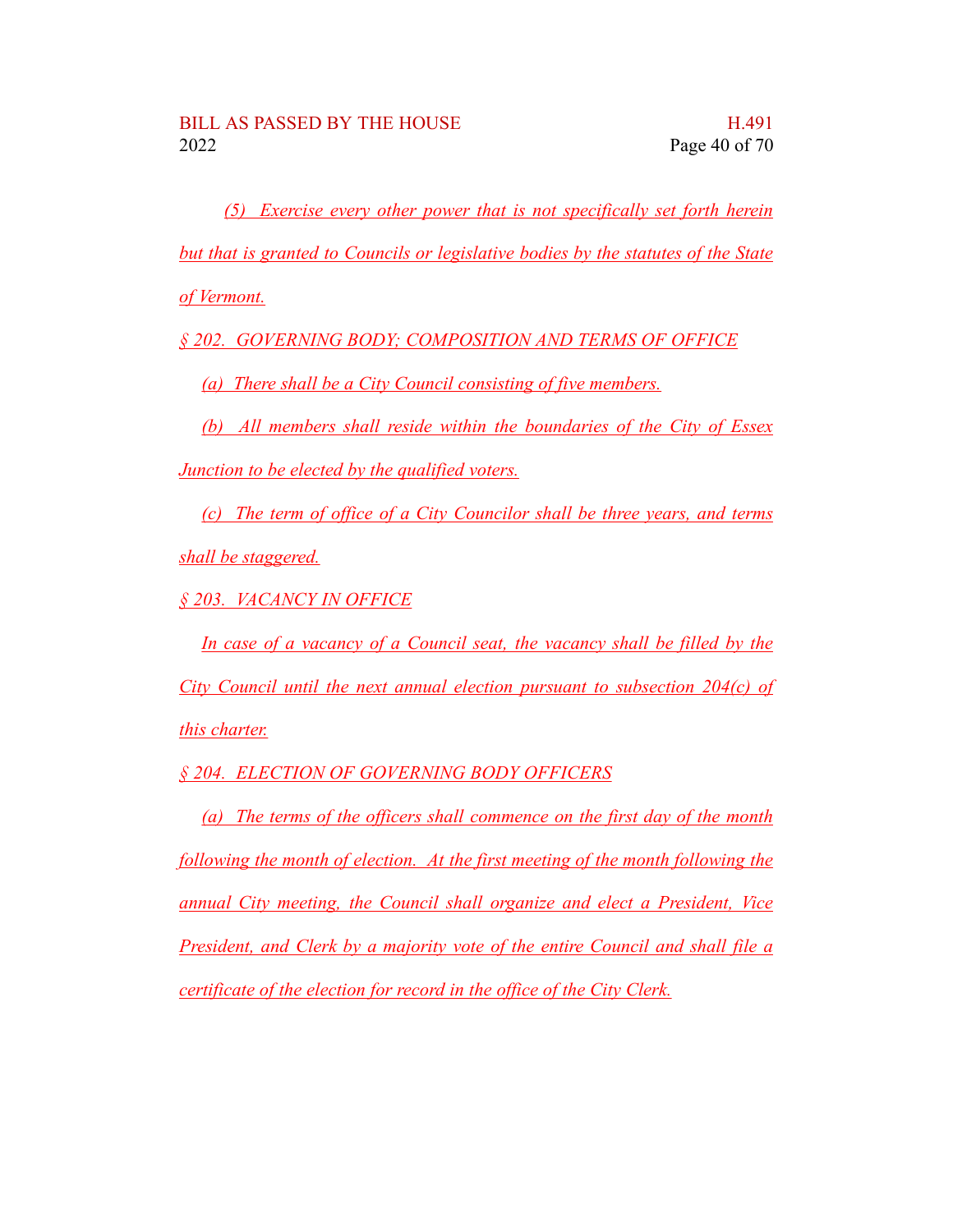(5) Exercise every other power that is not specifically set forth herein but that is granted to Councils or legislative bodies by the statutes of the State of Vermont.

§ 202. GOVERNING BODY; COMPOSITION AND TERMS OF OFFICE

(a) There shall be a City Council consisting of five members.

(b) All members shall reside within the boundaries of the City of Essex Junction to be elected by the qualified voters.

(c) The term of office of a City Councilor shall be three years, and terms shall be staggered.

§ 203. VACANCY IN OFFICE

In case of a vacancy of a Council seat, the vacancy shall be filled by the City Council until the next annual election pursuant to subsection 204(c) of this charter.

§ 204. ELECTION OF GOVERNING BODY OFFICERS

(a) The terms of the officers shall commence on the first day of the month following the month of election. At the first meeting of the month following the annual City meeting, the Council shall organize and elect a President, Vice President, and Clerk by a majority vote of the entire Council and shall file a certificate of the election for record in the office of the City Clerk.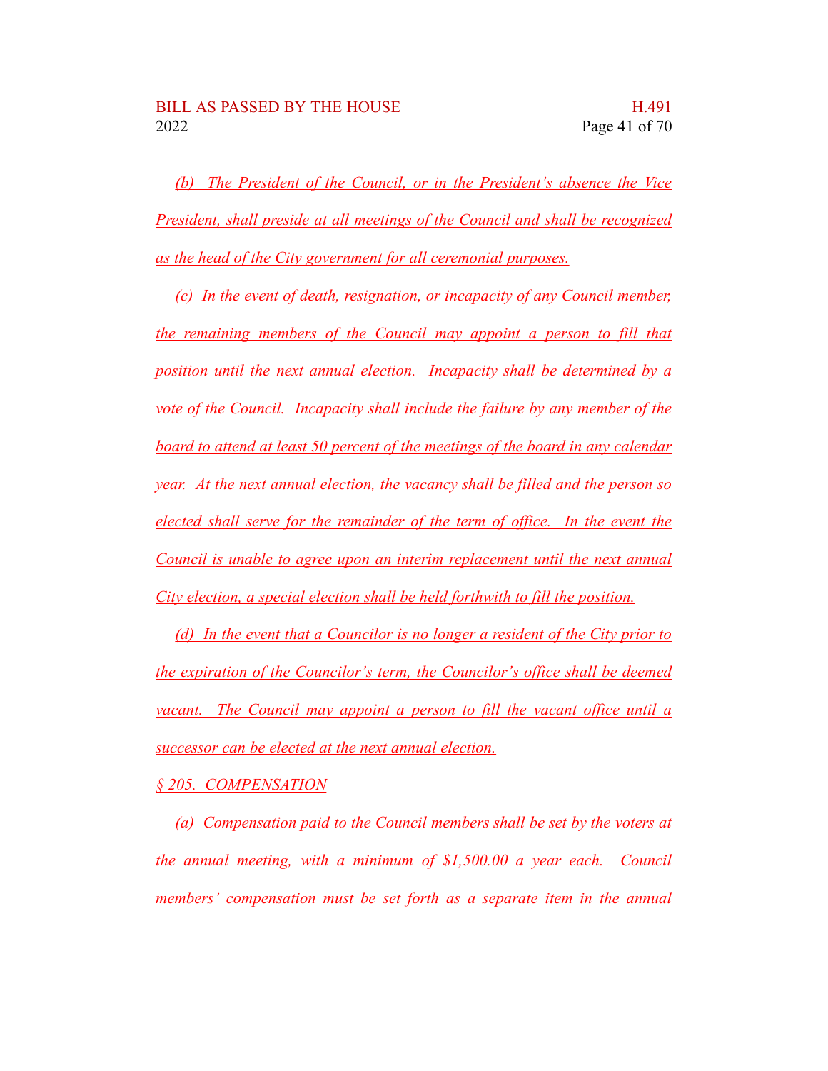*(b) The President of the Council, or in the President's absence the Vice President, shall preside at all meetings of the Council and shall be recognized as the head of the City government for all ceremonial purposes.*

*(c) In the event of death, resignation, or incapacity of any Council member, the remaining members of the Council may appoint a person to fill that position until the next annual election. Incapacity shall be determined by a vote of the Council. Incapacity shall include the failure by any member of the board to attend at least 50 percent of the meetings of the board in any calendar year. At the next annual election, the vacancy shall be filled and the person so elected shall serve for the remainder of the term of office. In the event the Council is unable to agree upon an interim replacement until the next annual City election, a special election shall be held forthwith to fill the position.*

*(d) In the event that a Councilor is no longer a resident of the City prior to the expiration of the Councilor's term, the Councilor's office shall be deemed vacant. The Council may appoint a person to fill the vacant office until a successor can be elected at the next annual election.*

*§ 205. COMPENSATION*

*(a) Compensation paid to the Council members shall be set by the voters at the annual meeting, with a minimum of $1,500.00 a year each. Council members' compensation must be set forth as a separate item in the annual*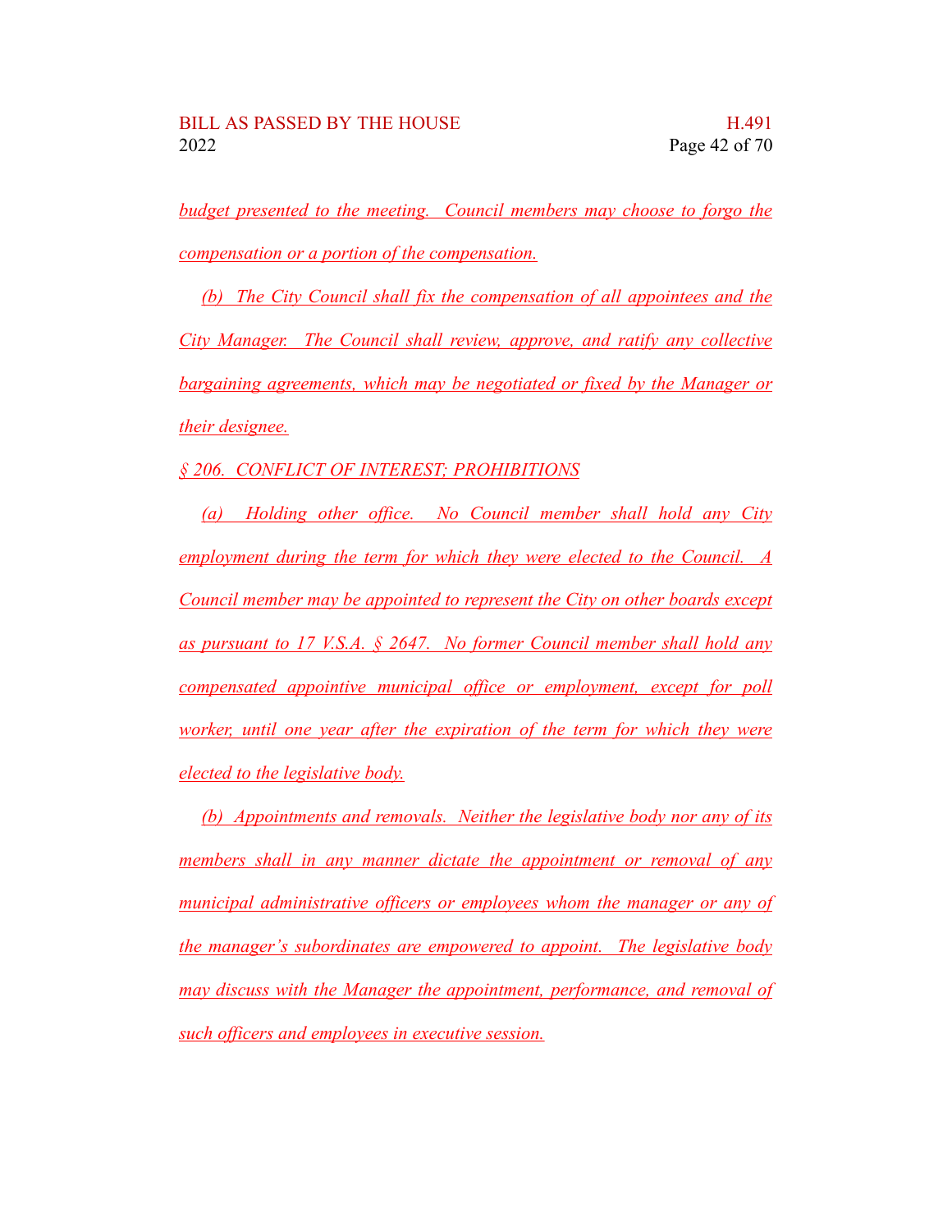budget presented to the meeting. Council members may choose to forgo the compensation or a portion of the compensation.

(b) The City Council shall fix the compensation of all appointees and the City Manager. The Council shall review, approve, and ratify any collective bargaining agreements, which may be negotiated or fixed by the Manager or their designee.

§ 206. CONFLICT OF INTEREST; PROHIBITIONS

(a) Holding other office. No Council member shall hold any City employment during the term for which they were elected to the Council. A Council member may be appointed to represent the City on other boards except as pursuant to 17 V.S.A. § 2647. No former Council member shall hold any compensated appointive municipal office or employment, except for poll worker, until one year after the expiration of the term for which they were elected to the legislative body.

(b) Appointments and removals. Neither the legislative body nor any of its members shall in any manner dictate the appointment or removal of any municipal administrative officers or employees whom the manager or any of the manager's subordinates are empowered to appoint. The legislative body may discuss with the Manager the appointment, performance, and removal of such officers and employees in executive session.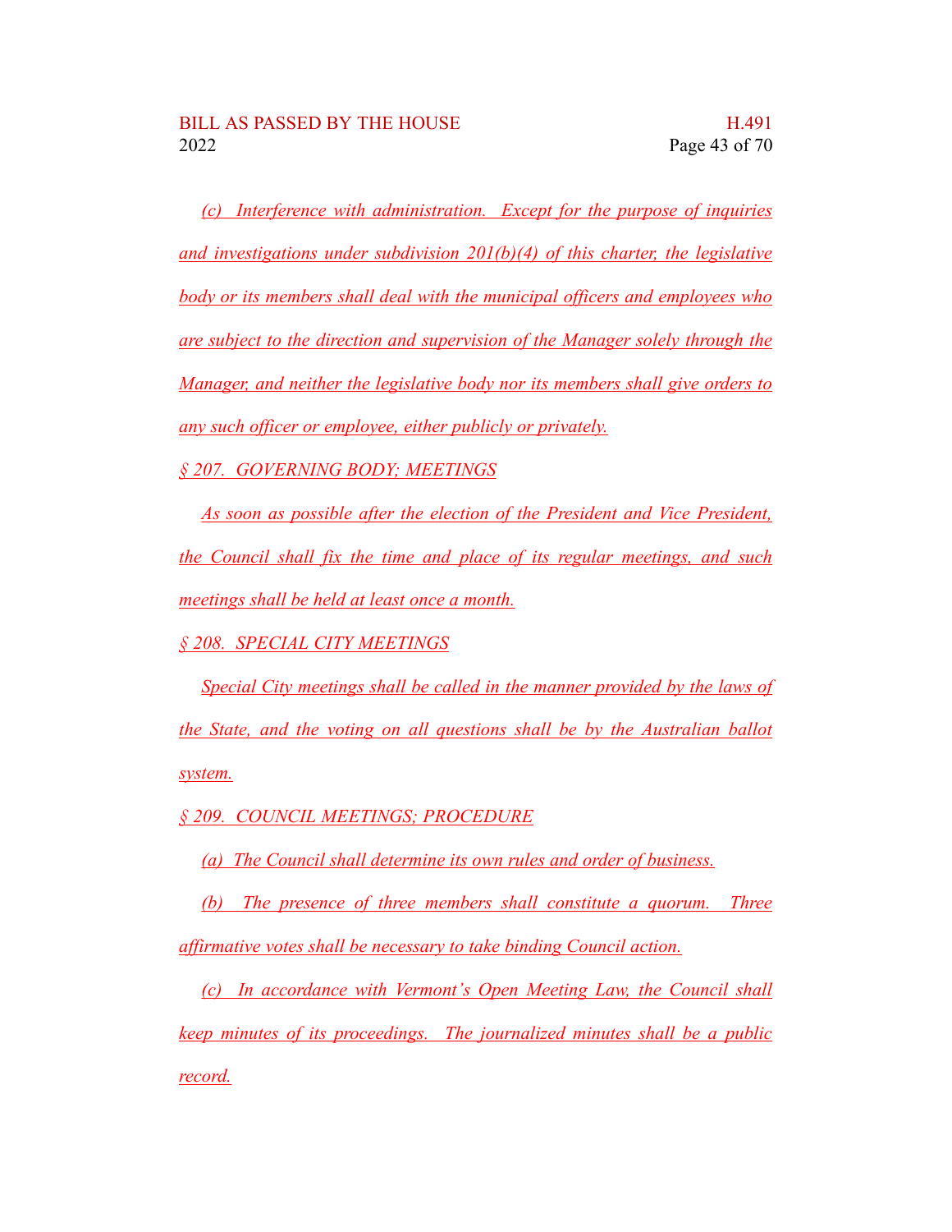(c) Interference with administration. Except for the purpose of inquiries and investigations under subdivision 201(b)(4) of this charter, the legislative body or its members shall deal with the municipal officers and employees who are subject to the direction and supervision of the Manager solely through the Manager, and neither the legislative body nor its members shall give orders to any such officer or employee, either publicly or privately.

§ 207. GOVERNING BODY; MEETINGS

As soon as possible after the election of the President and Vice President, the Council shall fix the time and place of its regular meetings, and such meetings shall be held at least once a month.

§ 208. SPECIAL CITY MEETINGS

Special City meetings shall be called in the manner provided by the laws of the State, and the voting on all questions shall be by the Australian ballot system.

§ 209. COUNCIL MEETINGS; PROCEDURE

(a) The Council shall determine its own rules and order of business.

(b) The presence of three members shall constitute a quorum. Three affirmative votes shall be necessary to take binding Council action.

(c) In accordance with Vermont's Open Meeting Law, the Council shall keep minutes of its proceedings. The journalized minutes shall be a public record.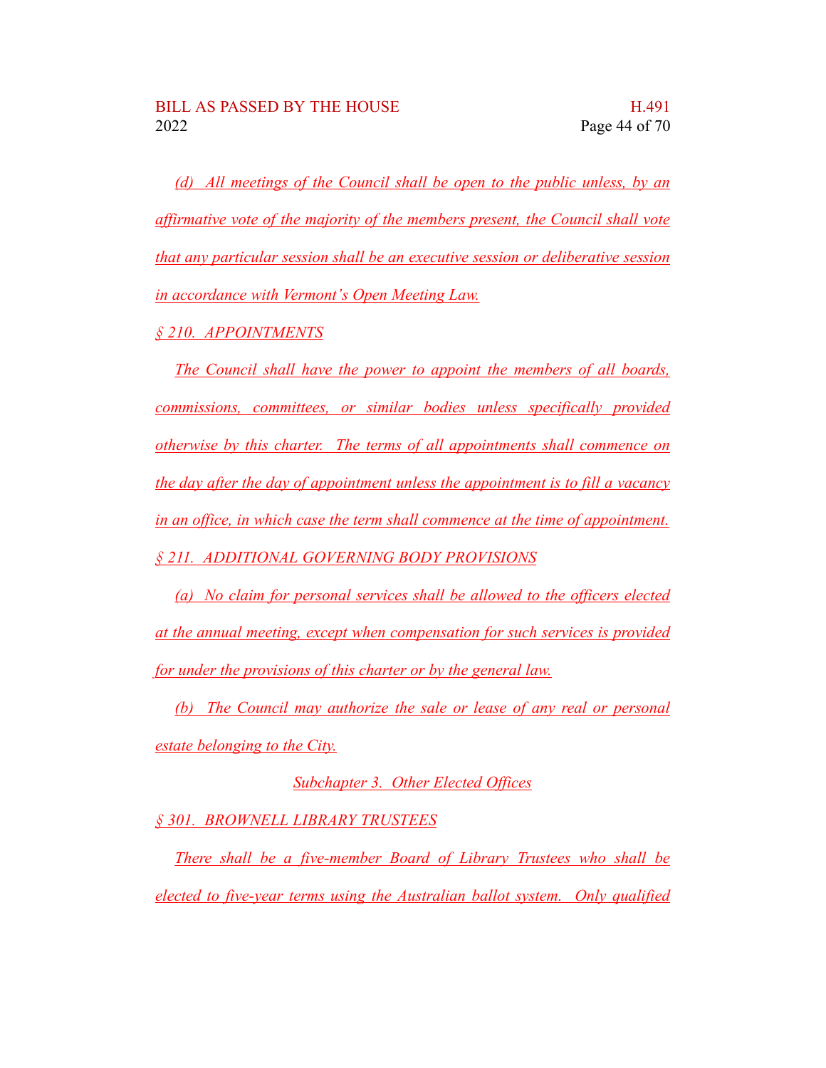(d) All meetings of the Council shall be open to the public unless, by an affirmative vote of the majority of the members present, the Council shall vote that any particular session shall be an executive session or deliberative session in accordance with Vermont's Open Meeting Law.

§ 210. APPOINTMENTS

The Council shall have the power to appoint the members of all boards, commissions, committees, or similar bodies unless specifically provided otherwise by this charter. The terms of all appointments shall commence on the day after the day of appointment unless the appointment is to fill a vacancy in an office, in which case the term shall commence at the time of appointment.

§ 211. ADDITIONAL GOVERNING BODY PROVISIONS

(a) No claim for personal services shall be allowed to the officers elected at the annual meeting, except when compensation for such services is provided for under the provisions of this charter or by the general law.

(b) The Council may authorize the sale or lease of any real or personal estate belonging to the City.

Subchapter 3. Other Elected Offices

§ 301. BROWNELL LIBRARY TRUSTEES

There shall be a five-member Board of Library Trustees who shall be elected to five-year terms using the Australian ballot system. Only qualified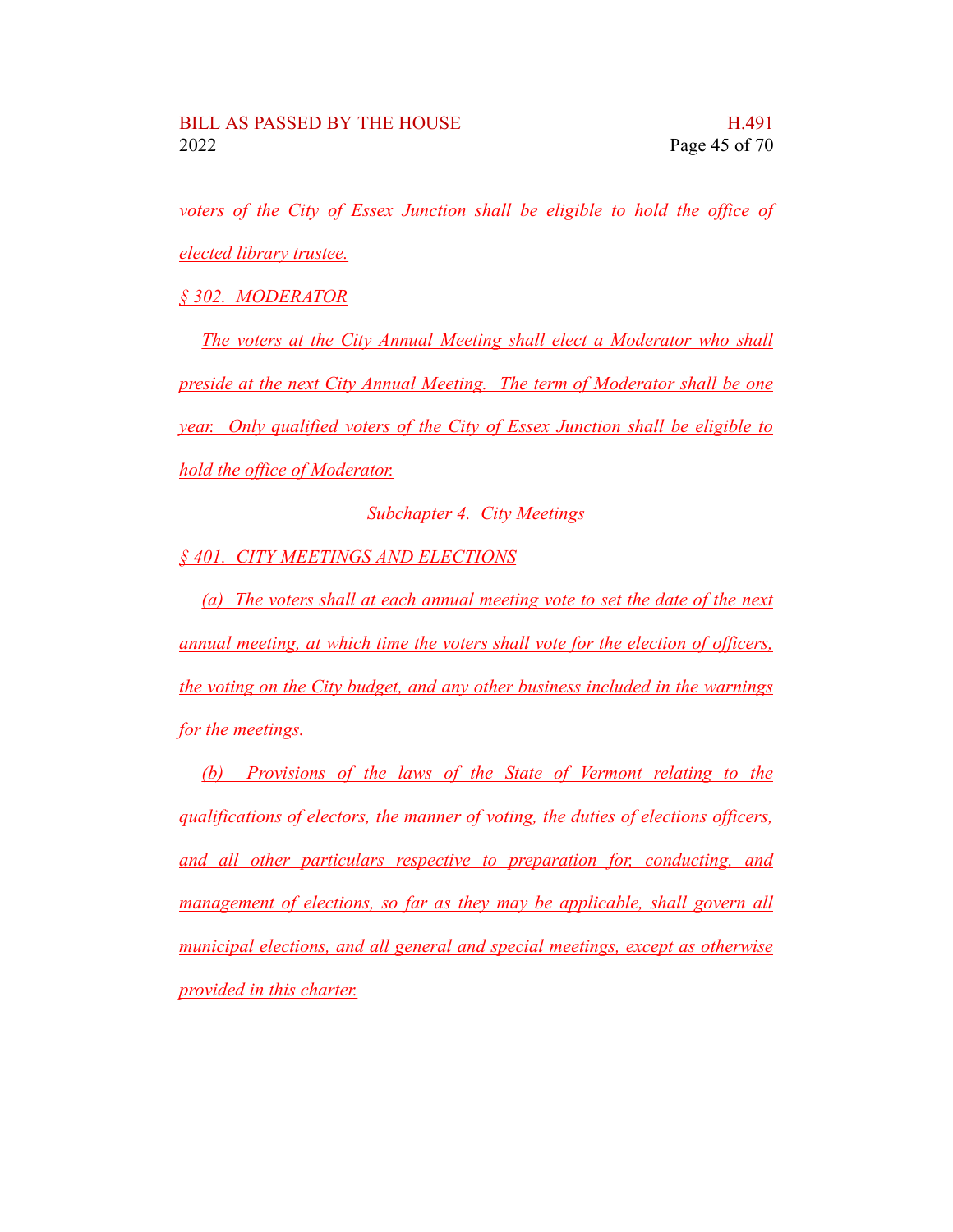voters of the City of Essex Junction shall be eligible to hold the office of elected library trustee.

§ 302. MODERATOR

The voters at the City Annual Meeting shall elect a Moderator who shall preside at the next City Annual Meeting. The term of Moderator shall be one year. Only qualified voters of the City of Essex Junction shall be eligible to hold the office of Moderator.

Subchapter 4. City Meetings

§ 401. CITY MEETINGS AND ELECTIONS

(a) The voters shall at each annual meeting vote to set the date of the next annual meeting, at which time the voters shall vote for the election of officers, the voting on the City budget, and any other business included in the warnings for the meetings.

(b) Provisions of the laws of the State of Vermont relating to the qualifications of electors, the manner of voting, the duties of elections officers, and all other particulars respective to preparation for, conducting, and management of elections, so far as they may be applicable, shall govern all municipal elections, and all general and special meetings, except as otherwise provided in this charter.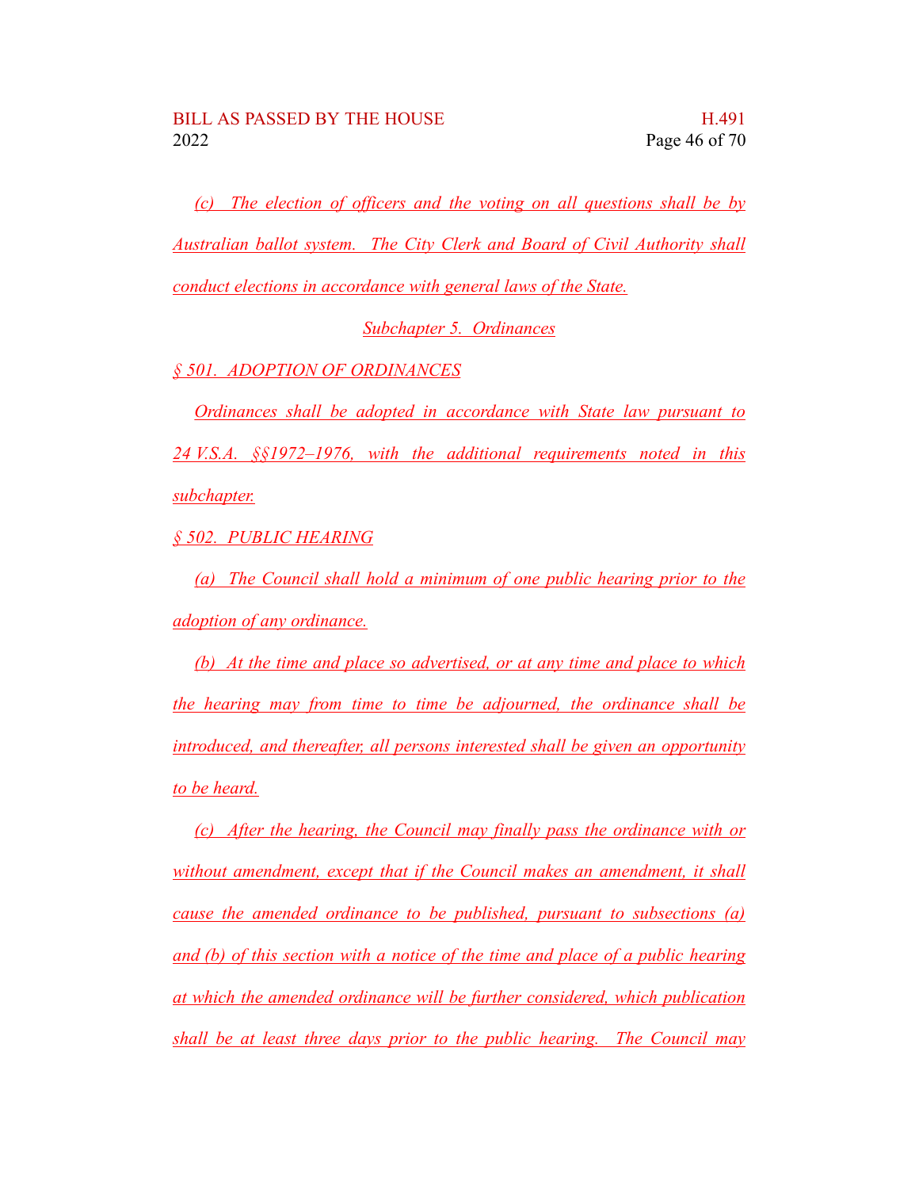(c) The election of officers and the voting on all questions shall be by Australian ballot system. The City Clerk and Board of Civil Authority shall conduct elections in accordance with general laws of the State.

Subchapter 5. Ordinances

§ 501. ADOPTION OF ORDINANCES

Ordinances shall be adopted in accordance with State law pursuant to 24 V.S.A. §§1972–1976, with the additional requirements noted in this subchapter.

§ 502. PUBLIC HEARING

(a) The Council shall hold a minimum of one public hearing prior to the adoption of any ordinance.

(b) At the time and place so advertised, or at any time and place to which the hearing may from time to time be adjourned, the ordinance shall be introduced, and thereafter, all persons interested shall be given an opportunity to be heard.

(c) After the hearing, the Council may finally pass the ordinance with or without amendment, except that if the Council makes an amendment, it shall cause the amended ordinance to be published, pursuant to subsections (a) and (b) of this section with a notice of the time and place of a public hearing at which the amended ordinance will be further considered, which publication shall be at least three days prior to the public hearing. The Council may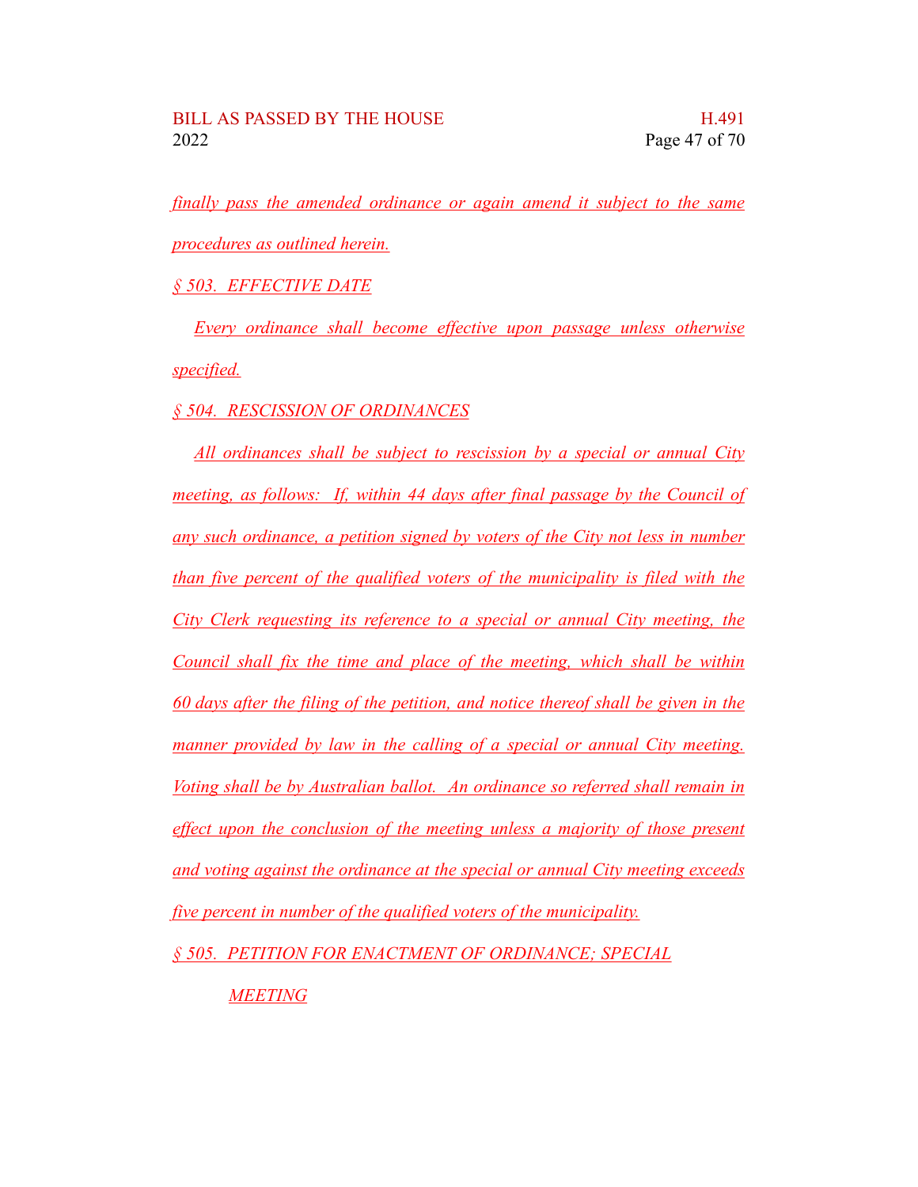*finally pass the amended ordinance or again amend it subject to the same procedures as outlined herein.*

*§ 503. EFFECTIVE DATE*

*Every ordinance shall become effective upon passage unless otherwise specified.*

*§ 504. RESCISSION OF ORDINANCES*

*All ordinances shall be subject to rescission by a special or annual City meeting, as follows: If, within 44 days after final passage by the Council of any such ordinance, a petition signed by voters of the City not less in number than five percent of the qualified voters of the municipality is filed with the City Clerk requesting its reference to a special or annual City meeting, the Council shall fix the time and place of the meeting, which shall be within 60 days after the filing of the petition, and notice thereof shall be given in the manner provided by law in the calling of a special or annual City meeting. Voting shall be by Australian ballot. An ordinance so referred shall remain in effect upon the conclusion of the meeting unless a majority of those present and voting against the ordinance at the special or annual City meeting exceeds five percent in number of the qualified voters of the municipality.*

*§ 505. PETITION FOR ENACTMENT OF ORDINANCE; SPECIAL MEETING*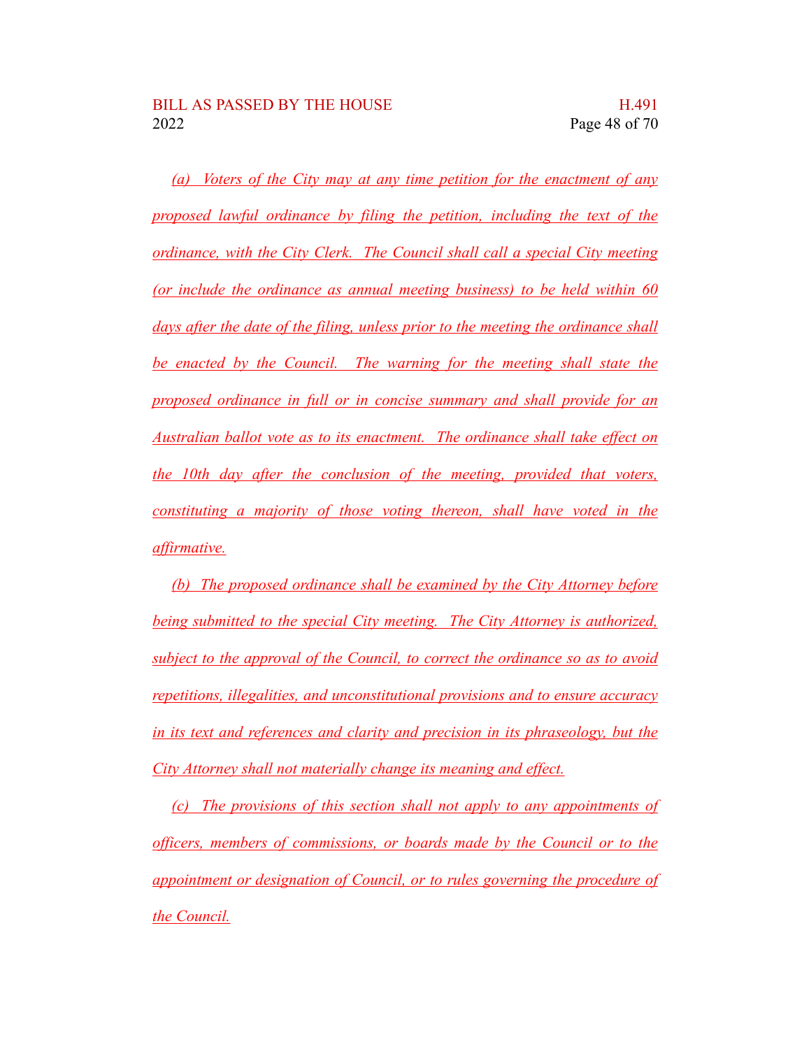*(a) Voters of the City may at any time petition for the enactment of any proposed lawful ordinance by filing the petition, including the text of the ordinance, with the City Clerk. The Council shall call a special City meeting (or include the ordinance as annual meeting business) to be held within 60 days after the date of the filing, unless prior to the meeting the ordinance shall be enacted by the Council. The warning for the meeting shall state the proposed ordinance in full or in concise summary and shall provide for an Australian ballot vote as to its enactment. The ordinance shall take effect on the 10th day after the conclusion of the meeting, provided that voters, constituting a majority of those voting thereon, shall have voted in the affirmative.*

*(b) The proposed ordinance shall be examined by the City Attorney before being submitted to the special City meeting. The City Attorney is authorized, subject to the approval of the Council, to correct the ordinance so as to avoid repetitions, illegalities, and unconstitutional provisions and to ensure accuracy in its text and references and clarity and precision in its phraseology, but the City Attorney shall not materially change its meaning and effect.*

*(c) The provisions of this section shall not apply to any appointments of officers, members of commissions, or boards made by the Council or to the appointment or designation of Council, or to rules governing the procedure of the Council.*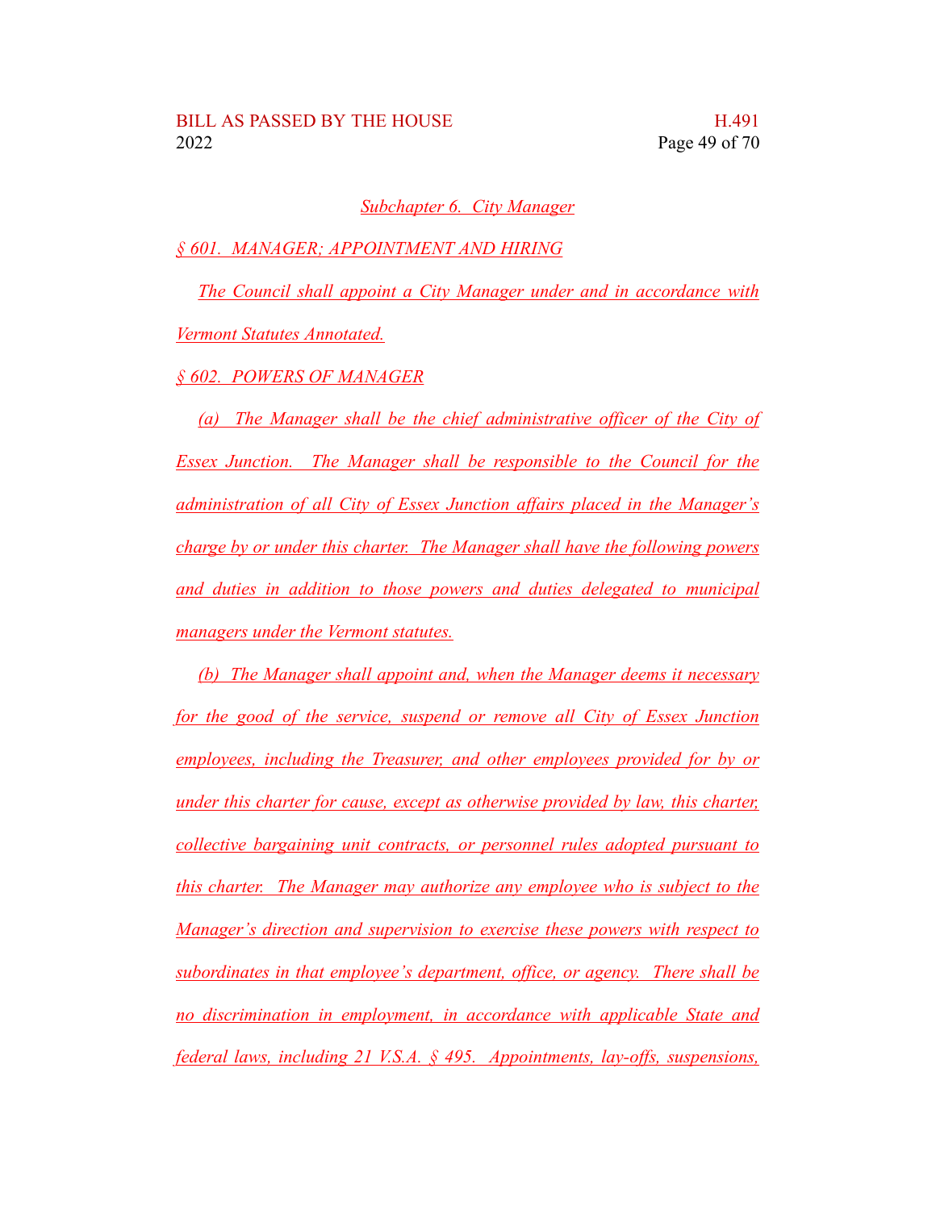Subchapter 6. City Manager

§ 601. MANAGER; APPOINTMENT AND HIRING

The Council shall appoint a City Manager under and in accordance with Vermont Statutes Annotated.

§ 602. POWERS OF MANAGER

(a) The Manager shall be the chief administrative officer of the City of Essex Junction. The Manager shall be responsible to the Council for the administration of all City of Essex Junction affairs placed in the Manager's charge by or under this charter. The Manager shall have the following powers and duties in addition to those powers and duties delegated to municipal managers under the Vermont statutes.

(b) The Manager shall appoint and, when the Manager deems it necessary for the good of the service, suspend or remove all City of Essex Junction employees, including the Treasurer, and other employees provided for by or under this charter for cause, except as otherwise provided by law, this charter, collective bargaining unit contracts, or personnel rules adopted pursuant to this charter. The Manager may authorize any employee who is subject to the Manager's direction and supervision to exercise these powers with respect to subordinates in that employee's department, office, or agency. There shall be no discrimination in employment, in accordance with applicable State and federal laws, including 21 V.S.A. § 495. Appointments, lay-offs, suspensions,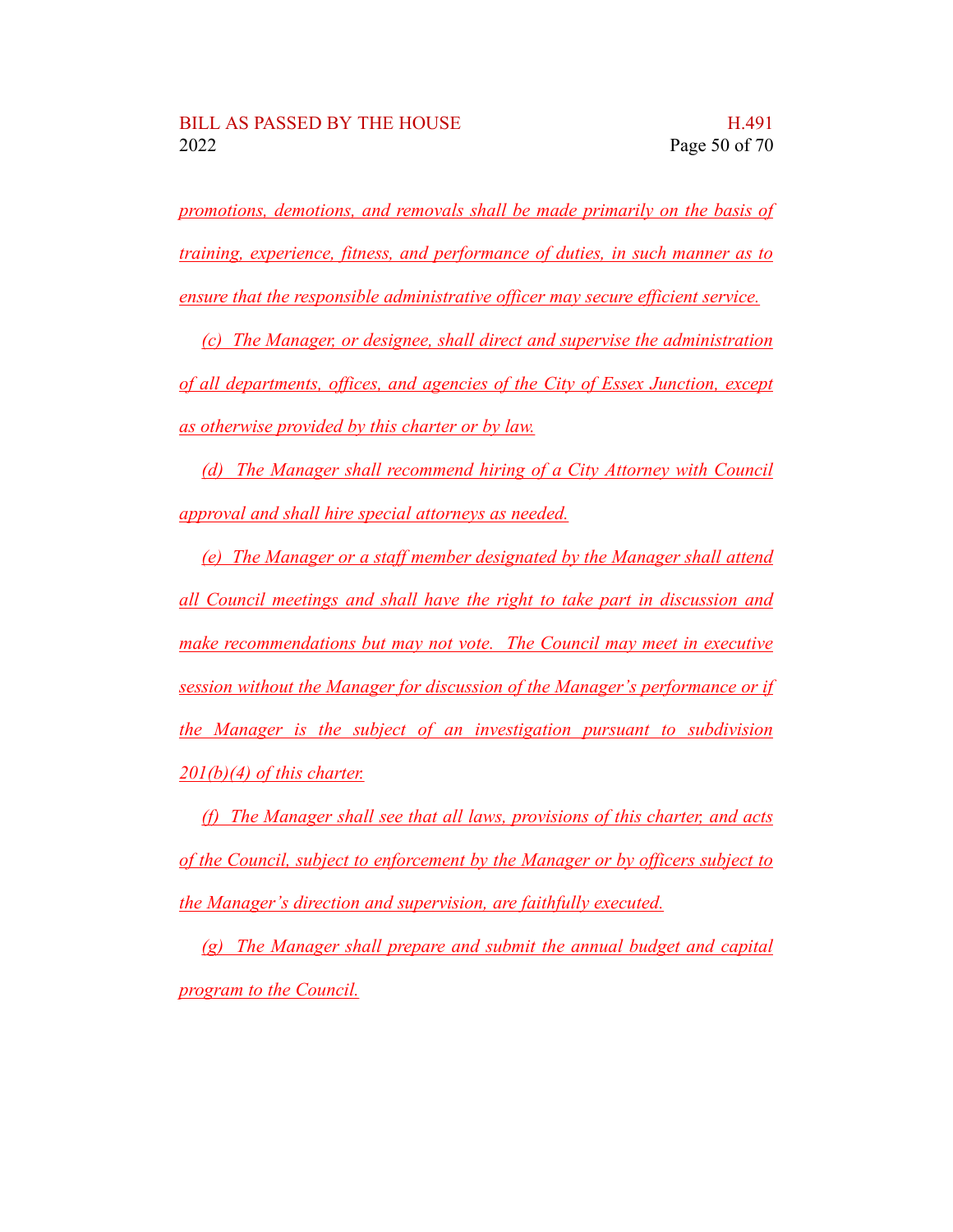promotions, demotions, and removals shall be made primarily on the basis of training, experience, fitness, and performance of duties, in such manner as to ensure that the responsible administrative officer may secure efficient service.

(c) The Manager, or designee, shall direct and supervise the administration of all departments, offices, and agencies of the City of Essex Junction, except as otherwise provided by this charter or by law.

(d) The Manager shall recommend hiring of a City Attorney with Council approval and shall hire special attorneys as needed.

(e) The Manager or a staff member designated by the Manager shall attend all Council meetings and shall have the right to take part in discussion and make recommendations but may not vote. The Council may meet in executive session without the Manager for discussion of the Manager's performance or if the Manager is the subject of an investigation pursuant to subdivision 201(b)(4) of this charter.

(f) The Manager shall see that all laws, provisions of this charter, and acts of the Council, subject to enforcement by the Manager or by officers subject to the Manager's direction and supervision, are faithfully executed.

(g) The Manager shall prepare and submit the annual budget and capital program to the Council.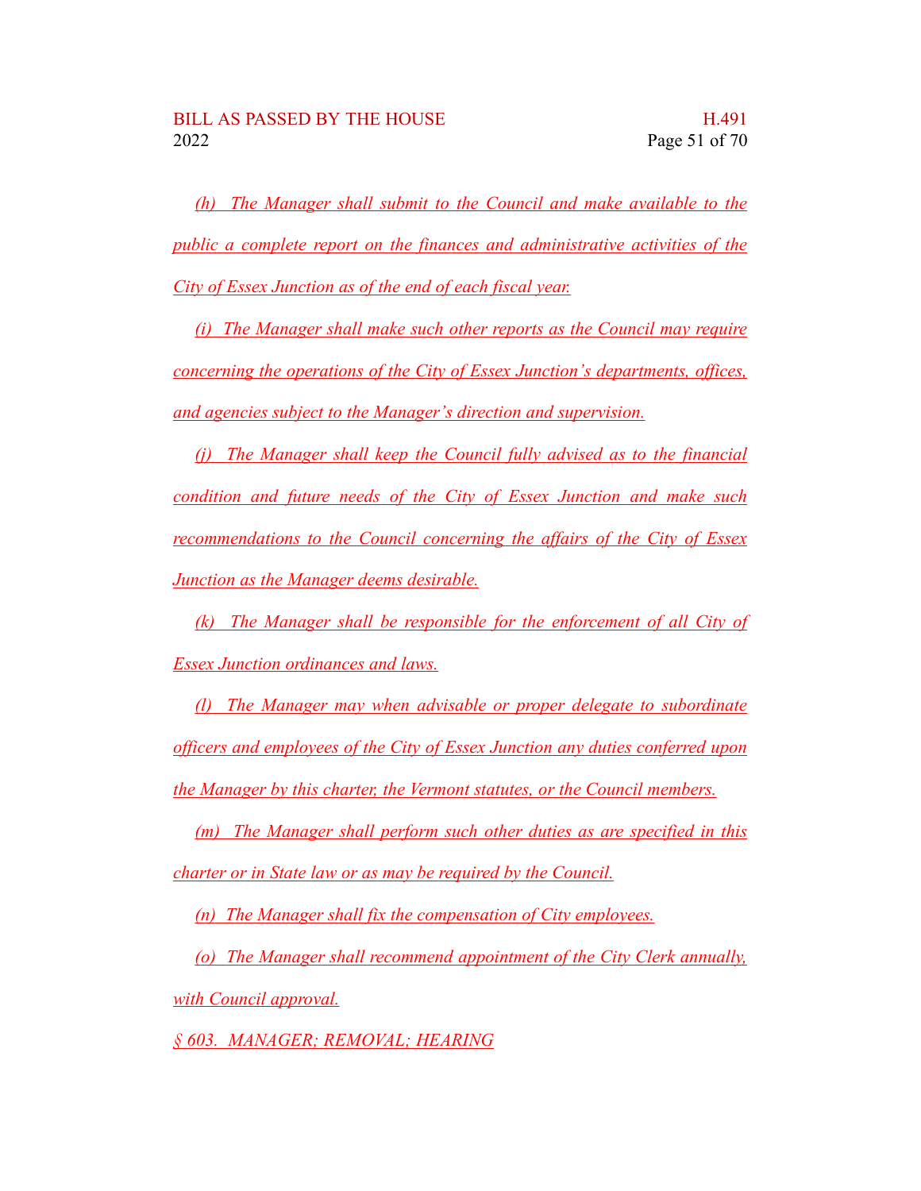*(h) The Manager shall submit to the Council and make available to the public a complete report on the finances and administrative activities of the City of Essex Junction as of the end of each fiscal year.*

*(i) The Manager shall make such other reports as the Council may require concerning the operations of the City of Essex Junction's departments, offices, and agencies subject to the Manager's direction and supervision.*

*(j) The Manager shall keep the Council fully advised as to the financial condition and future needs of the City of Essex Junction and make such recommendations to the Council concerning the affairs of the City of Essex Junction as the Manager deems desirable.*

*(k) The Manager shall be responsible for the enforcement of all City of Essex Junction ordinances and laws.*

*(l) The Manager may when advisable or proper delegate to subordinate officers and employees of the City of Essex Junction any duties conferred upon the Manager by this charter, the Vermont statutes, or the Council members.*

*(m) The Manager shall perform such other duties as are specified in this charter or in State law or as may be required by the Council.*

*(n) The Manager shall fix the compensation of City employees.*

*(o) The Manager shall recommend appointment of the City Clerk annually, with Council approval.*

*§ 603. MANAGER; REMOVAL; HEARING*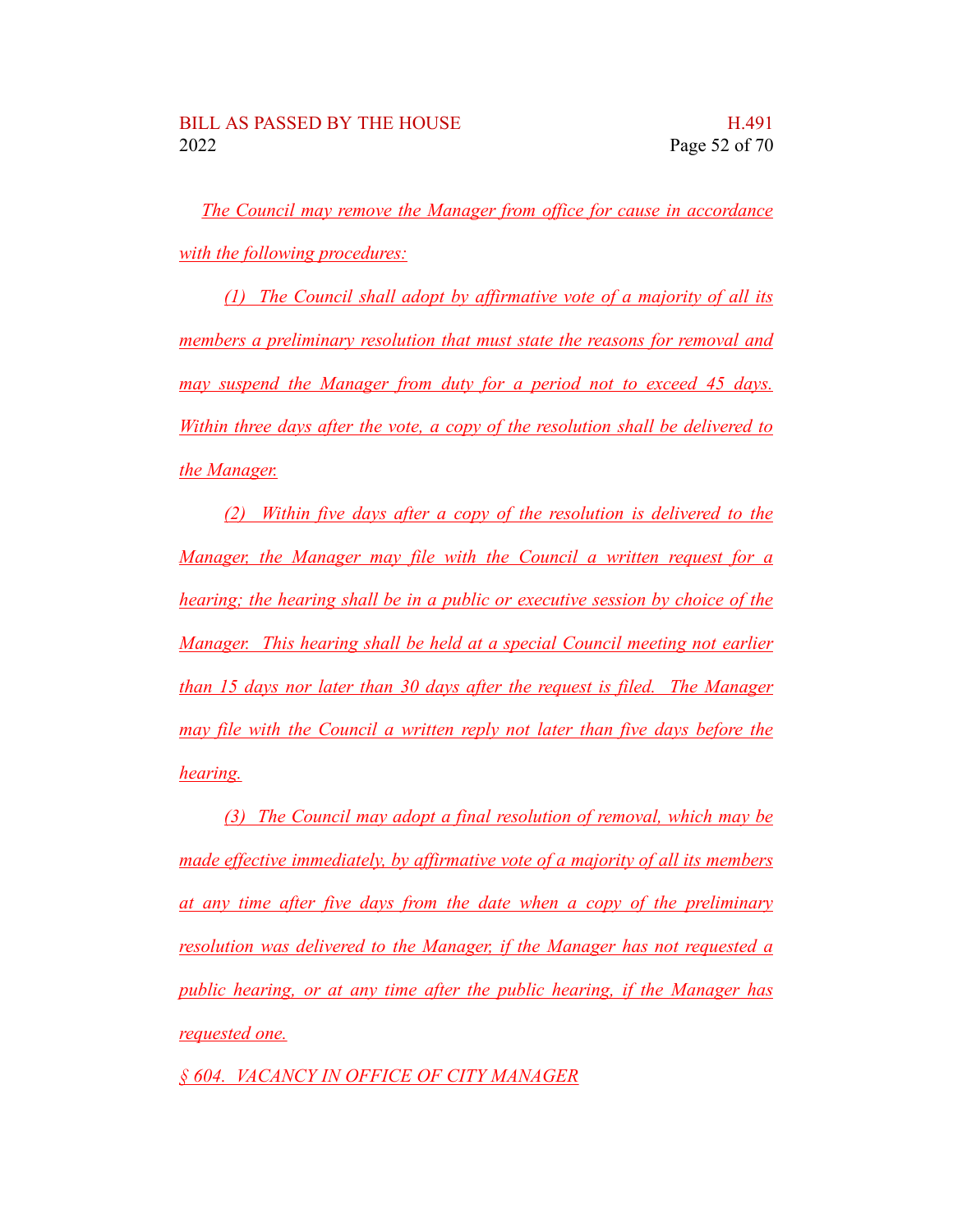*The Council may remove the Manager from office for cause in accordance with the following procedures:*

*(1) The Council shall adopt by affirmative vote of a majority of all its members a preliminary resolution that must state the reasons for removal and may suspend the Manager from duty for a period not to exceed 45 days. Within three days after the vote, a copy of the resolution shall be delivered to the Manager.*

*(2) Within five days after a copy of the resolution is delivered to the Manager, the Manager may file with the Council a written request for a hearing; the hearing shall be in a public or executive session by choice of the Manager. This hearing shall be held at a special Council meeting not earlier than 15 days nor later than 30 days after the request is filed. The Manager may file with the Council a written reply not later than five days before the hearing.*

*(3) The Council may adopt a final resolution of removal, which may be made effective immediately, by affirmative vote of a majority of all its members at any time after five days from the date when a copy of the preliminary resolution was delivered to the Manager, if the Manager has not requested a public hearing, or at any time after the public hearing, if the Manager has requested one.*

*§ 604. VACANCY IN OFFICE OF CITY MANAGER*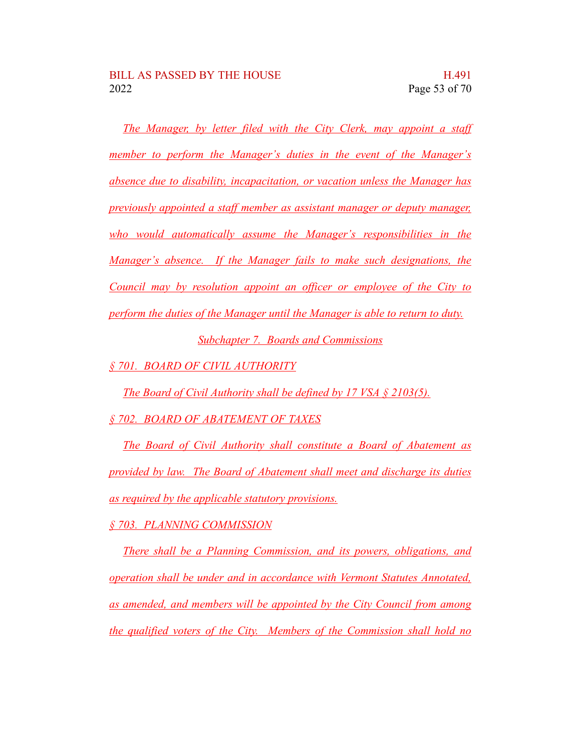The Manager, by letter filed with the City Clerk, may appoint a staff member to perform the Manager's duties in the event of the Manager's absence due to disability, incapacitation, or vacation unless the Manager has previously appointed a staff member as assistant manager or deputy manager, who would automatically assume the Manager's responsibilities in the Manager's absence. If the Manager fails to make such designations, the Council may by resolution appoint an officer or employee of the City to perform the duties of the Manager until the Manager is able to return to duty.

Subchapter 7. Boards and Commissions

§ 701. BOARD OF CIVIL AUTHORITY

The Board of Civil Authority shall be defined by 17 VSA § 2103(5).

§ 702. BOARD OF ABATEMENT OF TAXES

The Board of Civil Authority shall constitute a Board of Abatement as provided by law. The Board of Abatement shall meet and discharge its duties as required by the applicable statutory provisions.

§ 703. PLANNING COMMISSION

There shall be a Planning Commission, and its powers, obligations, and operation shall be under and in accordance with Vermont Statutes Annotated, as amended, and members will be appointed by the City Council from among the qualified voters of the City. Members of the Commission shall hold no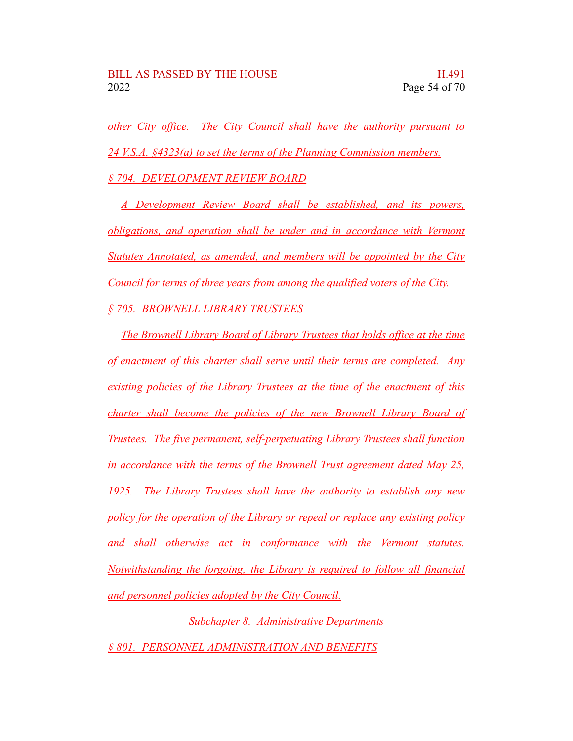other City office. The City Council shall have the authority pursuant to 24 V.S.A. §4323(a) to set the terms of the Planning Commission members.

§ 704. DEVELOPMENT REVIEW BOARD

A Development Review Board shall be established, and its powers, obligations, and operation shall be under and in accordance with Vermont Statutes Annotated, as amended, and members will be appointed by the City Council for terms of three years from among the qualified voters of the City.

§ 705. BROWNELL LIBRARY TRUSTEES

The Brownell Library Board of Library Trustees that holds office at the time of enactment of this charter shall serve until their terms are completed. Any existing policies of the Library Trustees at the time of the enactment of this charter shall become the policies of the new Brownell Library Board of Trustees. The five permanent, self-perpetuating Library Trustees shall function in accordance with the terms of the Brownell Trust agreement dated May 25, 1925. The Library Trustees shall have the authority to establish any new policy for the operation of the Library or repeal or replace any existing policy and shall otherwise act in conformance with the Vermont statutes. Notwithstanding the forgoing, the Library is required to follow all financial and personnel policies adopted by the City Council.

Subchapter 8. Administrative Departments

§ 801. PERSONNEL ADMINISTRATION AND BENEFITS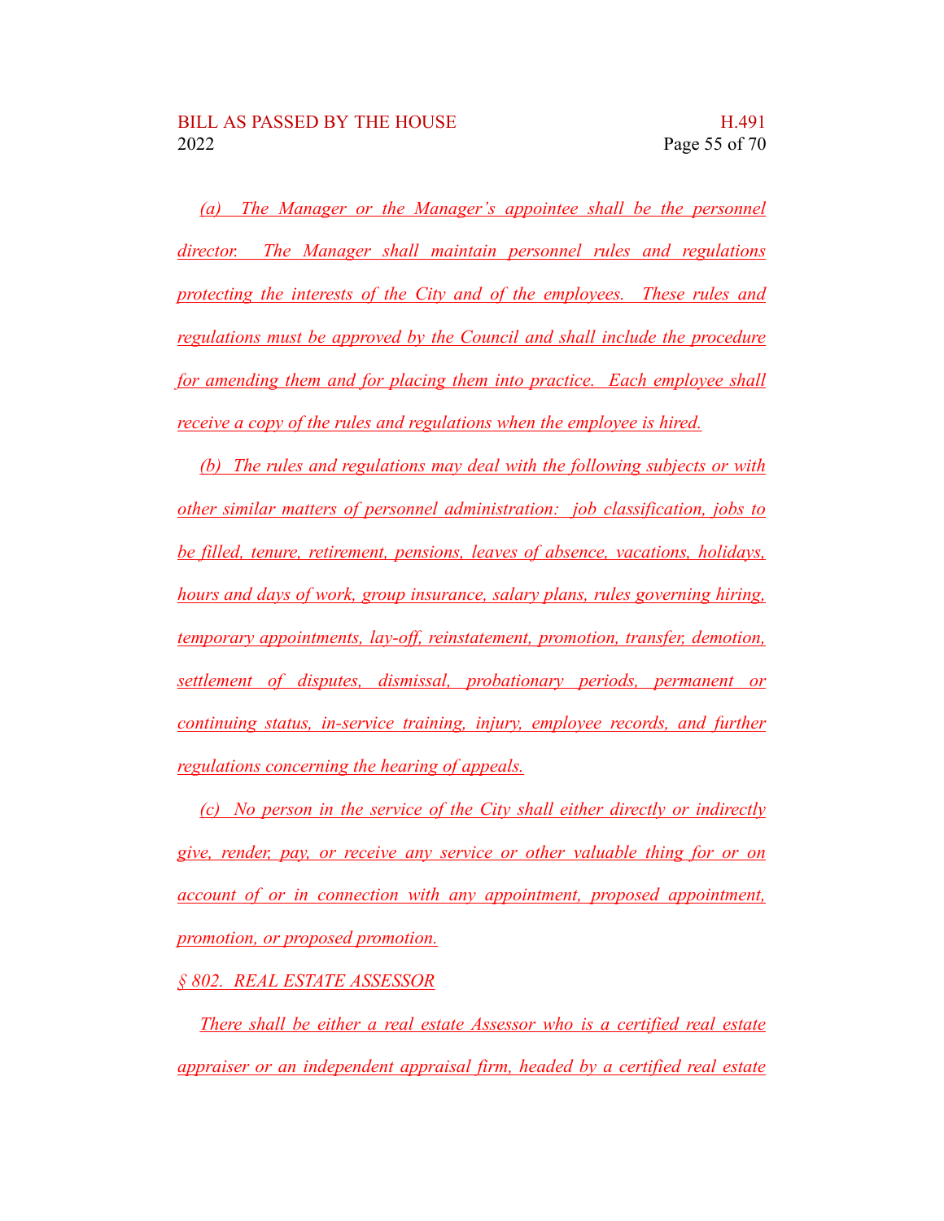(a) The Manager or the Manager's appointee shall be the personnel director. The Manager shall maintain personnel rules and regulations protecting the interests of the City and of the employees. These rules and regulations must be approved by the Council and shall include the procedure for amending them and for placing them into practice. Each employee shall receive a copy of the rules and regulations when the employee is hired.

(b) The rules and regulations may deal with the following subjects or with other similar matters of personnel administration: job classification, jobs to be filled, tenure, retirement, pensions, leaves of absence, vacations, holidays, hours and days of work, group insurance, salary plans, rules governing hiring, temporary appointments, lay-off, reinstatement, promotion, transfer, demotion, settlement of disputes, dismissal, probationary periods, permanent or continuing status, in-service training, injury, employee records, and further regulations concerning the hearing of appeals.

(c) No person in the service of the City shall either directly or indirectly give, render, pay, or receive any service or other valuable thing for or on account of or in connection with any appointment, proposed appointment, promotion, or proposed promotion.

§ 802. REAL ESTATE ASSESSOR

There shall be either a real estate Assessor who is a certified real estate appraiser or an independent appraisal firm, headed by a certified real estate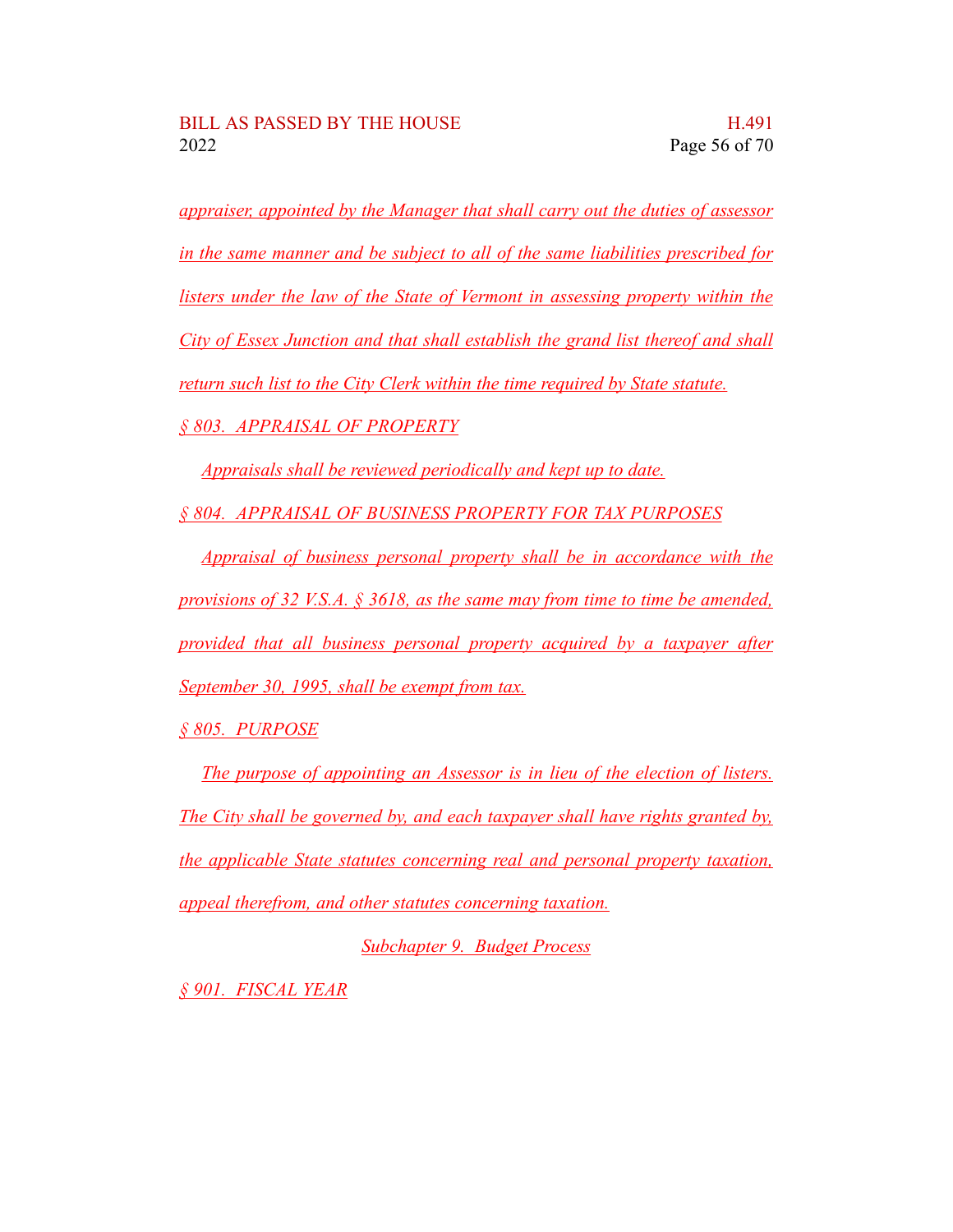appraiser, appointed by the Manager that shall carry out the duties of assessor in the same manner and be subject to all of the same liabilities prescribed for listers under the law of the State of Vermont in assessing property within the City of Essex Junction and that shall establish the grand list thereof and shall return such list to the City Clerk within the time required by State statute.

§ 803. APPRAISAL OF PROPERTY

Appraisals shall be reviewed periodically and kept up to date.

§ 804. APPRAISAL OF BUSINESS PROPERTY FOR TAX PURPOSES

Appraisal of business personal property shall be in accordance with the provisions of 32 V.S.A. § 3618, as the same may from time to time be amended, provided that all business personal property acquired by a taxpayer after September 30, 1995, shall be exempt from tax.

§ 805. PURPOSE

The purpose of appointing an Assessor is in lieu of the election of listers. The City shall be governed by, and each taxpayer shall have rights granted by, the applicable State statutes concerning real and personal property taxation, appeal therefrom, and other statutes concerning taxation.

Subchapter 9. Budget Process

§ 901. FISCAL YEAR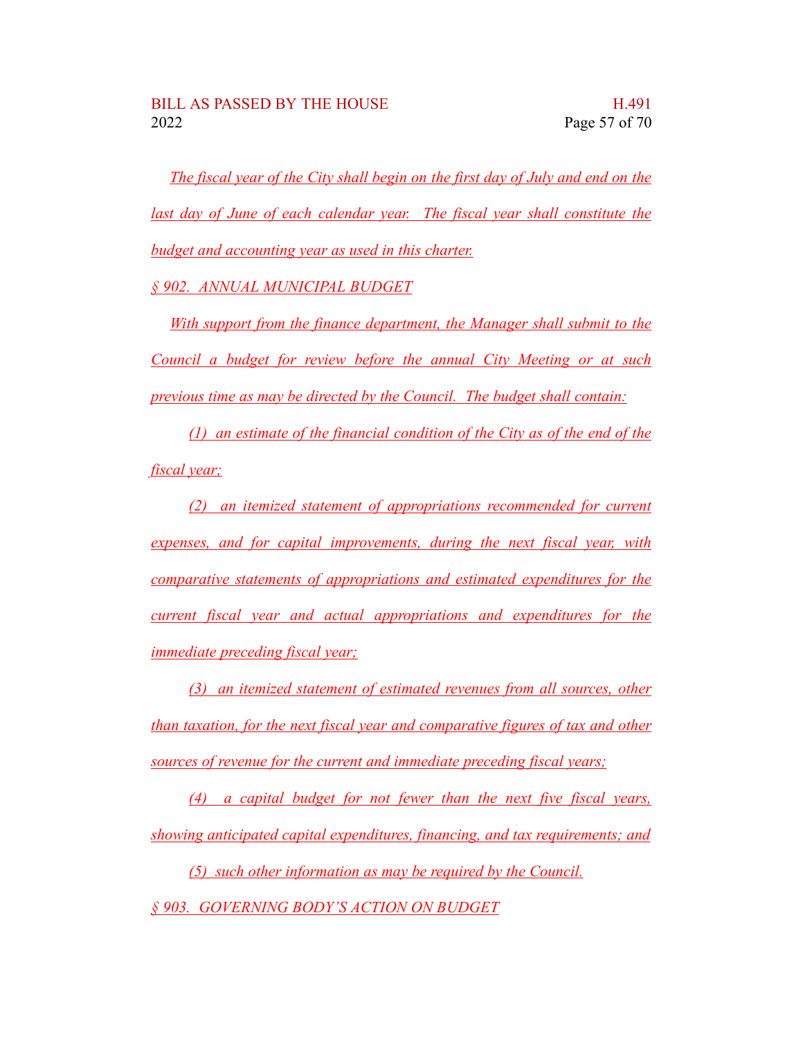*The fiscal year of the City shall begin on the first day of July and end on the last day of June of each calendar year. The fiscal year shall constitute the budget and accounting year as used in this charter.*

*§ 902. ANNUAL MUNICIPAL BUDGET*

*With support from the finance department, the Manager shall submit to the Council a budget for review before the annual City Meeting or at such previous time as may be directed by the Council. The budget shall contain:*

*(1) an estimate of the financial condition of the City as of the end of the fiscal year;*

*(2) an itemized statement of appropriations recommended for current expenses, and for capital improvements, during the next fiscal year, with comparative statements of appropriations and estimated expenditures for the current fiscal year and actual appropriations and expenditures for the immediate preceding fiscal year;*

*(3) an itemized statement of estimated revenues from all sources, other than taxation, for the next fiscal year and comparative figures of tax and other sources of revenue for the current and immediate preceding fiscal years;*

*(4) a capital budget for not fewer than the next five fiscal years, showing anticipated capital expenditures, financing, and tax requirements; and*

*(5) such other information as may be required by the Council.*

*§ 903. GOVERNING BODY'S ACTION ON BUDGET*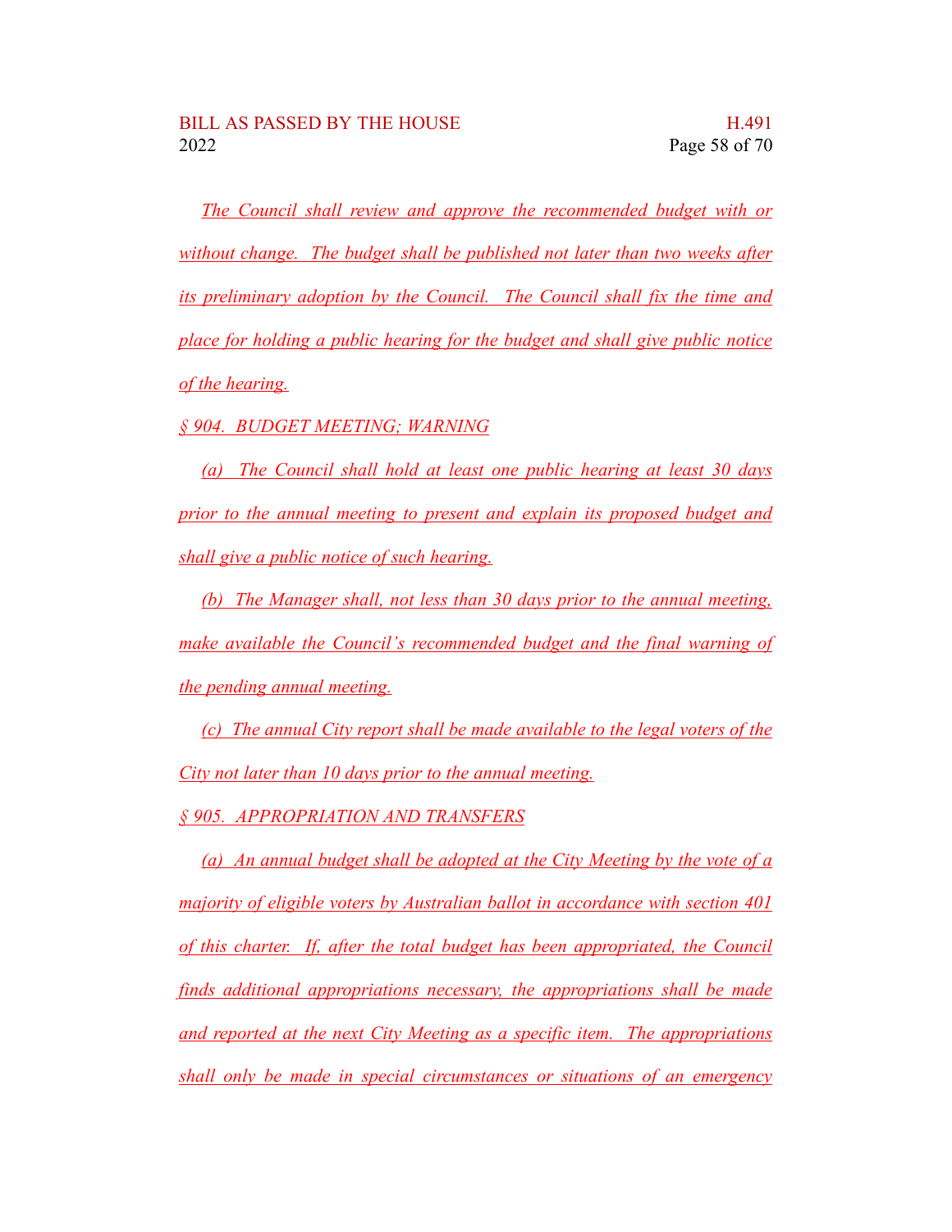*The Council shall review and approve the recommended budget with or without change. The budget shall be published not later than two weeks after its preliminary adoption by the Council. The Council shall fix the time and place for holding a public hearing for the budget and shall give public notice of the hearing.*

*§ 904. BUDGET MEETING; WARNING*

*(a) The Council shall hold at least one public hearing at least 30 days prior to the annual meeting to present and explain its proposed budget and shall give a public notice of such hearing.*

*(b) The Manager shall, not less than 30 days prior to the annual meeting, make available the Council's recommended budget and the final warning of the pending annual meeting.*

*(c) The annual City report shall be made available to the legal voters of the City not later than 10 days prior to the annual meeting.*

*§ 905. APPROPRIATION AND TRANSFERS*

*(a) An annual budget shall be adopted at the City Meeting by the vote of a majority of eligible voters by Australian ballot in accordance with section 401 of this charter. If, after the total budget has been appropriated, the Council finds additional appropriations necessary, the appropriations shall be made and reported at the next City Meeting as a specific item. The appropriations shall only be made in special circumstances or situations of an emergency*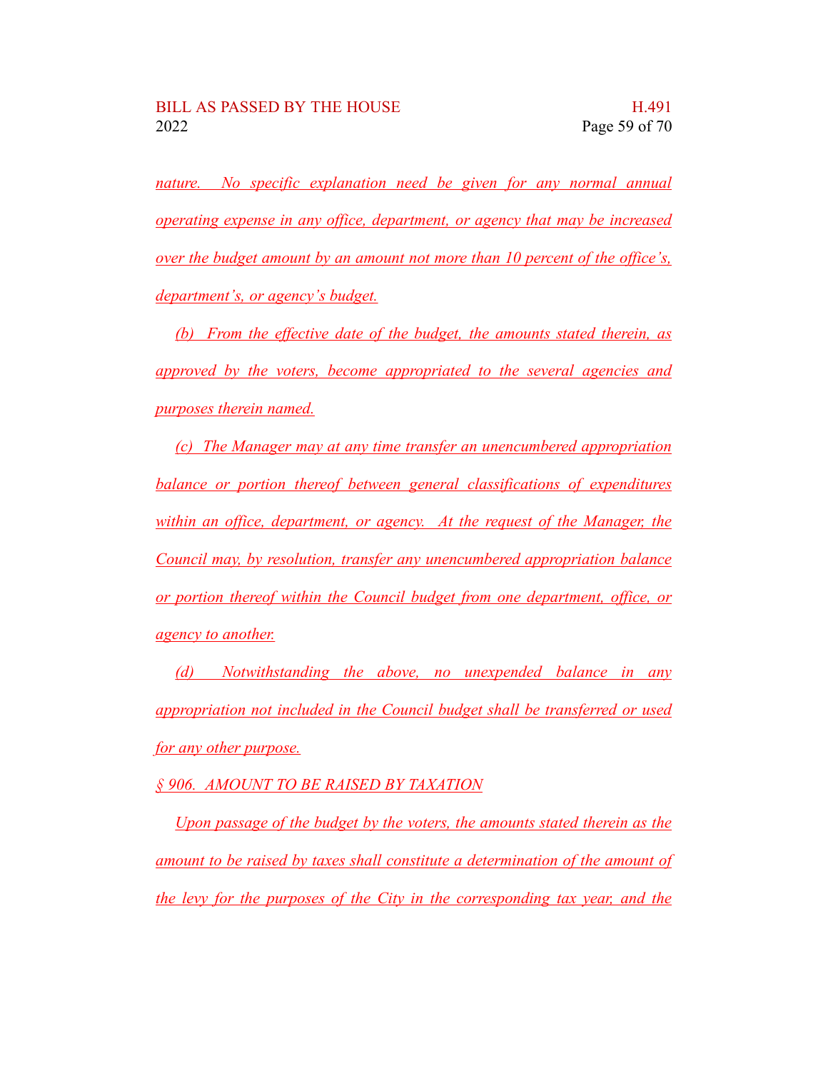nature. No specific explanation need be given for any normal annual operating expense in any office, department, or agency that may be increased over the budget amount by an amount not more than 10 percent of the office's, department's, or agency's budget.

(b) From the effective date of the budget, the amounts stated therein, as approved by the voters, become appropriated to the several agencies and purposes therein named.

(c) The Manager may at any time transfer an unencumbered appropriation balance or portion thereof between general classifications of expenditures within an office, department, or agency. At the request of the Manager, the Council may, by resolution, transfer any unencumbered appropriation balance or portion thereof within the Council budget from one department, office, or agency to another.

(d) Notwithstanding the above, no unexpended balance in any appropriation not included in the Council budget shall be transferred or used for any other purpose.

§ 906. AMOUNT TO BE RAISED BY TAXATION

Upon passage of the budget by the voters, the amounts stated therein as the amount to be raised by taxes shall constitute a determination of the amount of the levy for the purposes of the City in the corresponding tax year, and the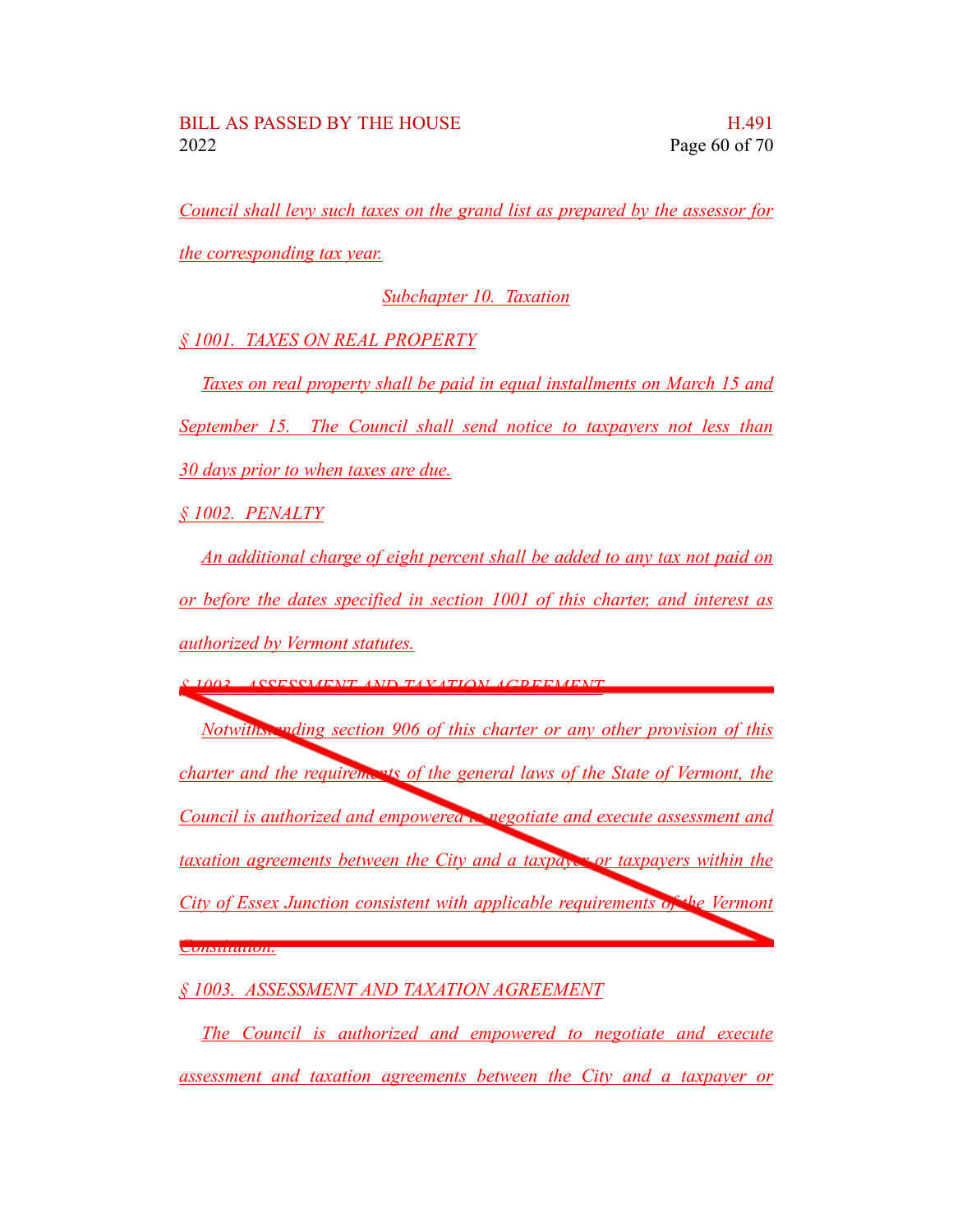Council shall levy such taxes on the grand list as prepared by the assessor for the corresponding tax year.

Subchapter 10. Taxation

§ 1001. TAXES ON REAL PROPERTY

Taxes on real property shall be paid in equal installments on March 15 and September 15. The Council shall send notice to taxpayers not less than 30 days prior to when taxes are due.

§ 1002. PENALTY

An additional charge of eight percent shall be added to any tax not paid on or before the dates specified in section 1001 of this charter, and interest as authorized by Vermont statutes.

~~§ 1003. ASSESSMENT AND TAXATION AGREEMENT~~

~~Notwithstanding section 906 of this charter or any other provision of this charter and the requirements of the general laws of the State of Vermont, the Council is authorized and empowered to negotiate and execute assessment and taxation agreements between the City and a taxpayer or taxpayers within the City of Essex Junction consistent with applicable requirements of the Vermont Constitution.~~

§ 1003. ASSESSMENT AND TAXATION AGREEMENT

The Council is authorized and empowered to negotiate and execute assessment and taxation agreements between the City and a taxpayer or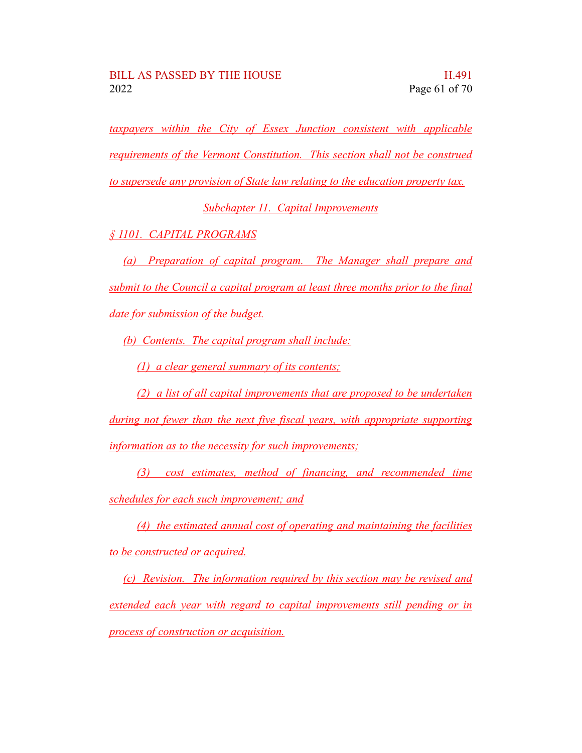taxpayers within the City of Essex Junction consistent with applicable requirements of the Vermont Constitution. This section shall not be construed to supersede any provision of State law relating to the education property tax.

### Subchapter 11. Capital Improvements

§ 1101. CAPITAL PROGRAMS

(a) Preparation of capital program. The Manager shall prepare and submit to the Council a capital program at least three months prior to the final date for submission of the budget.

(b) Contents. The capital program shall include:

(1) a clear general summary of its contents;

(2) a list of all capital improvements that are proposed to be undertaken during not fewer than the next five fiscal years, with appropriate supporting information as to the necessity for such improvements;

(3) cost estimates, method of financing, and recommended time schedules for each such improvement; and

(4) the estimated annual cost of operating and maintaining the facilities to be constructed or acquired.

(c) Revision. The information required by this section may be revised and extended each year with regard to capital improvements still pending or in process of construction or acquisition.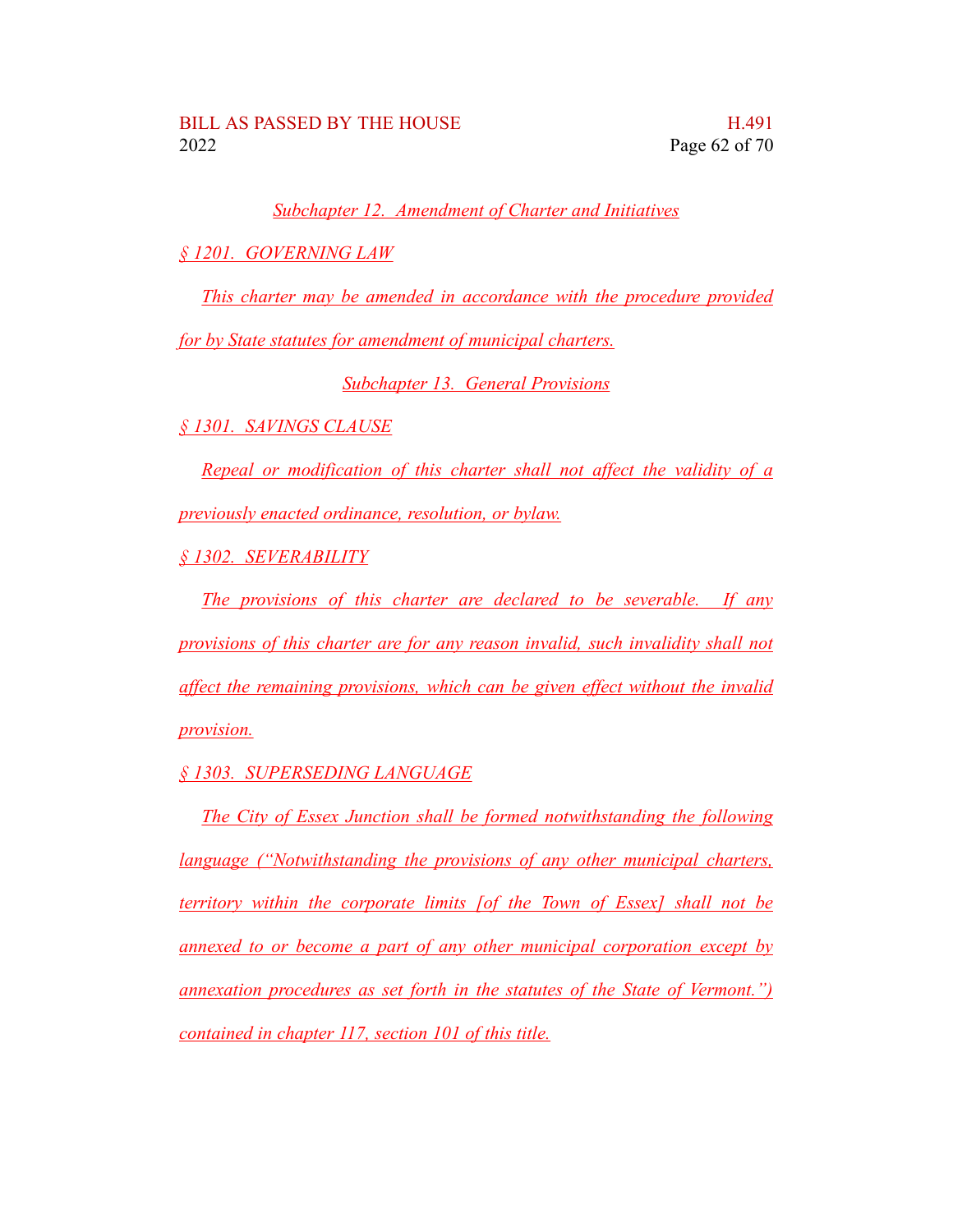*Subchapter 12. Amendment of Charter and Initiatives*

*§ 1201. GOVERNING LAW*

*This charter may be amended in accordance with the procedure provided for by State statutes for amendment of municipal charters.*

*Subchapter 13. General Provisions*

*§ 1301. SAVINGS CLAUSE*

*Repeal or modification of this charter shall not affect the validity of a previously enacted ordinance, resolution, or bylaw.*

*§ 1302. SEVERABILITY*

*The provisions of this charter are declared to be severable. If any provisions of this charter are for any reason invalid, such invalidity shall not affect the remaining provisions, which can be given effect without the invalid provision.*

*§ 1303. SUPERSEDING LANGUAGE*

*The City of Essex Junction shall be formed notwithstanding the following language ("Notwithstanding the provisions of any other municipal charters, territory within the corporate limits [of the Town of Essex] shall not be annexed to or become a part of any other municipal corporation except by annexation procedures as set forth in the statutes of the State of Vermont.") contained in chapter 117, section 101 of this title.*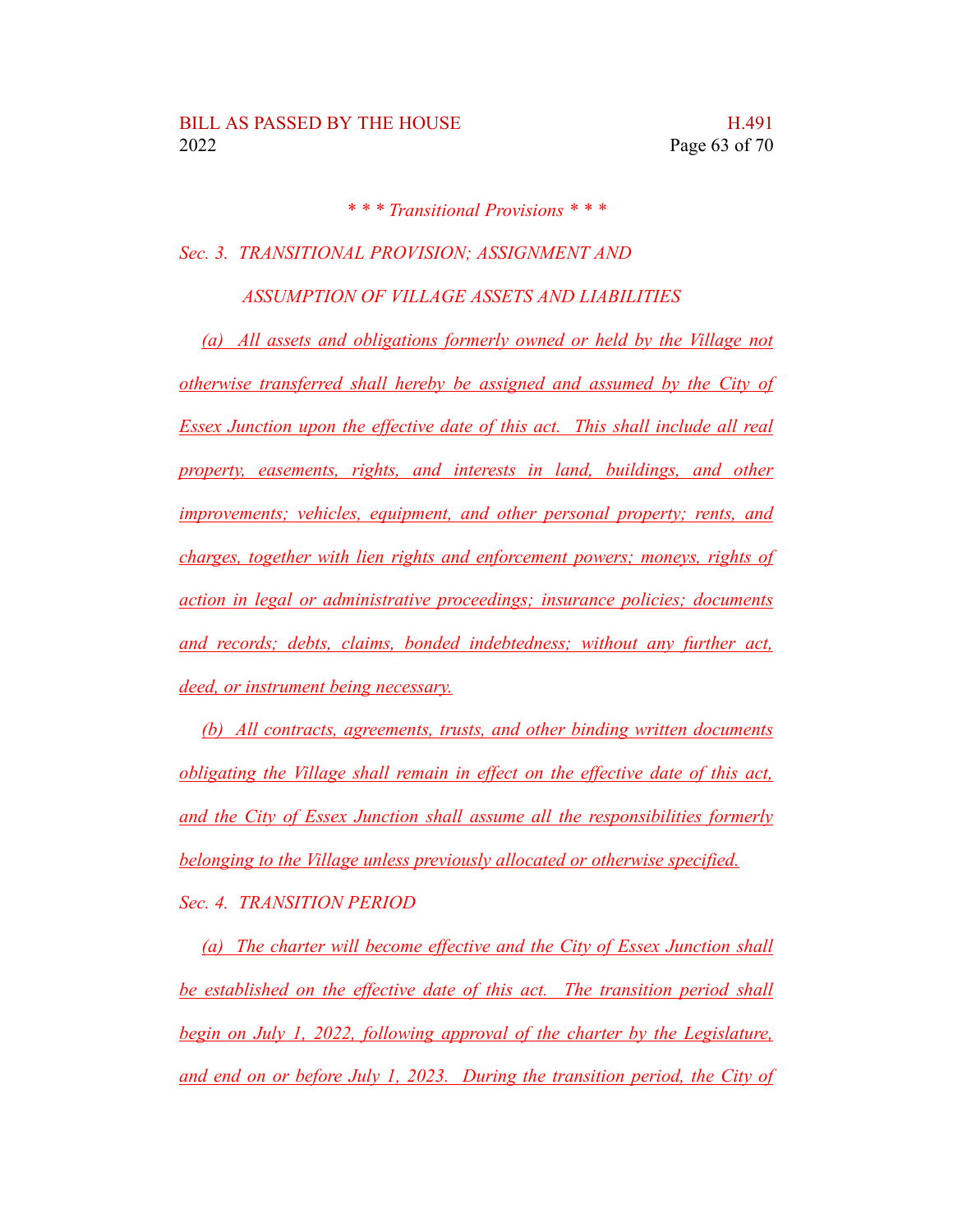*\* \* \* Transitional Provisions \* \* \**

*Sec. 3. TRANSITIONAL PROVISION; ASSIGNMENT AND ASSUMPTION OF VILLAGE ASSETS AND LIABILITIES*

*(a) All assets and obligations formerly owned or held by the Village not otherwise transferred shall hereby be assigned and assumed by the City of Essex Junction upon the effective date of this act. This shall include all real property, easements, rights, and interests in land, buildings, and other improvements; vehicles, equipment, and other personal property; rents, and charges, together with lien rights and enforcement powers; moneys, rights of action in legal or administrative proceedings; insurance policies; documents and records; debts, claims, bonded indebtedness; without any further act, deed, or instrument being necessary.*

*(b) All contracts, agreements, trusts, and other binding written documents obligating the Village shall remain in effect on the effective date of this act, and the City of Essex Junction shall assume all the responsibilities formerly belonging to the Village unless previously allocated or otherwise specified.*

*Sec. 4. TRANSITION PERIOD*

*(a) The charter will become effective and the City of Essex Junction shall be established on the effective date of this act. The transition period shall begin on July 1, 2022, following approval of the charter by the Legislature, and end on or before July 1, 2023. During the transition period, the City of*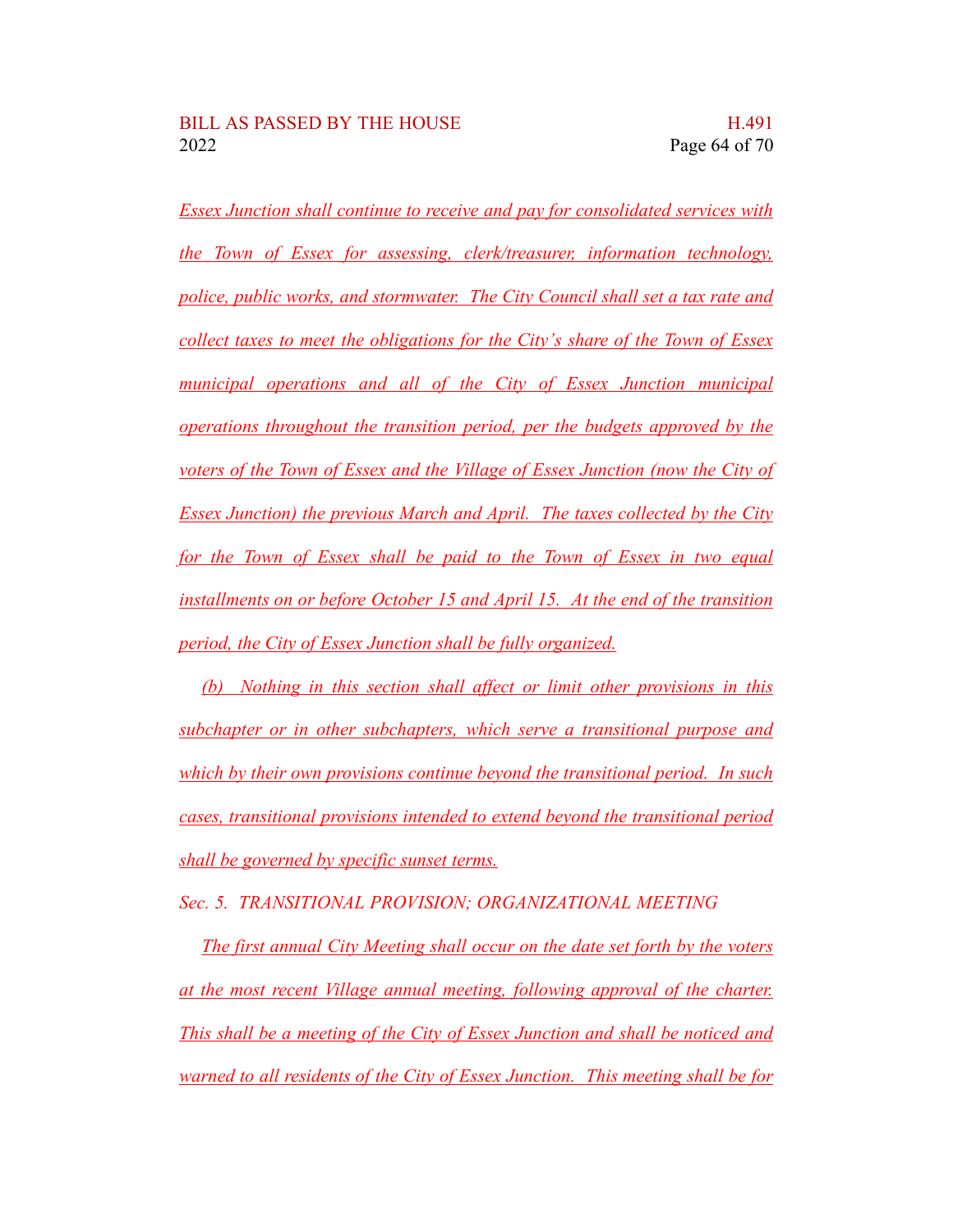Essex Junction shall continue to receive and pay for consolidated services with the Town of Essex for assessing, clerk/treasurer, information technology, police, public works, and stormwater. The City Council shall set a tax rate and collect taxes to meet the obligations for the City's share of the Town of Essex municipal operations and all of the City of Essex Junction municipal operations throughout the transition period, per the budgets approved by the voters of the Town of Essex and the Village of Essex Junction (now the City of Essex Junction) the previous March and April. The taxes collected by the City for the Town of Essex shall be paid to the Town of Essex in two equal installments on or before October 15 and April 15. At the end of the transition period, the City of Essex Junction shall be fully organized.

(b) Nothing in this section shall affect or limit other provisions in this subchapter or in other subchapters, which serve a transitional purpose and which by their own provisions continue beyond the transitional period. In such cases, transitional provisions intended to extend beyond the transitional period shall be governed by specific sunset terms.

*Sec. 5. TRANSITIONAL PROVISION; ORGANIZATIONAL MEETING*

The first annual City Meeting shall occur on the date set forth by the voters at the most recent Village annual meeting, following approval of the charter. This shall be a meeting of the City of Essex Junction and shall be noticed and warned to all residents of the City of Essex Junction. This meeting shall be for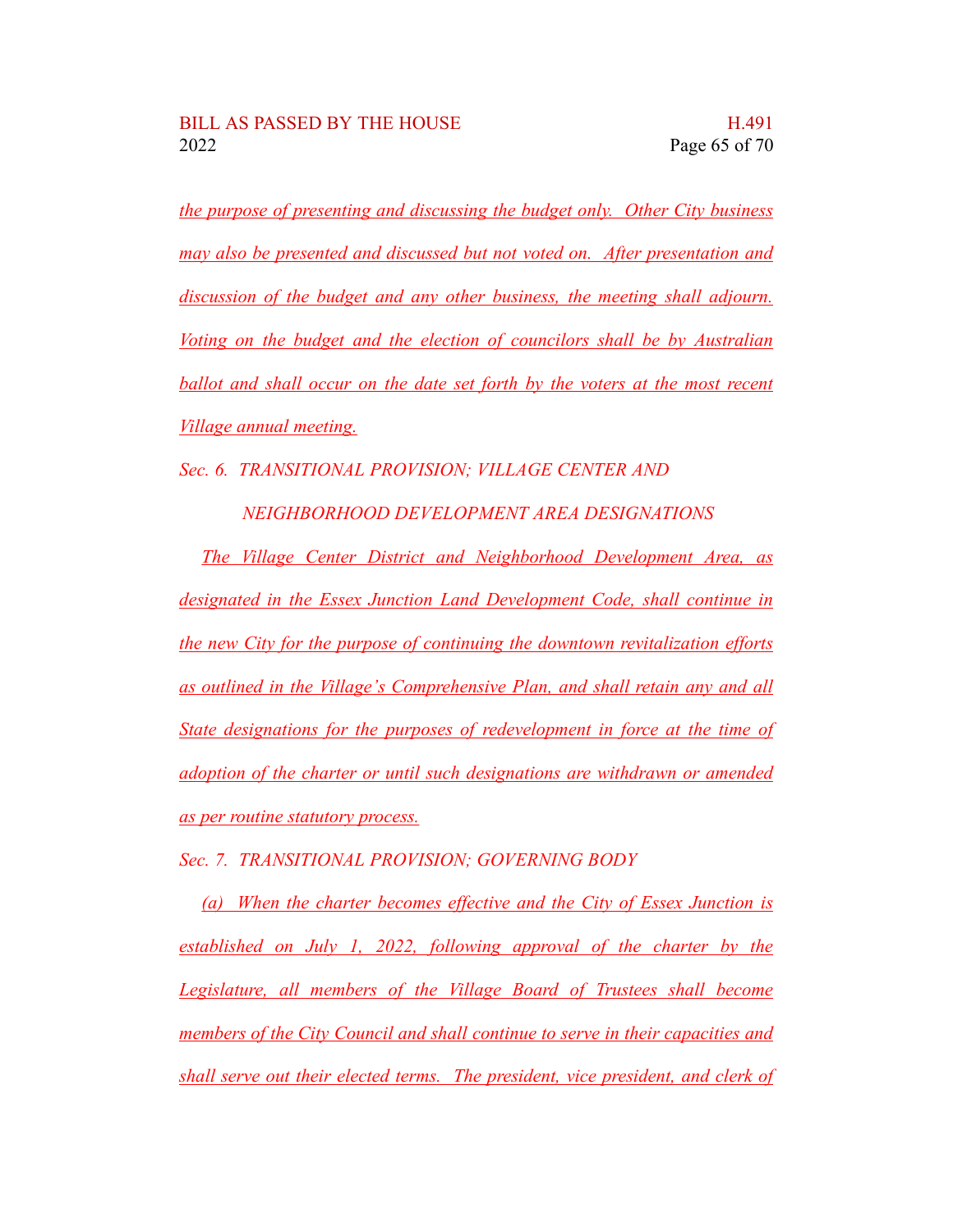the purpose of presenting and discussing the budget only. Other City business may also be presented and discussed but not voted on. After presentation and discussion of the budget and any other business, the meeting shall adjourn. Voting on the budget and the election of councilors shall be by Australian ballot and shall occur on the date set forth by the voters at the most recent Village annual meeting.

Sec. 6. TRANSITIONAL PROVISION; VILLAGE CENTER AND NEIGHBORHOOD DEVELOPMENT AREA DESIGNATIONS

The Village Center District and Neighborhood Development Area, as designated in the Essex Junction Land Development Code, shall continue in the new City for the purpose of continuing the downtown revitalization efforts as outlined in the Village's Comprehensive Plan, and shall retain any and all State designations for the purposes of redevelopment in force at the time of adoption of the charter or until such designations are withdrawn or amended as per routine statutory process.

Sec. 7. TRANSITIONAL PROVISION; GOVERNING BODY

(a) When the charter becomes effective and the City of Essex Junction is established on July 1, 2022, following approval of the charter by the Legislature, all members of the Village Board of Trustees shall become members of the City Council and shall continue to serve in their capacities and shall serve out their elected terms. The president, vice president, and clerk of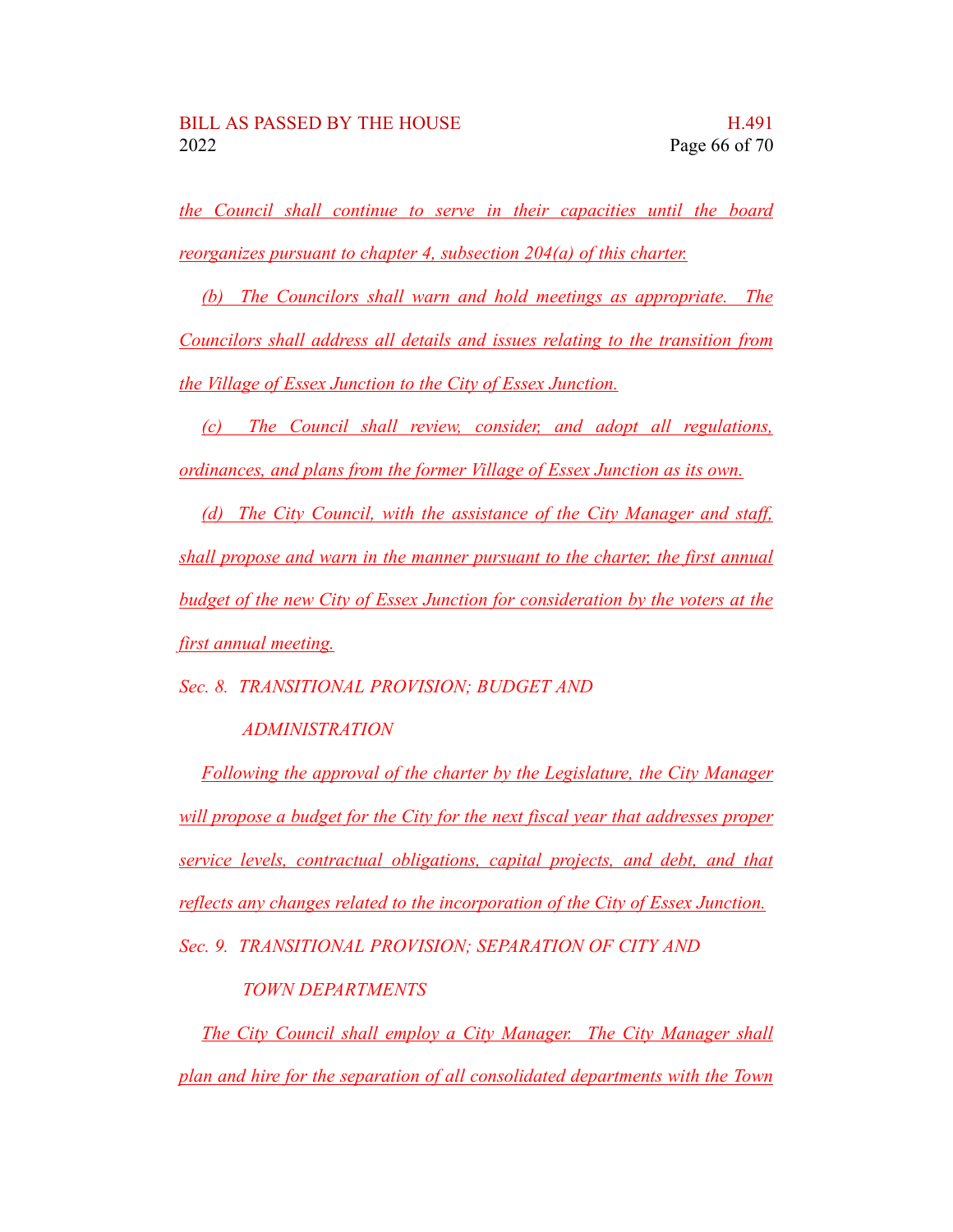*the Council shall continue to serve in their capacities until the board reorganizes pursuant to chapter 4, subsection 204(a) of this charter.*

*(b) The Councilors shall warn and hold meetings as appropriate. The Councilors shall address all details and issues relating to the transition from the Village of Essex Junction to the City of Essex Junction.*

*(c) The Council shall review, consider, and adopt all regulations, ordinances, and plans from the former Village of Essex Junction as its own.*

*(d) The City Council, with the assistance of the City Manager and staff, shall propose and warn in the manner pursuant to the charter, the first annual budget of the new City of Essex Junction for consideration by the voters at the first annual meeting.*

*Sec. 8. TRANSITIONAL PROVISION; BUDGET AND ADMINISTRATION*

*Following the approval of the charter by the Legislature, the City Manager will propose a budget for the City for the next fiscal year that addresses proper service levels, contractual obligations, capital projects, and debt, and that reflects any changes related to the incorporation of the City of Essex Junction.*

*Sec. 9. TRANSITIONAL PROVISION; SEPARATION OF CITY AND TOWN DEPARTMENTS*

*The City Council shall employ a City Manager. The City Manager shall plan and hire for the separation of all consolidated departments with the Town*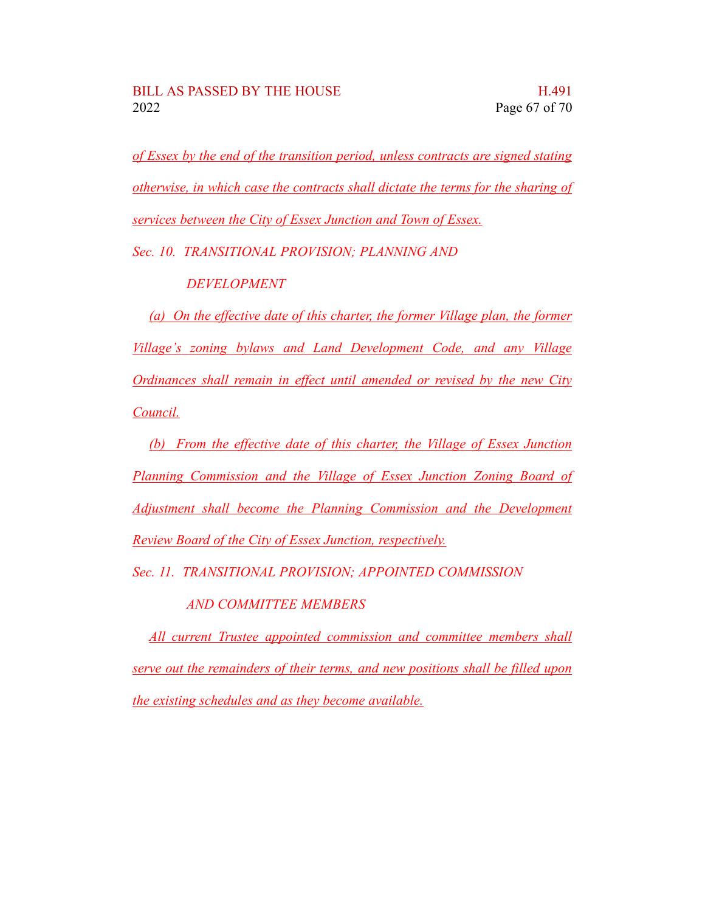*of Essex by the end of the transition period, unless contracts are signed stating otherwise, in which case the contracts shall dictate the terms for the sharing of services between the City of Essex Junction and Town of Essex.*

*Sec. 10. TRANSITIONAL PROVISION; PLANNING AND DEVELOPMENT*

*(a) On the effective date of this charter, the former Village plan, the former Village's zoning bylaws and Land Development Code, and any Village Ordinances shall remain in effect until amended or revised by the new City Council.*

*(b) From the effective date of this charter, the Village of Essex Junction Planning Commission and the Village of Essex Junction Zoning Board of Adjustment shall become the Planning Commission and the Development Review Board of the City of Essex Junction, respectively.*

*Sec. 11. TRANSITIONAL PROVISION; APPOINTED COMMISSION AND COMMITTEE MEMBERS*

*All current Trustee appointed commission and committee members shall serve out the remainders of their terms, and new positions shall be filled upon the existing schedules and as they become available.*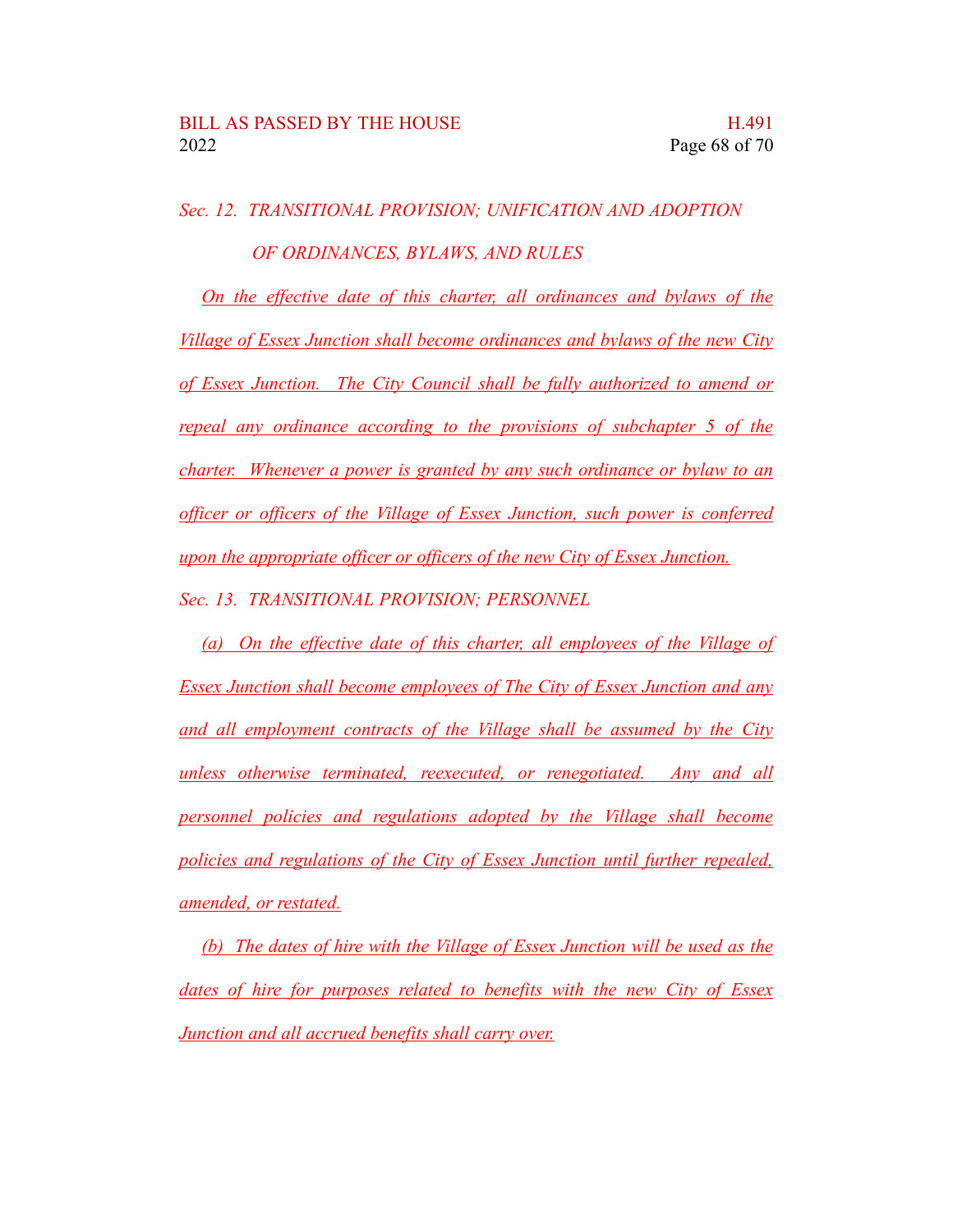*Sec. 12. TRANSITIONAL PROVISION; UNIFICATION AND ADOPTION OF ORDINANCES, BYLAWS, AND RULES*

On the effective date of this charter, all ordinances and bylaws of the Village of Essex Junction shall become ordinances and bylaws of the new City of Essex Junction. The City Council shall be fully authorized to amend or repeal any ordinance according to the provisions of subchapter 5 of the charter. Whenever a power is granted by any such ordinance or bylaw to an officer or officers of the Village of Essex Junction, such power is conferred upon the appropriate officer or officers of the new City of Essex Junction.

*Sec. 13. TRANSITIONAL PROVISION; PERSONNEL*

(a) On the effective date of this charter, all employees of the Village of Essex Junction shall become employees of The City of Essex Junction and any and all employment contracts of the Village shall be assumed by the City unless otherwise terminated, reexecuted, or renegotiated. Any and all personnel policies and regulations adopted by the Village shall become policies and regulations of the City of Essex Junction until further repealed, amended, or restated.

(b) The dates of hire with the Village of Essex Junction will be used as the dates of hire for purposes related to benefits with the new City of Essex Junction and all accrued benefits shall carry over.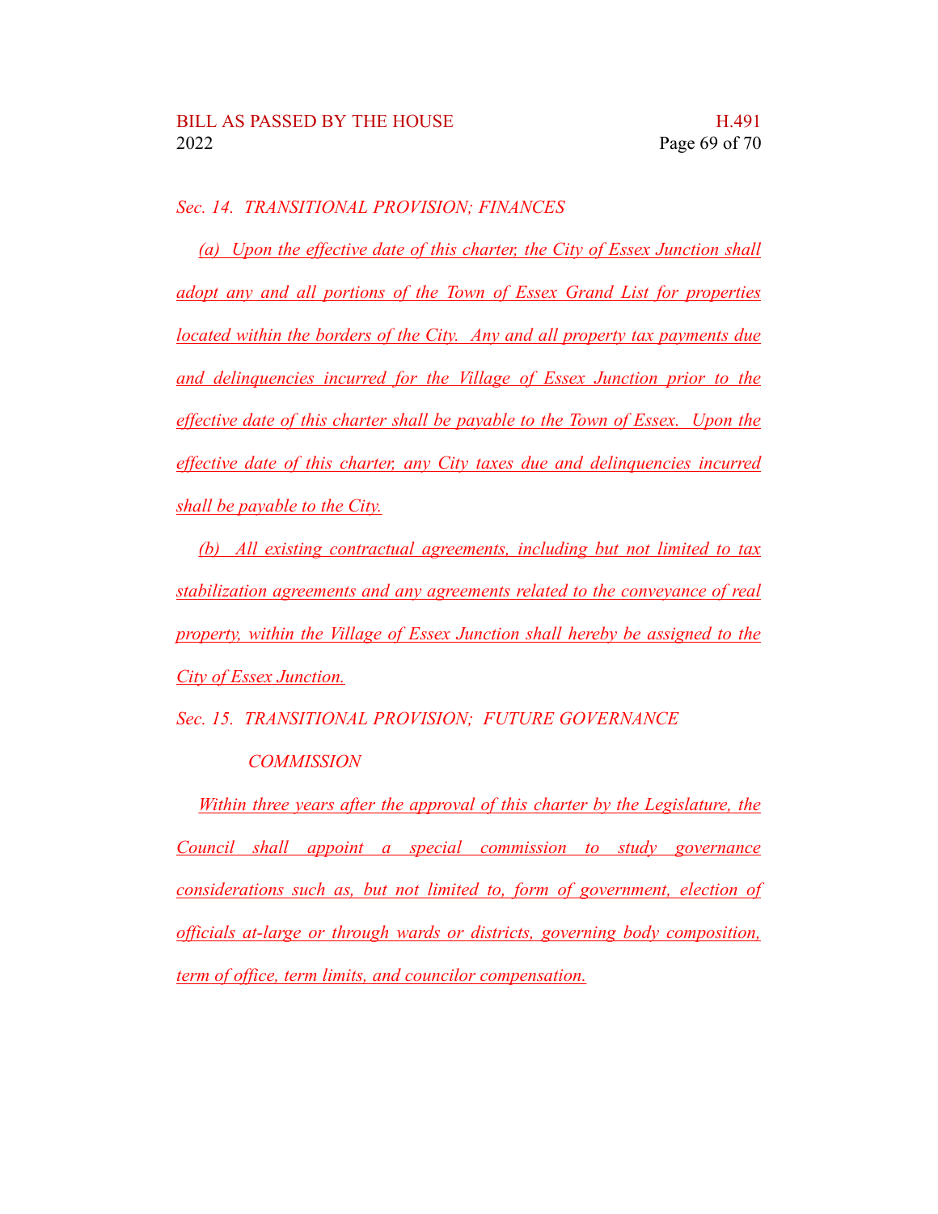*Sec. 14. TRANSITIONAL PROVISION; FINANCES*

*(a) Upon the effective date of this charter, the City of Essex Junction shall adopt any and all portions of the Town of Essex Grand List for properties located within the borders of the City. Any and all property tax payments due and delinquencies incurred for the Village of Essex Junction prior to the effective date of this charter shall be payable to the Town of Essex. Upon the effective date of this charter, any City taxes due and delinquencies incurred shall be payable to the City.*

*(b) All existing contractual agreements, including but not limited to tax stabilization agreements and any agreements related to the conveyance of real property, within the Village of Essex Junction shall hereby be assigned to the City of Essex Junction.*

*Sec. 15. TRANSITIONAL PROVISION; FUTURE GOVERNANCE COMMISSION*

*Within three years after the approval of this charter by the Legislature, the Council shall appoint a special commission to study governance considerations such as, but not limited to, form of government, election of officials at-large or through wards or districts, governing body composition, term of office, term limits, and councilor compensation.*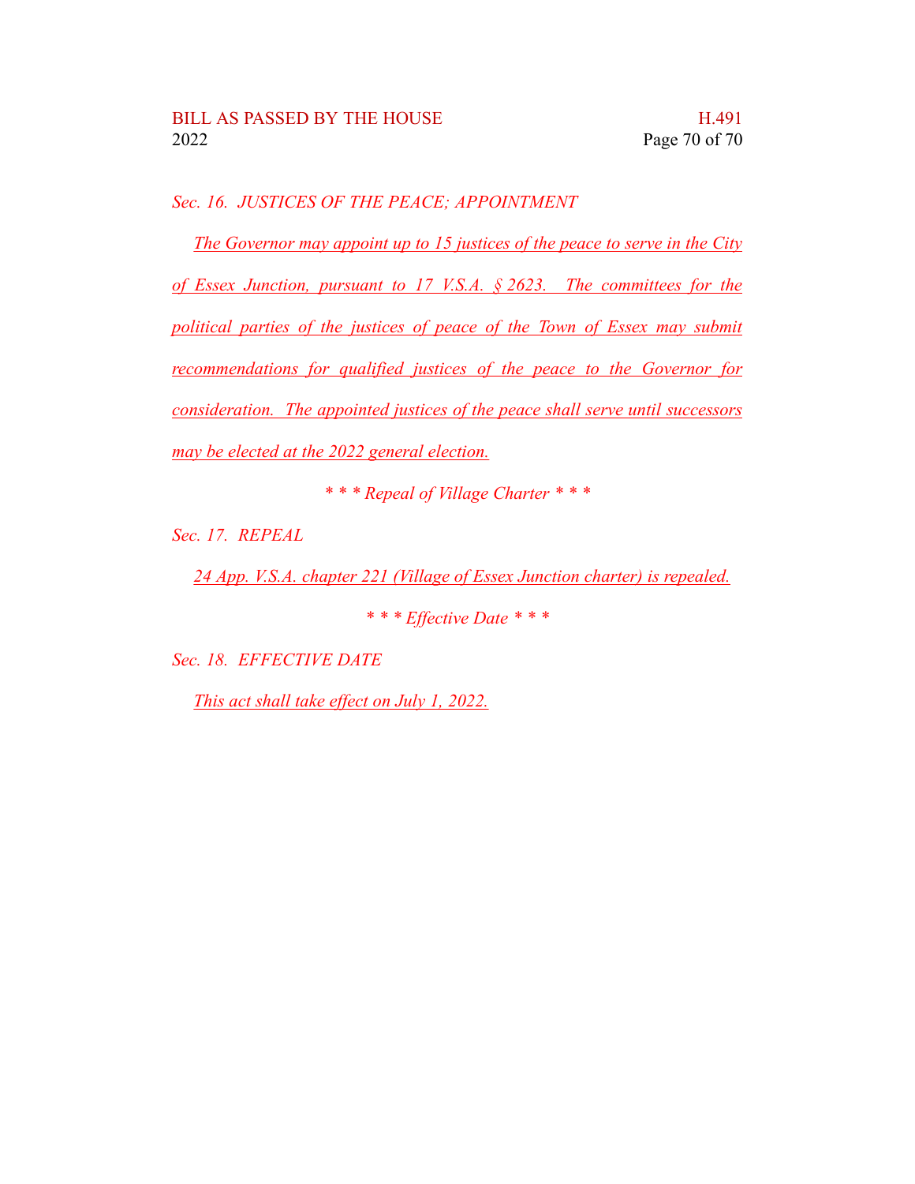*Sec. 16. JUSTICES OF THE PEACE; APPOINTMENT*

The Governor may appoint up to 15 justices of the peace to serve in the City of Essex Junction, pursuant to 17 V.S.A. § 2623. The committees for the political parties of the justices of peace of the Town of Essex may submit recommendations for qualified justices of the peace to the Governor for consideration. The appointed justices of the peace shall serve until successors may be elected at the 2022 general election.

*\* \* \* Repeal of Village Charter \* \* \**

*Sec. 17. REPEAL*

24 App. V.S.A. chapter 221 (Village of Essex Junction charter) is repealed.

*\* \* \* Effective Date \* \* \**

*Sec. 18. EFFECTIVE DATE*

This act shall take effect on July 1, 2022.